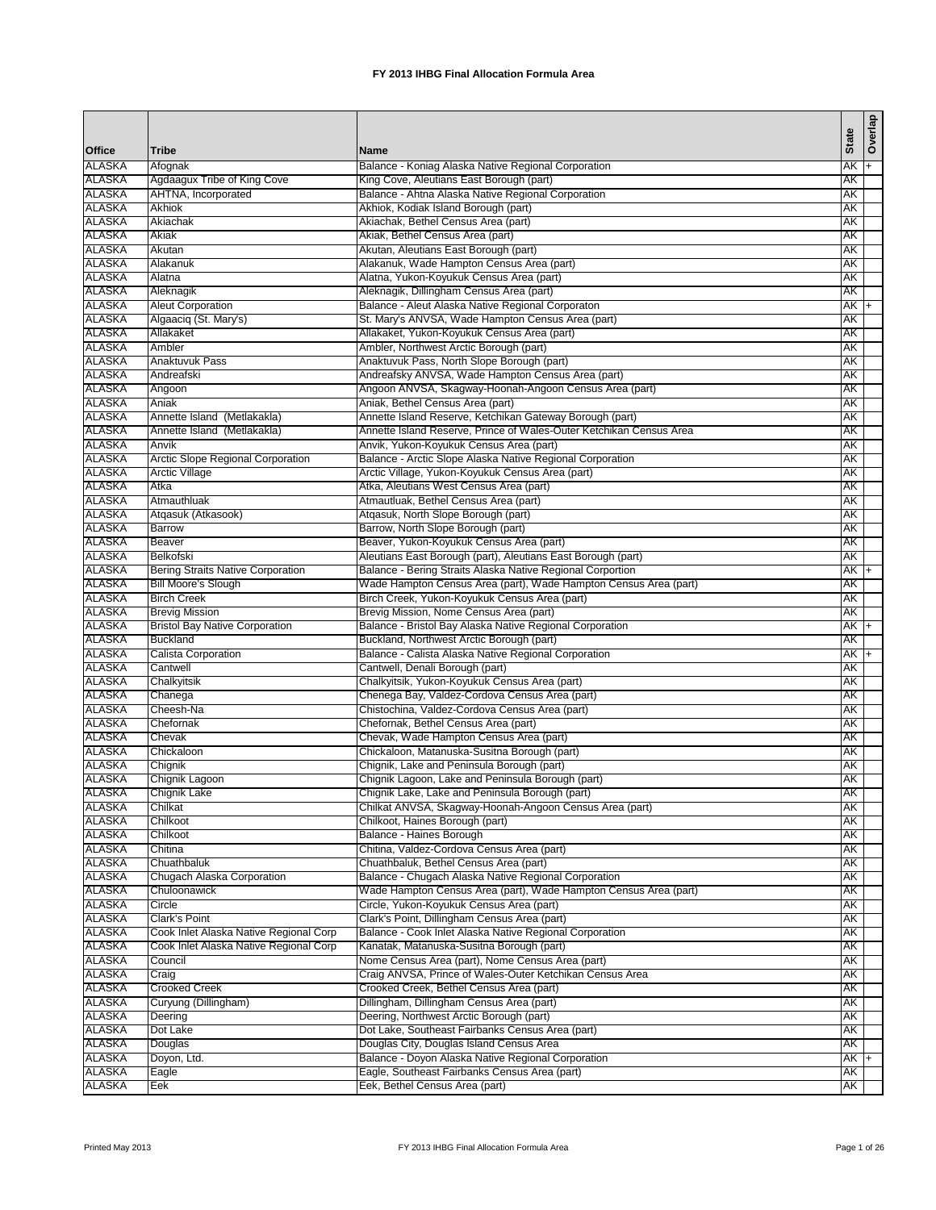# FY 2013 IHBG Final Allocation Formula Area

| Office | Tribe | Name | State | Overlap |
|---|---|---|---|---|
| ALASKA | Afognak | Balance - Koniag Alaska Native Regional Corporation | AK | + |
| ALASKA | Agdaagux Tribe of King Cove | King Cove, Aleutians East Borough (part) | AK | |
| ALASKA | AHTNA, Incorporated | Balance - Ahtna Alaska Native Regional Corporation | AK | |
| ALASKA | Akhiok | Akhiok, Kodiak Island Borough (part) | AK | |
| ALASKA | Akiachak | Akiachak, Bethel Census Area (part) | AK | |
| ALASKA | Akiak | Akiak, Bethel Census Area (part) | AK | |
| ALASKA | Akutan | Akutan, Aleutians East Borough (part) | AK | |
| ALASKA | Alakanuk | Alakanuk, Wade Hampton Census Area (part) | AK | |
| ALASKA | Alatna | Alatna, Yukon-Koyukuk Census Area (part) | AK | |
| ALASKA | Aleknagik | Aleknagik, Dillingham Census Area (part) | AK | |
| ALASKA | Aleut Corporation | Balance - Aleut Alaska Native Regional Corporaton | AK | + |
| ALASKA | Algaaciq (St. Mary's) | St. Mary's ANVSA, Wade Hampton Census Area (part) | AK | |
| ALASKA | Allakaket | Allakaket, Yukon-Koyukuk Census Area (part) | AK | |
| ALASKA | Ambler | Ambler, Northwest Arctic Borough (part) | AK | |
| ALASKA | Anaktuvuk Pass | Anaktuvuk Pass, North Slope Borough (part) | AK | |
| ALASKA | Andreafski | Andreafsky ANVSA, Wade Hampton Census Area (part) | AK | |
| ALASKA | Angoon | Angoon ANVSA, Skagway-Hoonah-Angoon Census Area (part) | AK | |
| ALASKA | Aniak | Aniak, Bethel Census Area (part) | AK | |
| ALASKA | Annette Island (Metlakakla) | Annette Island Reserve, Ketchikan Gateway Borough (part) | AK | |
| ALASKA | Annette Island (Metlakakla) | Annette Island Reserve, Prince of Wales-Outer Ketchikan Census Area | AK | |
| ALASKA | Anvik | Anvik, Yukon-Koyukuk Census Area (part) | AK | |
| ALASKA | Arctic Slope Regional Corporation | Balance - Arctic Slope Alaska Native Regional Corporation | AK | |
| ALASKA | Arctic Village | Arctic Village, Yukon-Koyukuk Census Area (part) | AK | |
| ALASKA | Atka | Atka, Aleutians West Census Area (part) | AK | |
| ALASKA | Atmauthluak | Atmautluak, Bethel Census Area (part) | AK | |
| ALASKA | Atqasuk (Atkasook) | Atqasuk, North Slope Borough (part) | AK | |
| ALASKA | Barrow | Barrow, North Slope Borough (part) | AK | |
| ALASKA | Beaver | Beaver, Yukon-Koyukuk Census Area (part) | AK | |
| ALASKA | Belkofski | Aleutians East Borough (part), Aleutians East Borough (part) | AK | |
| ALASKA | Bering Straits Native Corporation | Balance - Bering Straits Alaska Native Regional Corportion | AK | + |
| ALASKA | Bill Moore's Slough | Wade Hampton Census Area (part), Wade Hampton Census Area (part) | AK | |
| ALASKA | Birch Creek | Birch Creek, Yukon-Koyukuk Census Area (part) | AK | |
| ALASKA | Brevig Mission | Brevig Mission, Nome Census Area (part) | AK | |
| ALASKA | Bristol Bay Native Corporation | Balance - Bristol Bay Alaska Native Regional Corporation | AK | + |
| ALASKA | Buckland | Buckland, Northwest Arctic Borough (part) | AK | |
| ALASKA | Calista Corporation | Balance - Calista Alaska Native Regional Corporation | AK | + |
| ALASKA | Cantwell | Cantwell, Denali Borough (part) | AK | |
| ALASKA | Chalkyitsik | Chalkyitsik, Yukon-Koyukuk Census Area (part) | AK | |
| ALASKA | Chanega | Chenega Bay, Valdez-Cordova Census Area (part) | AK | |
| ALASKA | Cheesh-Na | Chistochina, Valdez-Cordova Census Area (part) | AK | |
| ALASKA | Chefornak | Chefornak, Bethel Census Area (part) | AK | |
| ALASKA | Chevak | Chevak, Wade Hampton Census Area (part) | AK | |
| ALASKA | Chickaloon | Chickaloon, Matanuska-Susitna Borough (part) | AK | |
| ALASKA | Chignik | Chignik, Lake and Peninsula Borough (part) | AK | |
| ALASKA | Chignik Lagoon | Chignik Lagoon, Lake and Peninsula Borough (part) | AK | |
| ALASKA | Chignik Lake | Chignik Lake, Lake and Peninsula Borough (part) | AK | |
| ALASKA | Chilkat | Chilkat ANVSA, Skagway-Hoonah-Angoon Census Area (part) | AK | |
| ALASKA | Chilkoot | Chilkoot, Haines Borough (part) | AK | |
| ALASKA | Chilkoot | Balance - Haines Borough | AK | |
| ALASKA | Chitina | Chitina, Valdez-Cordova Census Area (part) | AK | |
| ALASKA | Chuathbaluk | Chuathbaluk, Bethel Census Area (part) | AK | |
| ALASKA | Chugach Alaska Corporation | Balance - Chugach Alaska Native Regional Corporation | AK | |
| ALASKA | Chuloonawick | Wade Hampton Census Area (part), Wade Hampton Census Area (part) | AK | |
| ALASKA | Circle | Circle, Yukon-Koyukuk Census Area (part) | AK | |
| ALASKA | Clark's Point | Clark's Point, Dillingham Census Area (part) | AK | |
| ALASKA | Cook Inlet Alaska Native Regional Corp | Balance - Cook Inlet Alaska Native Regional Corporation | AK | |
| ALASKA | Cook Inlet Alaska Native Regional Corp | Kanatak, Matanuska-Susitna Borough (part) | AK | |
| ALASKA | Council | Nome Census Area (part), Nome Census Area (part) | AK | |
| ALASKA | Craig | Craig ANVSA, Prince of Wales-Outer Ketchikan Census Area | AK | |
| ALASKA | Crooked Creek | Crooked Creek, Bethel Census Area (part) | AK | |
| ALASKA | Curyung (Dillingham) | Dillingham, Dillingham Census Area (part) | AK | |
| ALASKA | Deering | Deering, Northwest Arctic Borough (part) | AK | |
| ALASKA | Dot Lake | Dot Lake, Southeast Fairbanks Census Area (part) | AK | |
| ALASKA | Douglas | Douglas City, Douglas Island Census Area | AK | |
| ALASKA | Doyon, Ltd. | Balance - Doyon Alaska Native Regional Corporation | AK | + |
| ALASKA | Eagle | Eagle, Southeast Fairbanks Census Area (part) | AK | |
| ALASKA | Eek | Eek, Bethel Census Area (part) | AK | |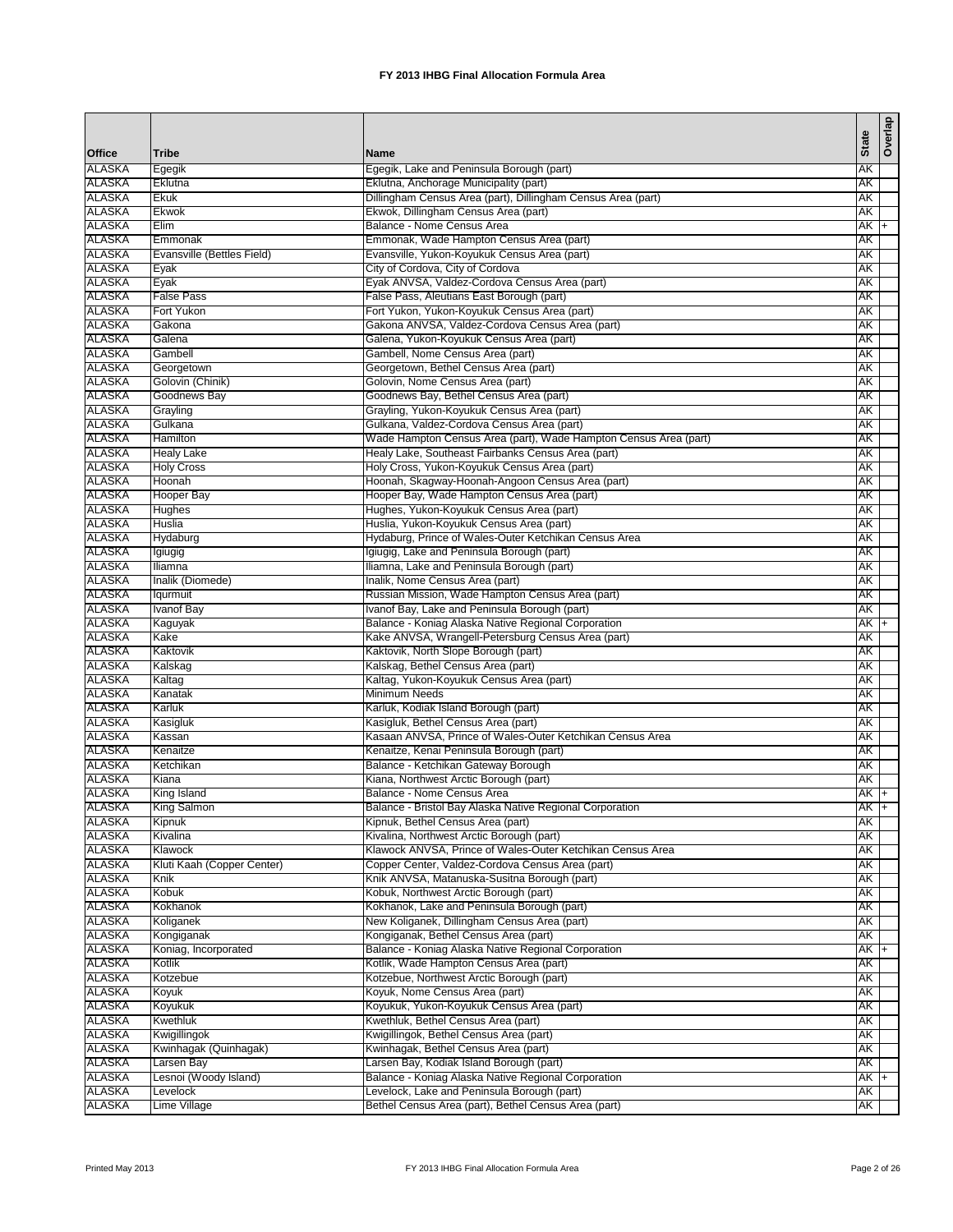**FY 2013 IHBG Final Allocation Formula Area**

| Office | Tribe | Name | State | Overlap |
|---|---|---|---|---|
| ALASKA | Egegik | Egegik, Lake and Peninsula Borough (part) | AK | |
| ALASKA | Eklutna | Eklutna, Anchorage Municipality (part) | AK | |
| ALASKA | Ekuk | Dillingham Census Area (part), Dillingham Census Area (part) | AK | |
| ALASKA | Ekwok | Ekwok, Dillingham Census Area (part) | AK | |
| ALASKA | Elim | Balance - Nome Census Area | AK | + |
| ALASKA | Emmonak | Emmonak, Wade Hampton Census Area (part) | AK | |
| ALASKA | Evansville (Bettles Field) | Evansville, Yukon-Koyukuk Census Area (part) | AK | |
| ALASKA | Eyak | City of Cordova, City of Cordova | AK | |
| ALASKA | Eyak | Eyak ANVSA, Valdez-Cordova Census Area (part) | AK | |
| ALASKA | False Pass | False Pass, Aleutians East Borough (part) | AK | |
| ALASKA | Fort Yukon | Fort Yukon, Yukon-Koyukuk Census Area (part) | AK | |
| ALASKA | Gakona | Gakona ANVSA, Valdez-Cordova Census Area (part) | AK | |
| ALASKA | Galena | Galena, Yukon-Koyukuk Census Area (part) | AK | |
| ALASKA | Gambell | Gambell, Nome Census Area (part) | AK | |
| ALASKA | Georgetown | Georgetown, Bethel Census Area (part) | AK | |
| ALASKA | Golovin (Chinik) | Golovin, Nome Census Area (part) | AK | |
| ALASKA | Goodnews Bay | Goodnews Bay, Bethel Census Area (part) | AK | |
| ALASKA | Grayling | Grayling, Yukon-Koyukuk Census Area (part) | AK | |
| ALASKA | Gulkana | Gulkana, Valdez-Cordova Census Area (part) | AK | |
| ALASKA | Hamilton | Wade Hampton Census Area (part), Wade Hampton Census Area (part) | AK | |
| ALASKA | Healy Lake | Healy Lake, Southeast Fairbanks Census Area (part) | AK | |
| ALASKA | Holy Cross | Holy Cross, Yukon-Koyukuk Census Area (part) | AK | |
| ALASKA | Hoonah | Hoonah, Skagway-Hoonah-Angoon Census Area (part) | AK | |
| ALASKA | Hooper Bay | Hooper Bay, Wade Hampton Census Area (part) | AK | |
| ALASKA | Hughes | Hughes, Yukon-Koyukuk Census Area (part) | AK | |
| ALASKA | Huslia | Huslia, Yukon-Koyukuk Census Area (part) | AK | |
| ALASKA | Hydaburg | Hydaburg, Prince of Wales-Outer Ketchikan Census Area | AK | |
| ALASKA | Igiugig | Igiugig, Lake and Peninsula Borough (part) | AK | |
| ALASKA | Iliamna | Iliamna, Lake and Peninsula Borough (part) | AK | |
| ALASKA | Inalik (Diomede) | Inalik, Nome Census Area (part) | AK | |
| ALASKA | Iqurmuit | Russian Mission, Wade Hampton Census Area (part) | AK | |
| ALASKA | Ivanof Bay | Ivanof Bay, Lake and Peninsula Borough (part) | AK | |
| ALASKA | Kaguyak | Balance - Koniag Alaska Native Regional Corporation | AK | + |
| ALASKA | Kake | Kake ANVSA, Wrangell-Petersburg Census Area (part) | AK | |
| ALASKA | Kaktovik | Kaktovik, North Slope Borough (part) | AK | |
| ALASKA | Kalskag | Kalskag, Bethel Census Area (part) | AK | |
| ALASKA | Kaltag | Kaltag, Yukon-Koyukuk Census Area (part) | AK | |
| ALASKA | Kanatak | Minimum Needs | AK | |
| ALASKA | Karluk | Karluk, Kodiak Island Borough (part) | AK | |
| ALASKA | Kasigluk | Kasigluk, Bethel Census Area (part) | AK | |
| ALASKA | Kassan | Kasaan ANVSA, Prince of Wales-Outer Ketchikan Census Area | AK | |
| ALASKA | Kenaitze | Kenaitze, Kenai Peninsula Borough (part) | AK | |
| ALASKA | Ketchikan | Balance - Ketchikan Gateway Borough | AK | |
| ALASKA | Kiana | Kiana, Northwest Arctic Borough (part) | AK | |
| ALASKA | King Island | Balance - Nome Census Area | AK | + |
| ALASKA | King Salmon | Balance - Bristol Bay Alaska Native Regional Corporation | AK | + |
| ALASKA | Kipnuk | Kipnuk, Bethel Census Area (part) | AK | |
| ALASKA | Kivalina | Kivalina, Northwest Arctic Borough (part) | AK | |
| ALASKA | Klawock | Klawock ANVSA, Prince of Wales-Outer Ketchikan Census Area | AK | |
| ALASKA | Kluti Kaah (Copper Center) | Copper Center, Valdez-Cordova Census Area (part) | AK | |
| ALASKA | Knik | Knik ANVSA, Matanuska-Susitna Borough (part) | AK | |
| ALASKA | Kobuk | Kobuk, Northwest Arctic Borough (part) | AK | |
| ALASKA | Kokhanok | Kokhanok, Lake and Peninsula Borough (part) | AK | |
| ALASKA | Koliganek | New Koliganek, Dillingham Census Area (part) | AK | |
| ALASKA | Kongiganak | Kongiganak, Bethel Census Area (part) | AK | |
| ALASKA | Koniag, Incorporated | Balance - Koniag Alaska Native Regional Corporation | AK | + |
| ALASKA | Kotlik | Kotlik, Wade Hampton Census Area (part) | AK | |
| ALASKA | Kotzebue | Kotzebue, Northwest Arctic Borough (part) | AK | |
| ALASKA | Koyuk | Koyuk, Nome Census Area (part) | AK | |
| ALASKA | Koyukuk | Koyukuk, Yukon-Koyukuk Census Area (part) | AK | |
| ALASKA | Kwethluk | Kwethluk, Bethel Census Area (part) | AK | |
| ALASKA | Kwigillingok | Kwigillingok, Bethel Census Area (part) | AK | |
| ALASKA | Kwinhagak (Quinhagak) | Kwinhagak, Bethel Census Area (part) | AK | |
| ALASKA | Larsen Bay | Larsen Bay, Kodiak Island Borough (part) | AK | |
| ALASKA | Lesnoi (Woody Island) | Balance - Koniag Alaska Native Regional Corporation | AK | + |
| ALASKA | Levelock | Levelock, Lake and Peninsula Borough (part) | AK | |
| ALASKA | Lime Village | Bethel Census Area (part), Bethel Census Area (part) | AK | |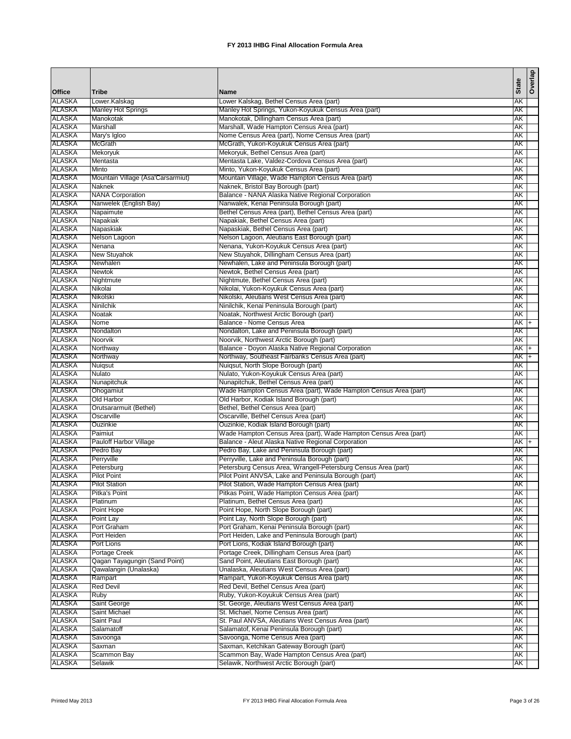# FY 2013 IHBG Final Allocation Formula Area

| Office | Tribe | Name | State | Overlap |
|---|---|---|---|---|
| ALASKA | Lower.Kalskag | Lower Kalskag, Bethel Census Area (part) | AK | |
| ALASKA | Manley Hot Springs | Manley Hot Springs, Yukon-Koyukuk Census Area (part) | AK | |
| ALASKA | Manokotak | Manokotak, Dillingham Census Area (part) | AK | |
| ALASKA | Marshall | Marshall, Wade Hampton Census Area (part) | AK | |
| ALASKA | Mary's Igloo | Nome Census Area (part), Nome Census Area (part) | AK | |
| ALASKA | McGrath | McGrath, Yukon-Koyukuk Census Area (part) | AK | |
| ALASKA | Mekoryuk | Mekoryuk, Bethel Census Area (part) | AK | |
| ALASKA | Mentasta | Mentasta Lake, Valdez-Cordova Census Area (part) | AK | |
| ALASKA | Minto | Minto, Yukon-Koyukuk Census Area (part) | AK | |
| ALASKA | Mountain Village (Asa'Carsarmiut) | Mountain Village, Wade Hampton Census Area (part) | AK | |
| ALASKA | Naknek | Naknek, Bristol Bay Borough (part) | AK | |
| ALASKA | NANA Corporation | Balance - NANA Alaska Native Regional Corporation | AK | |
| ALASKA | Nanwelek (English Bay) | Nanwalek, Kenai Peninsula Borough (part) | AK | |
| ALASKA | Napaimute | Bethel Census Area (part), Bethel Census Area (part) | AK | |
| ALASKA | Napakiak | Napakiak, Bethel Census Area (part) | AK | |
| ALASKA | Napaskiak | Napaskiak, Bethel Census Area (part) | AK | |
| ALASKA | Nelson Lagoon | Nelson Lagoon, Aleutians East Borough (part) | AK | |
| ALASKA | Nenana | Nenana, Yukon-Koyukuk Census Area (part) | AK | |
| ALASKA | New Stuyahok | New Stuyahok, Dillingham Census Area (part) | AK | |
| ALASKA | Newhalen | Newhalen, Lake and Peninsula Borough (part) | AK | |
| ALASKA | Newtok | Newtok, Bethel Census Area (part) | AK | |
| ALASKA | Nightmute | Nightmute, Bethel Census Area (part) | AK | |
| ALASKA | Nikolai | Nikolai, Yukon-Koyukuk Census Area (part) | AK | |
| ALASKA | Nikolski | Nikolski, Aleutians West Census Area (part) | AK | |
| ALASKA | Ninilchik | Ninilchik, Kenai Peninsula Borough (part) | AK | |
| ALASKA | Noatak | Noatak, Northwest Arctic Borough (part) | AK | |
| ALASKA | Nome | Balance - Nome Census Area | AK | + |
| ALASKA | Nondalton | Nondalton, Lake and Peninsula Borough (part) | AK | |
| ALASKA | Noorvik | Noorvik, Northwest Arctic Borough (part) | AK | |
| ALASKA | Northway | Balance - Doyon Alaska Native Regional Corporation | AK | + |
| ALASKA | Northway | Northway, Southeast Fairbanks Census Area (part) | AK | + |
| ALASKA | Nuiqsut | Nuiqsut, North Slope Borough (part) | AK | |
| ALASKA | Nulato | Nulato, Yukon-Koyukuk Census Area (part) | AK | |
| ALASKA | Nunapitchuk | Nunapitchuk, Bethel Census Area (part) | AK | |
| ALASKA | Ohogamiut | Wade Hampton Census Area (part), Wade Hampton Census Area (part) | AK | |
| ALASKA | Old Harbor | Old Harbor, Kodiak Island Borough (part) | AK | |
| ALASKA | Orutsararmuit (Bethel) | Bethel, Bethel Census Area (part) | AK | |
| ALASKA | Oscarville | Oscarville, Bethel Census Area (part) | AK | |
| ALASKA | Ouzinkie | Ouzinkie, Kodiak Island Borough (part) | AK | |
| ALASKA | Paimiut | Wade Hampton Census Area (part), Wade Hampton Census Area (part) | AK | |
| ALASKA | Pauloff Harbor Village | Balance - Aleut Alaska Native Regional Corporation | AK | + |
| ALASKA | Pedro Bay | Pedro Bay, Lake and Peninsula Borough (part) | AK | |
| ALASKA | Perryville | Perryville, Lake and Peninsula Borough (part) | AK | |
| ALASKA | Petersburg | Petersburg Census Area, Wrangell-Petersburg Census Area (part) | AK | |
| ALASKA | Pilot Point | Pilot Point ANVSA, Lake and Peninsula Borough (part) | AK | |
| ALASKA | Pilot Station | Pilot Station, Wade Hampton Census Area (part) | AK | |
| ALASKA | Pitka's Point | Pitkas Point, Wade Hampton Census Area (part) | AK | |
| ALASKA | Platinum | Platinum, Bethel Census Area (part) | AK | |
| ALASKA | Point Hope | Point Hope, North Slope Borough (part) | AK | |
| ALASKA | Point Lay | Point Lay, North Slope Borough (part) | AK | |
| ALASKA | Port Graham | Port Graham, Kenai Peninsula Borough (part) | AK | |
| ALASKA | Port Heiden | Port Heiden, Lake and Peninsula Borough (part) | AK | |
| ALASKA | Port Lions | Port Lions, Kodiak Island Borough (part) | AK | |
| ALASKA | Portage Creek | Portage Creek, Dillingham Census Area (part) | AK | |
| ALASKA | Qagan Tayagungin (Sand Point) | Sand Point, Aleutians East Borough (part) | AK | |
| ALASKA | Qawalangin (Unalaska) | Unalaska, Aleutians West Census Area (part) | AK | |
| ALASKA | Rampart | Rampart, Yukon-Koyukuk Census Area (part) | AK | |
| ALASKA | Red Devil | Red Devil, Bethel Census Area (part) | AK | |
| ALASKA | Ruby | Ruby, Yukon-Koyukuk Census Area (part) | AK | |
| ALASKA | Saint George | St. George, Aleutians West Census Area (part) | AK | |
| ALASKA | Saint Michael | St. Michael, Nome Census Area (part) | AK | |
| ALASKA | Saint Paul | St. Paul ANVSA, Aleutians West Census Area (part) | AK | |
| ALASKA | Salamatoff | Salamatof, Kenai Peninsula Borough (part) | AK | |
| ALASKA | Savoonga | Savoonga, Nome Census Area (part) | AK | |
| ALASKA | Saxman | Saxman, Ketchikan Gateway Borough (part) | AK | |
| ALASKA | Scammon Bay | Scammon Bay, Wade Hampton Census Area (part) | AK | |
| ALASKA | Selawik | Selawik, Northwest Arctic Borough (part) | AK | |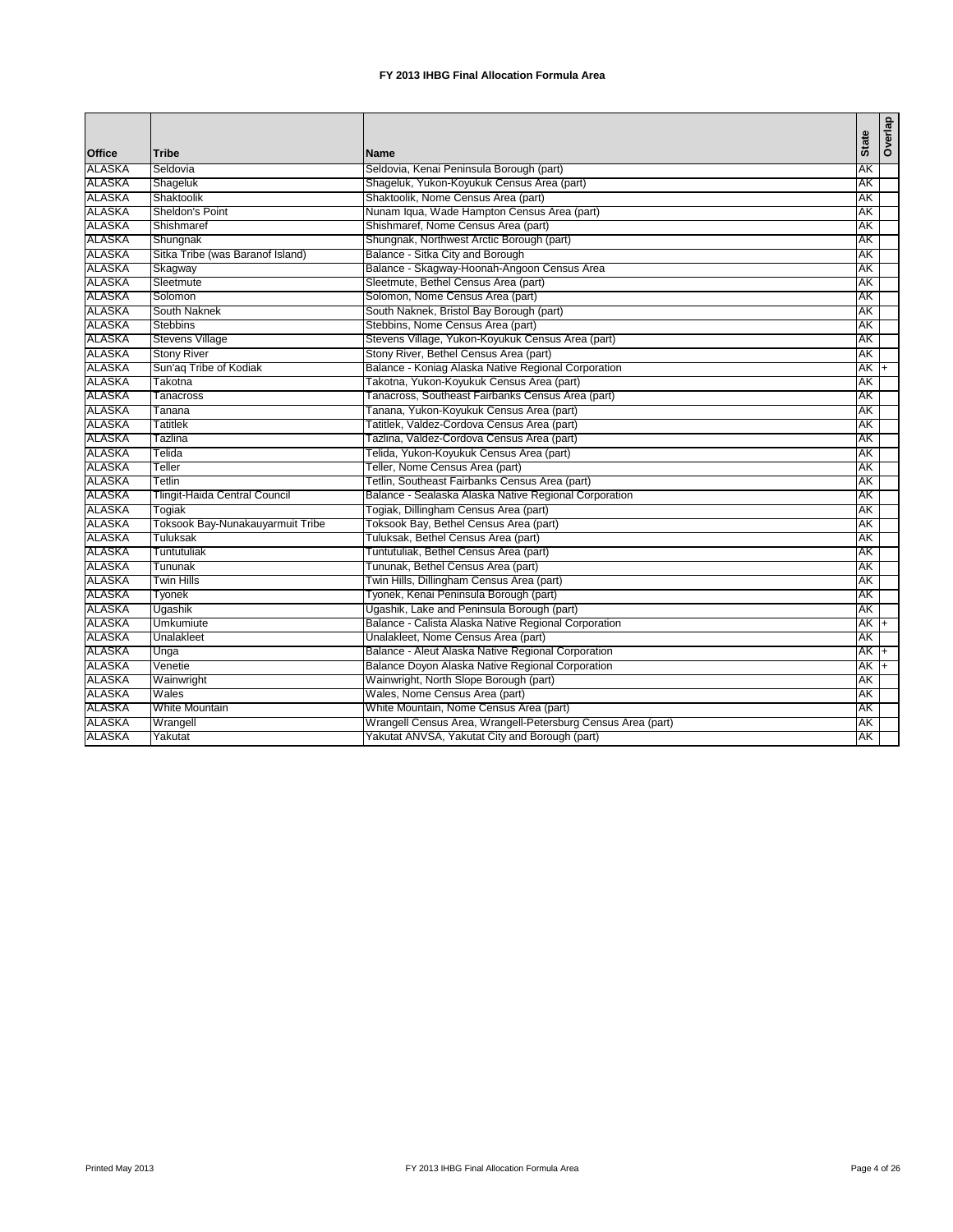**FY 2013 IHBG Final Allocation Formula Area**

| Office | Tribe | Name | State | Overlap |
|---|---|---|---|---|
| ALASKA | Seldovia | Seldovia, Kenai Peninsula Borough (part) | AK | |
| ALASKA | Shageluk | Shageluk, Yukon-Koyukuk Census Area (part) | AK | |
| ALASKA | Shaktoolik | Shaktoolik, Nome Census Area (part) | AK | |
| ALASKA | Sheldon's Point | Nunam Iqua, Wade Hampton Census Area (part) | AK | |
| ALASKA | Shishmaref | Shishmaref, Nome Census Area (part) | AK | |
| ALASKA | Shungnak | Shungnak, Northwest Arctic Borough (part) | AK | |
| ALASKA | Sitka Tribe (was Baranof Island) | Balance - Sitka City and Borough | AK | |
| ALASKA | Skagway | Balance - Skagway-Hoonah-Angoon Census Area | AK | |
| ALASKA | Sleetmute | Sleetmute, Bethel Census Area (part) | AK | |
| ALASKA | Solomon | Solomon, Nome Census Area (part) | AK | |
| ALASKA | South Naknek | South Naknek, Bristol Bay Borough (part) | AK | |
| ALASKA | Stebbins | Stebbins, Nome Census Area (part) | AK | |
| ALASKA | Stevens Village | Stevens Village, Yukon-Koyukuk Census Area (part) | AK | |
| ALASKA | Stony River | Stony River, Bethel Census Area (part) | AK | |
| ALASKA | Sun'aq Tribe of Kodiak | Balance - Koniag Alaska Native Regional Corporation | AK | + |
| ALASKA | Takotna | Takotna, Yukon-Koyukuk Census Area (part) | AK | |
| ALASKA | Tanacross | Tanacross, Southeast Fairbanks Census Area (part) | AK | |
| ALASKA | Tanana | Tanana, Yukon-Koyukuk Census Area (part) | AK | |
| ALASKA | Tatitlek | Tatitlek, Valdez-Cordova Census Area (part) | AK | |
| ALASKA | Tazlina | Tazlina, Valdez-Cordova Census Area (part) | AK | |
| ALASKA | Telida | Telida, Yukon-Koyukuk Census Area (part) | AK | |
| ALASKA | Teller | Teller, Nome Census Area (part) | AK | |
| ALASKA | Tetlin | Tetlin, Southeast Fairbanks Census Area (part) | AK | |
| ALASKA | Tlingit-Haida Central Council | Balance - Sealaska Alaska Native Regional Corporation | AK | |
| ALASKA | Togiak | Togiak, Dillingham Census Area (part) | AK | |
| ALASKA | Toksook Bay-Nunakauyarmuit Tribe | Toksook Bay, Bethel Census Area (part) | AK | |
| ALASKA | Tuluksak | Tuluksak, Bethel Census Area (part) | AK | |
| ALASKA | Tuntutuliak | Tuntutuliak, Bethel Census Area (part) | AK | |
| ALASKA | Tununak | Tununak, Bethel Census Area (part) | AK | |
| ALASKA | Twin Hills | Twin Hills, Dillingham Census Area (part) | AK | |
| ALASKA | Tyonek | Tyonek, Kenai Peninsula Borough (part) | AK | |
| ALASKA | Ugashik | Ugashik, Lake and Peninsula Borough (part) | AK | |
| ALASKA | Umkumiute | Balance - Calista Alaska Native Regional Corporation | AK | + |
| ALASKA | Unalakleet | Unalakleet, Nome Census Area (part) | AK | |
| ALASKA | Unga | Balance - Aleut Alaska Native Regional Corporation | AK | + |
| ALASKA | Venetie | Balance Doyon Alaska Native Regional Corporation | AK | + |
| ALASKA | Wainwright | Wainwright, North Slope Borough (part) | AK | |
| ALASKA | Wales | Wales, Nome Census Area (part) | AK | |
| ALASKA | White Mountain | White Mountain, Nome Census Area (part) | AK | |
| ALASKA | Wrangell | Wrangell Census Area, Wrangell-Petersburg Census Area (part) | AK | |
| ALASKA | Yakutat | Yakutat ANVSA, Yakutat City and Borough (part) | AK | |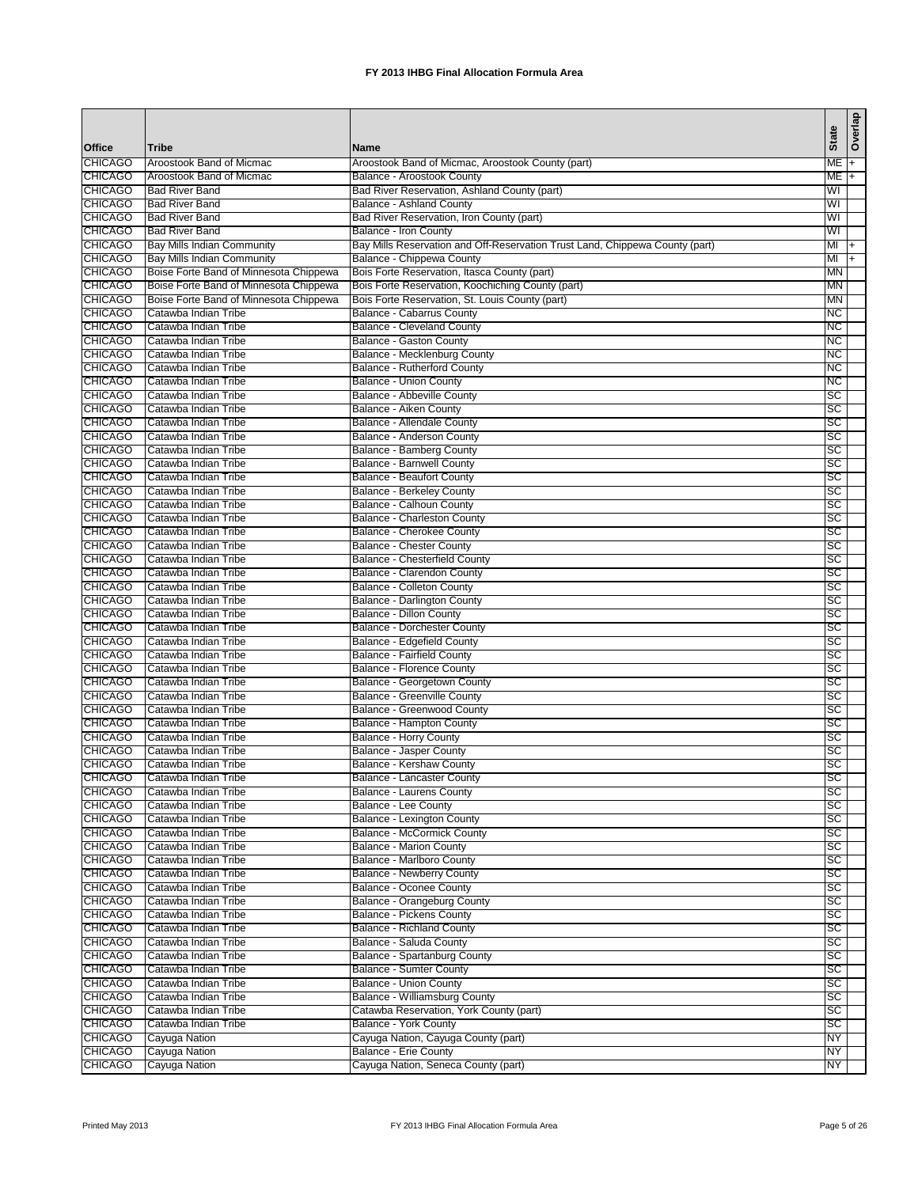# FY 2013 IHBG Final Allocation Formula Area

| Office | Tribe | Name | State | Overlap |
|---|---|---|---|---|
| CHICAGO | Aroostook Band of Micmac | Aroostook Band of Micmac, Aroostook County (part) | ME | + |
| CHICAGO | Aroostook Band of Micmac | Balance - Aroostook County | ME | + |
| CHICAGO | Bad River Band | Bad River Reservation, Ashland County (part) | WI | |
| CHICAGO | Bad River Band | Balance - Ashland County | WI | |
| CHICAGO | Bad River Band | Bad River Reservation, Iron County (part) | WI | |
| CHICAGO | Bad River Band | Balance - Iron County | WI | |
| CHICAGO | Bay Mills Indian Community | Bay Mills Reservation and Off-Reservation Trust Land, Chippewa County (part) | MI | + |
| CHICAGO | Bay Mills Indian Community | Balance - Chippewa County | MI | + |
| CHICAGO | Boise Forte Band of Minnesota Chippewa | Bois Forte Reservation, Itasca County (part) | MN | |
| CHICAGO | Boise Forte Band of Minnesota Chippewa | Bois Forte Reservation, Koochiching County (part) | MN | |
| CHICAGO | Boise Forte Band of Minnesota Chippewa | Bois Forte Reservation, St. Louis County (part) | MN | |
| CHICAGO | Catawba Indian Tribe | Balance - Cabarrus County | NC | |
| CHICAGO | Catawba Indian Tribe | Balance - Cleveland County | NC | |
| CHICAGO | Catawba Indian Tribe | Balance - Gaston County | NC | |
| CHICAGO | Catawba Indian Tribe | Balance - Mecklenburg County | NC | |
| CHICAGO | Catawba Indian Tribe | Balance - Rutherford County | NC | |
| CHICAGO | Catawba Indian Tribe | Balance - Union County | NC | |
| CHICAGO | Catawba Indian Tribe | Balance - Abbeville County | SC | |
| CHICAGO | Catawba Indian Tribe | Balance - Aiken County | SC | |
| CHICAGO | Catawba Indian Tribe | Balance - Allendale County | SC | |
| CHICAGO | Catawba Indian Tribe | Balance - Anderson County | SC | |
| CHICAGO | Catawba Indian Tribe | Balance - Bamberg County | SC | |
| CHICAGO | Catawba Indian Tribe | Balance - Barnwell County | SC | |
| CHICAGO | Catawba Indian Tribe | Balance - Beaufort County | SC | |
| CHICAGO | Catawba Indian Tribe | Balance - Berkeley County | SC | |
| CHICAGO | Catawba Indian Tribe | Balance - Calhoun County | SC | |
| CHICAGO | Catawba Indian Tribe | Balance - Charleston County | SC | |
| CHICAGO | Catawba Indian Tribe | Balance - Cherokee County | SC | |
| CHICAGO | Catawba Indian Tribe | Balance - Chester County | SC | |
| CHICAGO | Catawba Indian Tribe | Balance - Chesterfield County | SC | |
| CHICAGO | Catawba Indian Tribe | Balance - Clarendon County | SC | |
| CHICAGO | Catawba Indian Tribe | Balance - Colleton County | SC | |
| CHICAGO | Catawba Indian Tribe | Balance - Darlington County | SC | |
| CHICAGO | Catawba Indian Tribe | Balance - Dillon County | SC | |
| CHICAGO | Catawba Indian Tribe | Balance - Dorchester County | SC | |
| CHICAGO | Catawba Indian Tribe | Balance - Edgefield County | SC | |
| CHICAGO | Catawba Indian Tribe | Balance - Fairfield County | SC | |
| CHICAGO | Catawba Indian Tribe | Balance - Florence County | SC | |
| CHICAGO | Catawba Indian Tribe | Balance - Georgetown County | SC | |
| CHICAGO | Catawba Indian Tribe | Balance - Greenville County | SC | |
| CHICAGO | Catawba Indian Tribe | Balance - Greenwood County | SC | |
| CHICAGO | Catawba Indian Tribe | Balance - Hampton County | SC | |
| CHICAGO | Catawba Indian Tribe | Balance - Horry County | SC | |
| CHICAGO | Catawba Indian Tribe | Balance - Jasper County | SC | |
| CHICAGO | Catawba Indian Tribe | Balance - Kershaw County | SC | |
| CHICAGO | Catawba Indian Tribe | Balance - Lancaster County | SC | |
| CHICAGO | Catawba Indian Tribe | Balance - Laurens County | SC | |
| CHICAGO | Catawba Indian Tribe | Balance - Lee County | SC | |
| CHICAGO | Catawba Indian Tribe | Balance - Lexington County | SC | |
| CHICAGO | Catawba Indian Tribe | Balance - McCormick County | SC | |
| CHICAGO | Catawba Indian Tribe | Balance - Marion County | SC | |
| CHICAGO | Catawba Indian Tribe | Balance - Marlboro County | SC | |
| CHICAGO | Catawba Indian Tribe | Balance - Newberry County | SC | |
| CHICAGO | Catawba Indian Tribe | Balance - Oconee County | SC | |
| CHICAGO | Catawba Indian Tribe | Balance - Orangeburg County | SC | |
| CHICAGO | Catawba Indian Tribe | Balance - Pickens County | SC | |
| CHICAGO | Catawba Indian Tribe | Balance - Richland County | SC | |
| CHICAGO | Catawba Indian Tribe | Balance - Saluda County | SC | |
| CHICAGO | Catawba Indian Tribe | Balance - Spartanburg County | SC | |
| CHICAGO | Catawba Indian Tribe | Balance - Sumter County | SC | |
| CHICAGO | Catawba Indian Tribe | Balance - Union County | SC | |
| CHICAGO | Catawba Indian Tribe | Balance - Williamsburg County | SC | |
| CHICAGO | Catawba Indian Tribe | Catawba Reservation, York County (part) | SC | |
| CHICAGO | Catawba Indian Tribe | Balance - York County | SC | |
| CHICAGO | Cayuga Nation | Cayuga Nation, Cayuga County (part) | NY | |
| CHICAGO | Cayuga Nation | Balance - Erie County | NY | |
| CHICAGO | Cayuga Nation | Cayuga Nation, Seneca County (part) | NY | |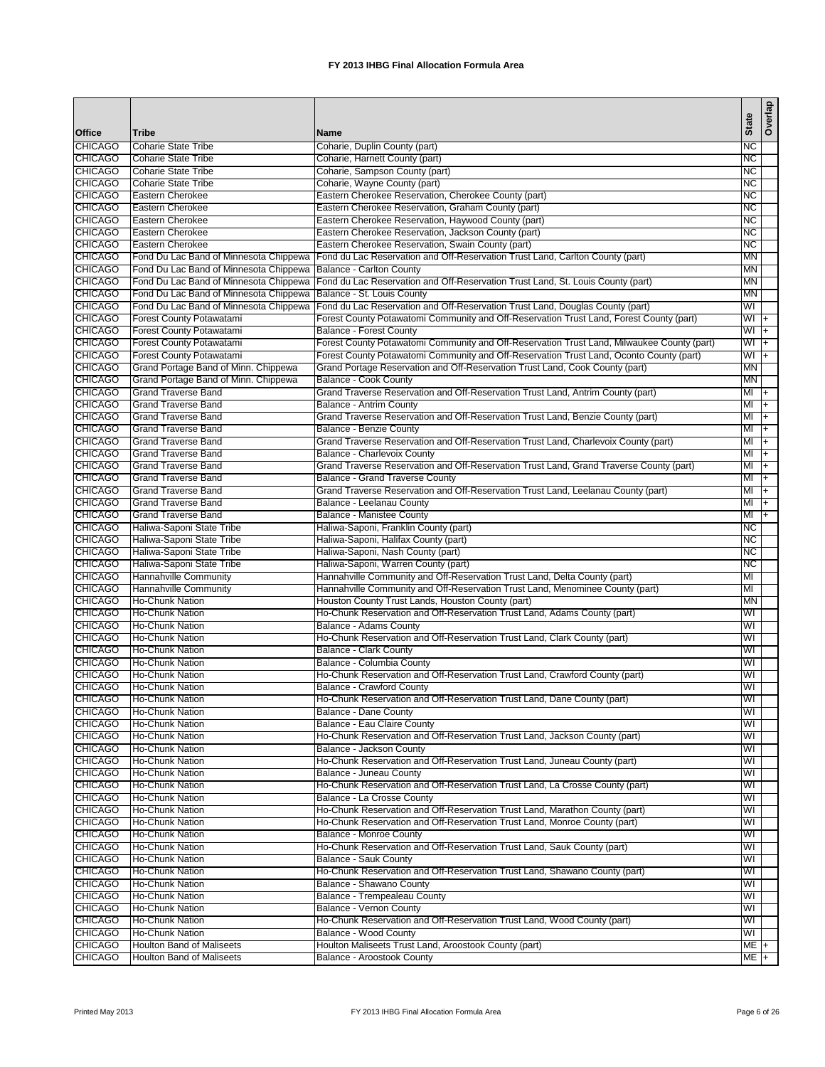# FY 2013 IHBG Final Allocation Formula Area

| Office | Tribe | Name | State | Overlap |
|---|---|---|---|---|
| CHICAGO | Coharie State Tribe | Coharie, Duplin County (part) | NC | |
| CHICAGO | Coharie State Tribe | Coharie, Harnett County (part) | NC | |
| CHICAGO | Coharie State Tribe | Coharie, Sampson County (part) | NC | |
| CHICAGO | Coharie State Tribe | Coharie, Wayne County (part) | NC | |
| CHICAGO | Eastern Cherokee | Eastern Cherokee Reservation, Cherokee County (part) | NC | |
| CHICAGO | Eastern Cherokee | Eastern Cherokee Reservation, Graham County (part) | NC | |
| CHICAGO | Eastern Cherokee | Eastern Cherokee Reservation, Haywood County (part) | NC | |
| CHICAGO | Eastern Cherokee | Eastern Cherokee Reservation, Jackson County (part) | NC | |
| CHICAGO | Eastern Cherokee | Eastern Cherokee Reservation, Swain County (part) | NC | |
| CHICAGO | Fond Du Lac Band of Minnesota Chippewa | Fond du Lac Reservation and Off-Reservation Trust Land, Carlton County (part) | MN | |
| CHICAGO | Fond Du Lac Band of Minnesota Chippewa | Balance - Carlton County | MN | |
| CHICAGO | Fond Du Lac Band of Minnesota Chippewa | Fond du Lac Reservation and Off-Reservation Trust Land, St. Louis County (part) | MN | |
| CHICAGO | Fond Du Lac Band of Minnesota Chippewa | Balance - St. Louis County | MN | |
| CHICAGO | Fond Du Lac Band of Minnesota Chippewa | Fond du Lac Reservation and Off-Reservation Trust Land, Douglas County (part) | WI | |
| CHICAGO | Forest County Potawatami | Forest County Potawatomi Community and Off-Reservation Trust Land, Forest County (part) | WI | + |
| CHICAGO | Forest County Potawatami | Balance - Forest County | WI | + |
| CHICAGO | Forest County Potawatami | Forest County Potawatomi Community and Off-Reservation Trust Land, Milwaukee County (part) | WI | + |
| CHICAGO | Forest County Potawatami | Forest County Potawatomi Community and Off-Reservation Trust Land, Oconto County (part) | WI | + |
| CHICAGO | Grand Portage Band of Minn. Chippewa | Grand Portage Reservation and Off-Reservation Trust Land, Cook County (part) | MN | |
| CHICAGO | Grand Portage Band of Minn. Chippewa | Balance - Cook County | MN | |
| CHICAGO | Grand Traverse Band | Grand Traverse Reservation and Off-Reservation Trust Land, Antrim County (part) | MI | + |
| CHICAGO | Grand Traverse Band | Balance - Antrim County | MI | + |
| CHICAGO | Grand Traverse Band | Grand Traverse Reservation and Off-Reservation Trust Land, Benzie County (part) | MI | + |
| CHICAGO | Grand Traverse Band | Balance - Benzie County | MI | + |
| CHICAGO | Grand Traverse Band | Grand Traverse Reservation and Off-Reservation Trust Land, Charlevoix County (part) | MI | + |
| CHICAGO | Grand Traverse Band | Balance - Charlevoix County | MI | + |
| CHICAGO | Grand Traverse Band | Grand Traverse Reservation and Off-Reservation Trust Land, Grand Traverse County (part) | MI | + |
| CHICAGO | Grand Traverse Band | Balance - Grand Traverse County | MI | + |
| CHICAGO | Grand Traverse Band | Grand Traverse Reservation and Off-Reservation Trust Land, Leelanau County (part) | MI | + |
| CHICAGO | Grand Traverse Band | Balance - Leelanau County | MI | + |
| CHICAGO | Grand Traverse Band | Balance - Manistee County | MI | + |
| CHICAGO | Haliwa-Saponi State Tribe | Haliwa-Saponi, Franklin County (part) | NC | |
| CHICAGO | Haliwa-Saponi State Tribe | Haliwa-Saponi, Halifax County (part) | NC | |
| CHICAGO | Haliwa-Saponi State Tribe | Haliwa-Saponi, Nash County (part) | NC | |
| CHICAGO | Haliwa-Saponi State Tribe | Haliwa-Saponi, Warren County (part) | NC | |
| CHICAGO | Hannahville Community | Hannahville Community and Off-Reservation Trust Land, Delta County (part) | MI | |
| CHICAGO | Hannahville Community | Hannahville Community and Off-Reservation Trust Land, Menominee County (part) | MI | |
| CHICAGO | Ho-Chunk Nation | Houston County Trust Lands, Houston County (part) | MN | |
| CHICAGO | Ho-Chunk Nation | Ho-Chunk Reservation and Off-Reservation Trust Land, Adams County (part) | WI | |
| CHICAGO | Ho-Chunk Nation | Balance - Adams County | WI | |
| CHICAGO | Ho-Chunk Nation | Ho-Chunk Reservation and Off-Reservation Trust Land, Clark County (part) | WI | |
| CHICAGO | Ho-Chunk Nation | Balance - Clark County | WI | |
| CHICAGO | Ho-Chunk Nation | Balance - Columbia County | WI | |
| CHICAGO | Ho-Chunk Nation | Ho-Chunk Reservation and Off-Reservation Trust Land, Crawford County (part) | WI | |
| CHICAGO | Ho-Chunk Nation | Balance - Crawford County | WI | |
| CHICAGO | Ho-Chunk Nation | Ho-Chunk Reservation and Off-Reservation Trust Land, Dane County (part) | WI | |
| CHICAGO | Ho-Chunk Nation | Balance - Dane County | WI | |
| CHICAGO | Ho-Chunk Nation | Balance - Eau Claire County | WI | |
| CHICAGO | Ho-Chunk Nation | Ho-Chunk Reservation and Off-Reservation Trust Land, Jackson County (part) | WI | |
| CHICAGO | Ho-Chunk Nation | Balance - Jackson County | WI | |
| CHICAGO | Ho-Chunk Nation | Ho-Chunk Reservation and Off-Reservation Trust Land, Juneau County (part) | WI | |
| CHICAGO | Ho-Chunk Nation | Balance - Juneau County | WI | |
| CHICAGO | Ho-Chunk Nation | Ho-Chunk Reservation and Off-Reservation Trust Land, La Crosse County (part) | WI | |
| CHICAGO | Ho-Chunk Nation | Balance - La Crosse County | WI | |
| CHICAGO | Ho-Chunk Nation | Ho-Chunk Reservation and Off-Reservation Trust Land, Marathon County (part) | WI | |
| CHICAGO | Ho-Chunk Nation | Ho-Chunk Reservation and Off-Reservation Trust Land, Monroe County (part) | WI | |
| CHICAGO | Ho-Chunk Nation | Balance - Monroe County | WI | |
| CHICAGO | Ho-Chunk Nation | Ho-Chunk Reservation and Off-Reservation Trust Land, Sauk County (part) | WI | |
| CHICAGO | Ho-Chunk Nation | Balance - Sauk County | WI | |
| CHICAGO | Ho-Chunk Nation | Ho-Chunk Reservation and Off-Reservation Trust Land, Shawano County (part) | WI | |
| CHICAGO | Ho-Chunk Nation | Balance - Shawano County | WI | |
| CHICAGO | Ho-Chunk Nation | Balance - Trempealeau County | WI | |
| CHICAGO | Ho-Chunk Nation | Balance - Vernon County | WI | |
| CHICAGO | Ho-Chunk Nation | Ho-Chunk Reservation and Off-Reservation Trust Land, Wood County (part) | WI | |
| CHICAGO | Ho-Chunk Nation | Balance - Wood County | WI | |
| CHICAGO | Houlton Band of Maliseets | Houlton Maliseets Trust Land, Aroostook County (part) | ME | + |
| CHICAGO | Houlton Band of Maliseets | Balance - Aroostook County | ME | + |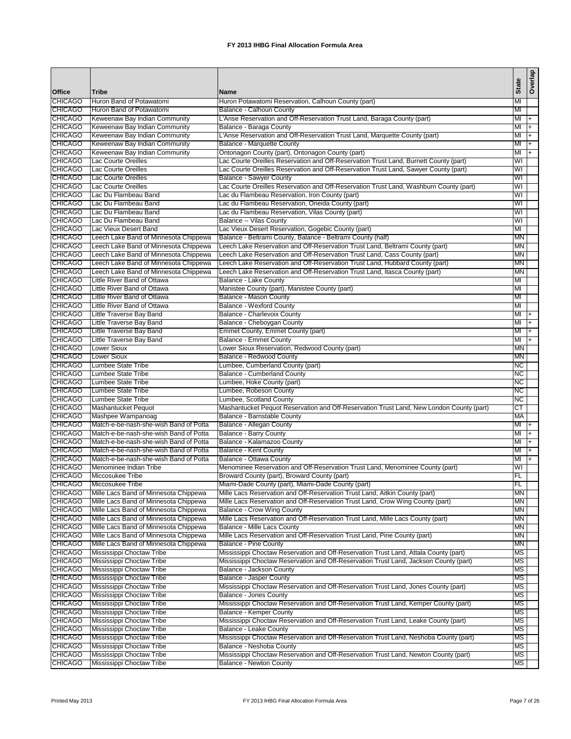# FY 2013 IHBG Final Allocation Formula Area

| Office | Tribe | Name | State | Overlap |
|---|---|---|---|---|
| CHICAGO | Huron Band of Potawatomi | Huron Potawatomi Reservation, Calhoun County (part) | MI | |
| CHICAGO | Huron Band of Potawatomi | Balance - Calhoun County | MI | |
| CHICAGO | Keweenaw Bay Indian Community | L'Anse Reservation and Off-Reservation Trust Land, Baraga County (part) | MI | + |
| CHICAGO | Keweenaw Bay Indian Community | Balance - Baraga County | MI | + |
| CHICAGO | Keweenaw Bay Indian Community | L'Anse Reservation and Off-Reservation Trust Land, Marquette County (part) | MI | + |
| CHICAGO | Keweenaw Bay Indian Community | Balance - Marquette County | MI | + |
| CHICAGO | Keweenaw Bay Indian Community | Ontonagon County (part), Ontonagon County (part) | MI | + |
| CHICAGO | Lac Courte Oreilles | Lac Courte Oreilles Reservation and Off-Reservation Trust Land, Burnett County (part) | WI | |
| CHICAGO | Lac Courte Oreilles | Lac Courte Oreilles Reservation and Off-Reservation Trust Land, Sawyer County (part) | WI | |
| CHICAGO | Lac Courte Oreilles | Balance - Sawyer County | WI | |
| CHICAGO | Lac Courte Oreilles | Lac Courte Oreilles Reservation and Off-Reservation Trust Land, Washburn County (part) | WI | |
| CHICAGO | Lac Du Flambeau Band | Lac du Flambeau Reservation, Iron County (part) | WI | |
| CHICAGO | Lac Du Flambeau Band | Lac du Flambeau Reservation, Oneida County (part) | WI | |
| CHICAGO | Lac Du Flambeau Band | Lac du Flambeau Reservation, Vilas County (part) | WI | |
| CHICAGO | Lac Du Flambeau Band | Balance -- Vilas County | WI | |
| CHICAGO | Lac Vieux Desert Band | Lac Vieux Desert Reservation, Gogebic County (part) | MI | |
| CHICAGO | Leech Lake Band of Minnesota Chippewa | Balance - Beltrami County, Balance - Beltrami County (half) | MN | |
| CHICAGO | Leech Lake Band of Minnesota Chippewa | Leech Lake Reservation and Off-Reservation Trust Land, Beltrami County (part) | MN | |
| CHICAGO | Leech Lake Band of Minnesota Chippewa | Leech Lake Reservation and Off-Reservation Trust Land, Cass County (part) | MN | |
| CHICAGO | Leech Lake Band of Minnesota Chippewa | Leech Lake Reservation and Off-Reservation Trust Land, Hubbard County (part) | MN | |
| CHICAGO | Leech Lake Band of Minnesota Chippewa | Leech Lake Reservation and Off-Reservation Trust Land, Itasca County (part) | MN | |
| CHICAGO | Little River Band of Ottawa | Balance - Lake County | MI | |
| CHICAGO | Little River Band of Ottawa | Manistee County (part), Manistee County (part) | MI | |
| CHICAGO | Little River Band of Ottawa | Balance - Mason County | MI | |
| CHICAGO | Little River Band of Ottawa | Balance - Wexford County | MI | |
| CHICAGO | Little Traverse Bay Band | Balance - Charlevoix County | MI | + |
| CHICAGO | Little Traverse Bay Band | Balance - Cheboygan County | MI | + |
| CHICAGO | Little Traverse Bay Band | Emmet County, Emmet County (part) | MI | + |
| CHICAGO | Little Traverse Bay Band | Balance - Emmet County | MI | + |
| CHICAGO | Lower Sioux | Lower Sioux Reservation, Redwood County (part) | MN | |
| CHICAGO | Lower Sioux | Balance - Redwood County | MN | |
| CHICAGO | Lumbee State Tribe | Lumbee, Cumberland County (part) | NC | |
| CHICAGO | Lumbee State Tribe | Balance - Cumberland County | NC | |
| CHICAGO | Lumbee State Tribe | Lumbee, Hoke County (part) | NC | |
| CHICAGO | Lumbee State Tribe | Lumbee, Robeson County | NC | |
| CHICAGO | Lumbee State Tribe | Lumbee, Scotland County | NC | |
| CHICAGO | Mashantucket Pequot | Mashantucket Pequot Reservation and Off-Reservation Trust Land, New London County (part) | CT | |
| CHICAGO | Mashpee Wampanoag | Balance - Barnstable County | MA | |
| CHICAGO | Match-e-be-nash-she-wish Band of Potta | Balance - Allegan County | MI | + |
| CHICAGO | Match-e-be-nash-she-wish Band of Potta | Balance - Barry County | MI | + |
| CHICAGO | Match-e-be-nash-she-wish Band of Potta | Balance - Kalamazoo County | MI | + |
| CHICAGO | Match-e-be-nash-she-wish Band of Potta | Balance - Kent County | MI | + |
| CHICAGO | Match-e-be-nash-she-wish Band of Potta | Balance - Ottawa County | MI | + |
| CHICAGO | Menominee Indian Tribe | Menominee Reservation and Off-Reservation Trust Land, Menominee County (part) | WI | |
| CHICAGO | Miccosukee Tribe | Broward County (part), Broward County (part) | FL | |
| CHICAGO | Miccosukee Tribe | Miami-Dade County (part), Miami-Dade County (part) | FL | |
| CHICAGO | Mille Lacs Band of Minnesota Chippewa | Mille Lacs Reservation and Off-Reservation Trust Land, Aitkin County (part) | MN | |
| CHICAGO | Mille Lacs Band of Minnesota Chippewa | Mille Lacs Reservation and Off-Reservation Trust Land, Crow Wing County (part) | MN | |
| CHICAGO | Mille Lacs Band of Minnesota Chippewa | Balance - Crow Wing County | MN | |
| CHICAGO | Mille Lacs Band of Minnesota Chippewa | Mille Lacs Reservation and Off-Reservation Trust Land, Mille Lacs County (part) | MN | |
| CHICAGO | Mille Lacs Band of Minnesota Chippewa | Balance - Mille Lacs County | MN | |
| CHICAGO | Mille Lacs Band of Minnesota Chippewa | Mille Lacs Reservation and Off-Reservation Trust Land, Pine County (part) | MN | |
| CHICAGO | Mille Lacs Band of Minnesota Chippewa | Balance - Pine County | MN | |
| CHICAGO | Mississippi Choctaw Tribe | Mississippi Choctaw Reservation and Off-Reservation Trust Land, Attala County (part) | MS | |
| CHICAGO | Mississippi Choctaw Tribe | Mississippi Choctaw Reservation and Off-Reservation Trust Land, Jackson County (part) | MS | |
| CHICAGO | Mississippi Choctaw Tribe | Balance - Jackson County | MS | |
| CHICAGO | Mississippi Choctaw Tribe | Balance - Jasper County | MS | |
| CHICAGO | Mississippi Choctaw Tribe | Mississippi Choctaw Reservation and Off-Reservation Trust Land, Jones County (part) | MS | |
| CHICAGO | Mississippi Choctaw Tribe | Balance - Jones County | MS | |
| CHICAGO | Mississippi Choctaw Tribe | Mississippi Choctaw Reservation and Off-Reservation Trust Land, Kemper County (part) | MS | |
| CHICAGO | Mississippi Choctaw Tribe | Balance - Kemper County | MS | |
| CHICAGO | Mississippi Choctaw Tribe | Mississippi Choctaw Reservation and Off-Reservation Trust Land, Leake County (part) | MS | |
| CHICAGO | Mississippi Choctaw Tribe | Balance - Leake County | MS | |
| CHICAGO | Mississippi Choctaw Tribe | Mississippi Choctaw Reservation and Off-Reservation Trust Land, Neshoba County (part) | MS | |
| CHICAGO | Mississippi Choctaw Tribe | Balance - Neshoba County | MS | |
| CHICAGO | Mississippi Choctaw Tribe | Mississippi Choctaw Reservation and Off-Reservation Trust Land, Newton County (part) | MS | |
| CHICAGO | Mississippi Choctaw Tribe | Balance - Newton County | MS | |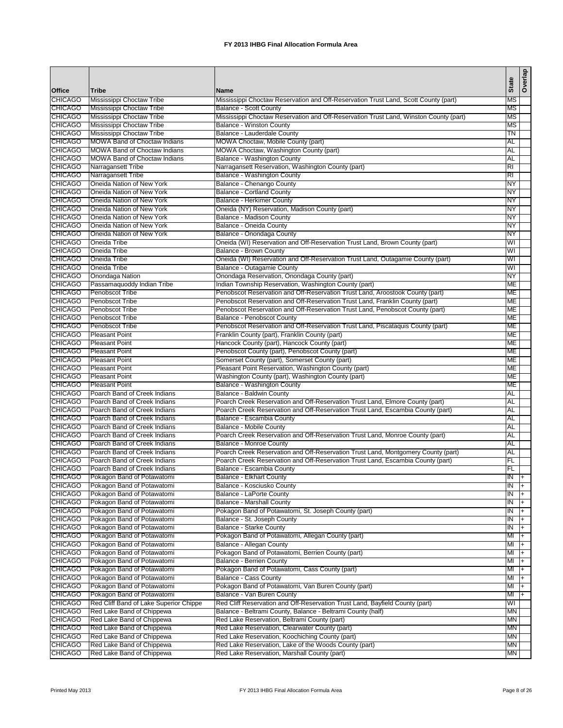# FY 2013 IHBG Final Allocation Formula Area

| Office | Tribe | Name | State | Overlap |
|---|---|---|---|---|
| CHICAGO | Mississippi Choctaw Tribe | Mississippi Choctaw Reservation and Off-Reservation Trust Land, Scott County (part) | MS | |
| CHICAGO | Mississippi Choctaw Tribe | Balance - Scott County | MS | |
| CHICAGO | Mississippi Choctaw Tribe | Mississippi Choctaw Reservation and Off-Reservation Trust Land, Winston County (part) | MS | |
| CHICAGO | Mississippi Choctaw Tribe | Balance - Winston County | MS | |
| CHICAGO | Mississippi Choctaw Tribe | Balance - Lauderdale County | TN | |
| CHICAGO | MOWA Band of Choctaw Indians | MOWA Choctaw, Mobile County (part) | AL | |
| CHICAGO | MOWA Band of Choctaw Indians | MOWA Choctaw, Washington County (part) | AL | |
| CHICAGO | MOWA Band of Choctaw Indians | Balance - Washington County | AL | |
| CHICAGO | Narragansett Tribe | Narragansett Reservation, Washington County (part) | RI | |
| CHICAGO | Narragansett Tribe | Balance - Washington County | RI | |
| CHICAGO | Oneida Nation of New York | Balance - Chenango County | NY | |
| CHICAGO | Oneida Nation of New York | Balance - Cortland County | NY | |
| CHICAGO | Oneida Nation of New York | Balance - Herkimer County | NY | |
| CHICAGO | Oneida Nation of New York | Oneida (NY) Reservation, Madison County (part) | NY | |
| CHICAGO | Oneida Nation of New York | Balance - Madison County | NY | |
| CHICAGO | Oneida Nation of New York | Balance - Oneida County | NY | |
| CHICAGO | Oneida Nation of New York | Balance - Onondaga County | NY | |
| CHICAGO | Oneida Tribe | Oneida (WI) Reservation and Off-Reservation Trust Land, Brown County (part) | WI | |
| CHICAGO | Oneida Tribe | Balance - Brown County | WI | |
| CHICAGO | Oneida Tribe | Oneida (WI) Reservation and Off-Reservation Trust Land, Outagamie County (part) | WI | |
| CHICAGO | Oneida Tribe | Balance - Outagamie County | WI | |
| CHICAGO | Onondaga Nation | Onondaga Reservation, Onondaga County (part) | NY | |
| CHICAGO | Passamaquoddy Indian Tribe | Indian Township Reservation, Washington County (part) | ME | |
| CHICAGO | Penobscot Tribe | Penobscot Reservation and Off-Reservation Trust Land, Aroostook County (part) | ME | |
| CHICAGO | Penobscot Tribe | Penobscot Reservation and Off-Reservation Trust Land, Franklin County (part) | ME | |
| CHICAGO | Penobscot Tribe | Penobscot Reservation and Off-Reservation Trust Land, Penobscot County (part) | ME | |
| CHICAGO | Penobscot Tribe | Balance - Penobscot County | ME | |
| CHICAGO | Penobscot Tribe | Penobscot Reservation and Off-Reservation Trust Land, Piscataquis County (part) | ME | |
| CHICAGO | Pleasant Point | Franklin County (part), Franklin County (part) | ME | |
| CHICAGO | Pleasant Point | Hancock County (part), Hancock County (part) | ME | |
| CHICAGO | Pleasant Point | Penobscot County (part), Penobscot County (part) | ME | |
| CHICAGO | Pleasant Point | Somerset County (part), Somerset County (part) | ME | |
| CHICAGO | Pleasant Point | Pleasant Point Reservation, Washington County (part) | ME | |
| CHICAGO | Pleasant Point | Washington County (part), Washington County (part) | ME | |
| CHICAGO | Pleasant Point | Balance - Washington County | ME | |
| CHICAGO | Poarch Band of Creek Indians | Balance - Baldwin County | AL | |
| CHICAGO | Poarch Band of Creek Indians | Poarch Creek Reservation and Off-Reservation Trust Land, Elmore County (part) | AL | |
| CHICAGO | Poarch Band of Creek Indians | Poarch Creek Reservation and Off-Reservation Trust Land, Escambia County (part) | AL | |
| CHICAGO | Poarch Band of Creek Indians | Balance - Escambia County | AL | |
| CHICAGO | Poarch Band of Creek Indians | Balance - Mobile County | AL | |
| CHICAGO | Poarch Band of Creek Indians | Poarch Creek Reservation and Off-Reservation Trust Land, Monroe County (part) | AL | |
| CHICAGO | Poarch Band of Creek Indians | Balance - Monroe County | AL | |
| CHICAGO | Poarch Band of Creek Indians | Poarch Creek Reservation and Off-Reservation Trust Land, Montgomery County (part) | AL | |
| CHICAGO | Poarch Band of Creek Indians | Poarch Creek Reservation and Off-Reservation Trust Land, Escambia County (part) | FL | |
| CHICAGO | Poarch Band of Creek Indians | Balance - Escambia County | FL | |
| CHICAGO | Pokagon Band of Potawatomi | Balance - Elkhart County | IN | + |
| CHICAGO | Pokagon Band of Potawatomi | Balance - Kosciusko County | IN | + |
| CHICAGO | Pokagon Band of Potawatomi | Balance - LaPorte County | IN | + |
| CHICAGO | Pokagon Band of Potawatomi | Balance - Marshall County | IN | + |
| CHICAGO | Pokagon Band of Potawatomi | Pokagon Band of Potawatomi, St. Joseph County (part) | IN | + |
| CHICAGO | Pokagon Band of Potawatomi | Balance - St. Joseph County | IN | + |
| CHICAGO | Pokagon Band of Potawatomi | Balance - Starke County | IN | + |
| CHICAGO | Pokagon Band of Potawatomi | Pokagon Band of Potawatomi, Allegan County (part) | MI | + |
| CHICAGO | Pokagon Band of Potawatomi | Balance - Allegan County | MI | + |
| CHICAGO | Pokagon Band of Potawatomi | Pokagon Band of Potawatomi, Berrien County (part) | MI | + |
| CHICAGO | Pokagon Band of Potawatomi | Balance - Berrien County | MI | + |
| CHICAGO | Pokagon Band of Potawatomi | Pokagon Band of Potawatomi, Cass County (part) | MI | + |
| CHICAGO | Pokagon Band of Potawatomi | Balance - Cass County | MI | + |
| CHICAGO | Pokagon Band of Potawatomi | Pokagon Band of Potawatomi, Van Buren County (part) | MI | + |
| CHICAGO | Pokagon Band of Potawatomi | Balance - Van Buren County | MI | + |
| CHICAGO | Red Cliff Band of Lake Superior Chippe | Red Cliff Reservation and Off-Reservation Trust Land, Bayfield County (part) | WI | |
| CHICAGO | Red Lake Band of Chippewa | Balance - Beltrami County, Balance - Beltrami County (half) | MN | |
| CHICAGO | Red Lake Band of Chippewa | Red Lake Reservation, Beltrami County (part) | MN | |
| CHICAGO | Red Lake Band of Chippewa | Red Lake Reservation, Clearwater County (part) | MN | |
| CHICAGO | Red Lake Band of Chippewa | Red Lake Reservation, Koochiching County (part) | MN | |
| CHICAGO | Red Lake Band of Chippewa | Red Lake Reservation, Lake of the Woods County (part) | MN | |
| CHICAGO | Red Lake Band of Chippewa | Red Lake Reservation, Marshall County (part) | MN | |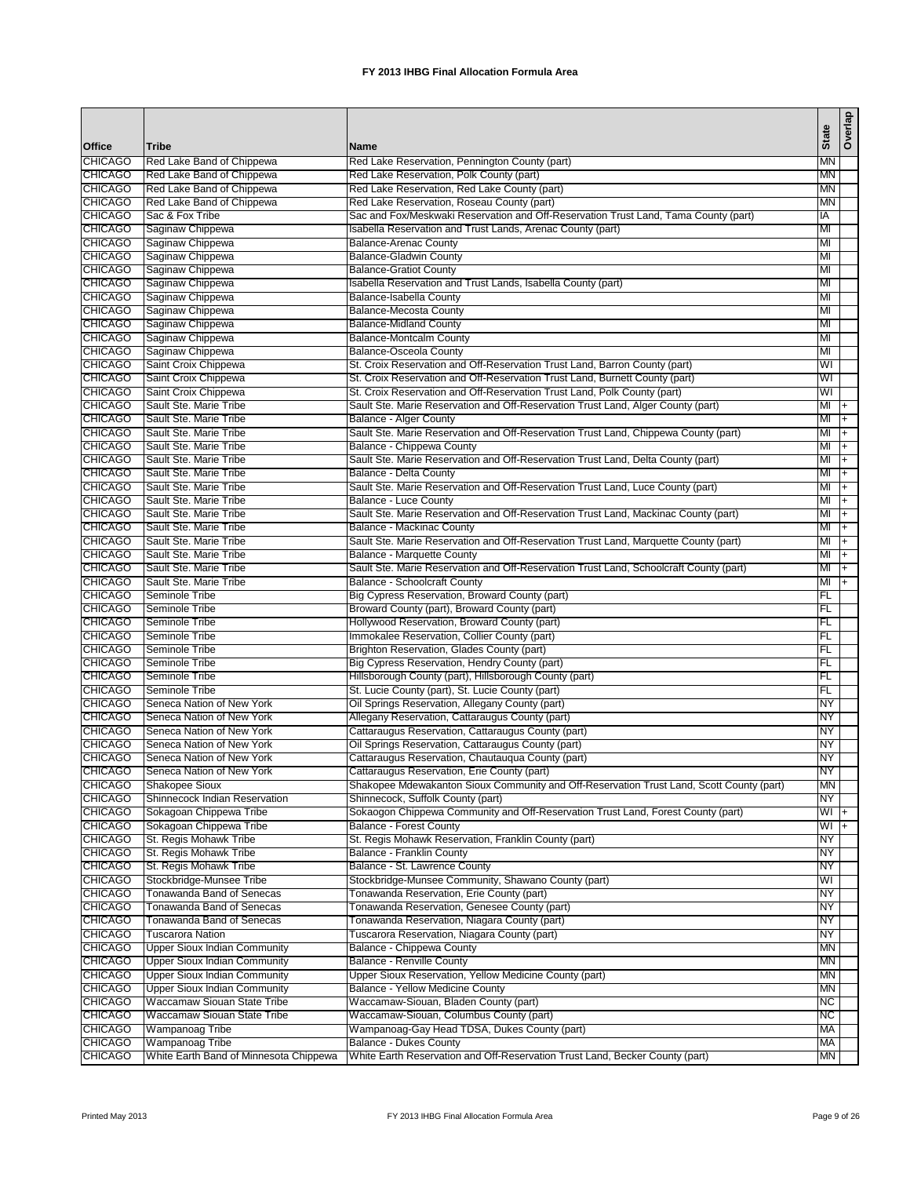# FY 2013 IHBG Final Allocation Formula Area

| Office | Tribe | Name | State | Overlap |
|---|---|---|---|---|
| CHICAGO | Red Lake Band of Chippewa | Red Lake Reservation, Pennington County (part) | MN | |
| CHICAGO | Red Lake Band of Chippewa | Red Lake Reservation, Polk County (part) | MN | |
| CHICAGO | Red Lake Band of Chippewa | Red Lake Reservation, Red Lake County (part) | MN | |
| CHICAGO | Red Lake Band of Chippewa | Red Lake Reservation, Roseau County (part) | MN | |
| CHICAGO | Sac & Fox Tribe | Sac and Fox/Meskwaki Reservation and Off-Reservation Trust Land, Tama County (part) | IA | |
| CHICAGO | Saginaw Chippewa | Isabella Reservation and Trust Lands, Arenac County (part) | MI | |
| CHICAGO | Saginaw Chippewa | Balance-Arenac County | MI | |
| CHICAGO | Saginaw Chippewa | Balance-Gladwin County | MI | |
| CHICAGO | Saginaw Chippewa | Balance-Gratiot County | MI | |
| CHICAGO | Saginaw Chippewa | Isabella Reservation and Trust Lands, Isabella County (part) | MI | |
| CHICAGO | Saginaw Chippewa | Balance-Isabella County | MI | |
| CHICAGO | Saginaw Chippewa | Balance-Mecosta County | MI | |
| CHICAGO | Saginaw Chippewa | Balance-Midland County | MI | |
| CHICAGO | Saginaw Chippewa | Balance-Montcalm County | MI | |
| CHICAGO | Saginaw Chippewa | Balance-Osceola County | MI | |
| CHICAGO | Saint Croix Chippewa | St. Croix Reservation and Off-Reservation Trust Land, Barron County (part) | WI | |
| CHICAGO | Saint Croix Chippewa | St. Croix Reservation and Off-Reservation Trust Land, Burnett County (part) | WI | |
| CHICAGO | Saint Croix Chippewa | St. Croix Reservation and Off-Reservation Trust Land, Polk County (part) | WI | |
| CHICAGO | Sault Ste. Marie Tribe | Sault Ste. Marie Reservation and Off-Reservation Trust Land, Alger County (part) | MI | + |
| CHICAGO | Sault Ste. Marie Tribe | Balance - Alger County | MI | + |
| CHICAGO | Sault Ste. Marie Tribe | Sault Ste. Marie Reservation and Off-Reservation Trust Land, Chippewa County (part) | MI | + |
| CHICAGO | Sault Ste. Marie Tribe | Balance - Chippewa County | MI | + |
| CHICAGO | Sault Ste. Marie Tribe | Sault Ste. Marie Reservation and Off-Reservation Trust Land, Delta County (part) | MI | + |
| CHICAGO | Sault Ste. Marie Tribe | Balance - Delta County | MI | + |
| CHICAGO | Sault Ste. Marie Tribe | Sault Ste. Marie Reservation and Off-Reservation Trust Land, Luce County (part) | MI | + |
| CHICAGO | Sault Ste. Marie Tribe | Balance - Luce County | MI | + |
| CHICAGO | Sault Ste. Marie Tribe | Sault Ste. Marie Reservation and Off-Reservation Trust Land, Mackinac County (part) | MI | + |
| CHICAGO | Sault Ste. Marie Tribe | Balance - Mackinac County | MI | + |
| CHICAGO | Sault Ste. Marie Tribe | Sault Ste. Marie Reservation and Off-Reservation Trust Land, Marquette County (part) | MI | + |
| CHICAGO | Sault Ste. Marie Tribe | Balance - Marquette County | MI | + |
| CHICAGO | Sault Ste. Marie Tribe | Sault Ste. Marie Reservation and Off-Reservation Trust Land, Schoolcraft County (part) | MI | + |
| CHICAGO | Sault Ste. Marie Tribe | Balance - Schoolcraft County | MI | + |
| CHICAGO | Seminole Tribe | Big Cypress Reservation, Broward County (part) | FL | |
| CHICAGO | Seminole Tribe | Broward County (part), Broward County (part) | FL | |
| CHICAGO | Seminole Tribe | Hollywood Reservation, Broward County (part) | FL | |
| CHICAGO | Seminole Tribe | Immokalee Reservation, Collier County (part) | FL | |
| CHICAGO | Seminole Tribe | Brighton Reservation, Glades County (part) | FL | |
| CHICAGO | Seminole Tribe | Big Cypress Reservation, Hendry County (part) | FL | |
| CHICAGO | Seminole Tribe | Hillsborough County (part), Hillsborough County (part) | FL | |
| CHICAGO | Seminole Tribe | St. Lucie County (part), St. Lucie County (part) | FL | |
| CHICAGO | Seneca Nation of New York | Oil Springs Reservation, Allegany County (part) | NY | |
| CHICAGO | Seneca Nation of New York | Allegany Reservation, Cattaraugus County (part) | NY | |
| CHICAGO | Seneca Nation of New York | Cattaraugus Reservation, Cattaraugus County (part) | NY | |
| CHICAGO | Seneca Nation of New York | Oil Springs Reservation, Cattaraugus County (part) | NY | |
| CHICAGO | Seneca Nation of New York | Cattaraugus Reservation, Chautauqua County (part) | NY | |
| CHICAGO | Seneca Nation of New York | Cattaraugus Reservation, Erie County (part) | NY | |
| CHICAGO | Shakopee Sioux | Shakopee Mdewakanton Sioux Community and Off-Reservation Trust Land, Scott County (part) | MN | |
| CHICAGO | Shinnecock Indian Reservation | Shinnecock, Suffolk County (part) | NY | |
| CHICAGO | Sokagoan Chippewa Tribe | Sokaogon Chippewa Community and Off-Reservation Trust Land, Forest County (part) | WI | + |
| CHICAGO | Sokagoan Chippewa Tribe | Balance - Forest County | WI | + |
| CHICAGO | St. Regis Mohawk Tribe | St. Regis Mohawk Reservation, Franklin County (part) | NY | |
| CHICAGO | St. Regis Mohawk Tribe | Balance - Franklin County | NY | |
| CHICAGO | St. Regis Mohawk Tribe | Balance - St. Lawrence County | NY | |
| CHICAGO | Stockbridge-Munsee Tribe | Stockbridge-Munsee Community, Shawano County (part) | WI | |
| CHICAGO | Tonawanda Band of Senecas | Tonawanda Reservation, Erie County (part) | NY | |
| CHICAGO | Tonawanda Band of Senecas | Tonawanda Reservation, Genesee County (part) | NY | |
| CHICAGO | Tonawanda Band of Senecas | Tonawanda Reservation, Niagara County (part) | NY | |
| CHICAGO | Tuscarora Nation | Tuscarora Reservation, Niagara County (part) | NY | |
| CHICAGO | Upper Sioux Indian Community | Balance - Chippewa County | MN | |
| CHICAGO | Upper Sioux Indian Community | Balance - Renville County | MN | |
| CHICAGO | Upper Sioux Indian Community | Upper Sioux Reservation, Yellow Medicine County (part) | MN | |
| CHICAGO | Upper Sioux Indian Community | Balance - Yellow Medicine County | MN | |
| CHICAGO | Waccamaw Siouan State Tribe | Waccamaw-Siouan, Bladen County (part) | NC | |
| CHICAGO | Waccamaw Siouan State Tribe | Waccamaw-Siouan, Columbus County (part) | NC | |
| CHICAGO | Wampanoag Tribe | Wampanoag-Gay Head TDSA, Dukes County (part) | MA | |
| CHICAGO | Wampanoag Tribe | Balance - Dukes County | MA | |
| CHICAGO | White Earth Band of Minnesota Chippewa | White Earth Reservation and Off-Reservation Trust Land, Becker County (part) | MN | |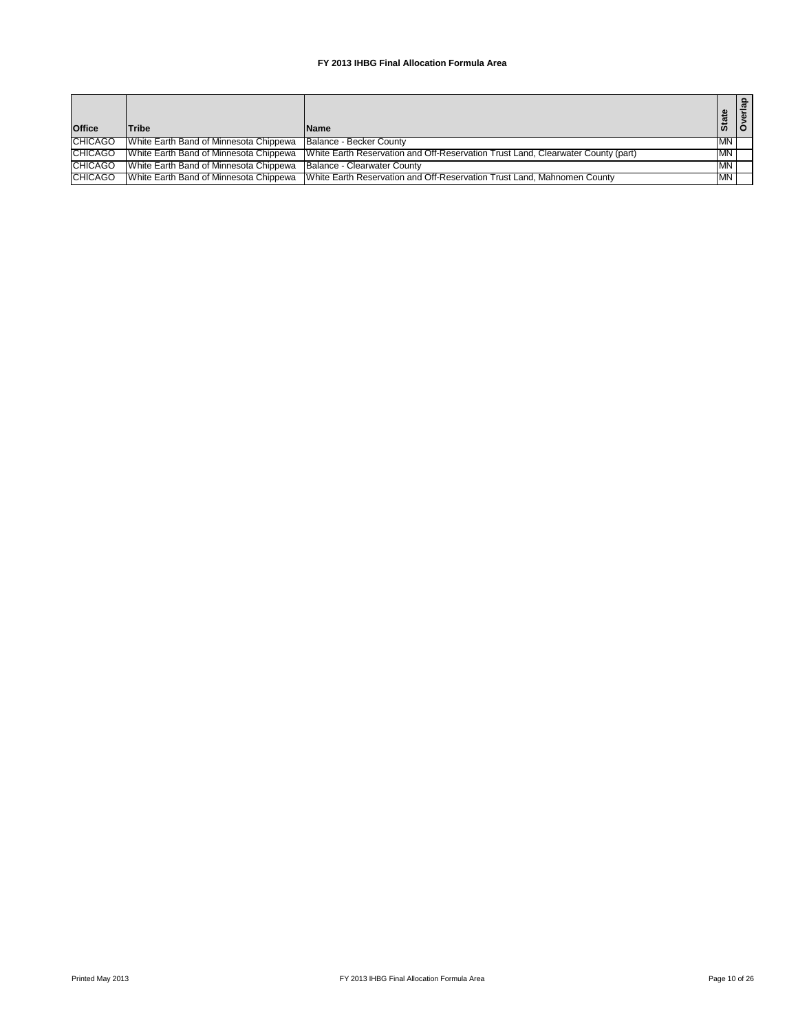# FY 2013 IHBG Final Allocation Formula Area

| Office | Tribe | Name | State | Overlap |
|---|---|---|---|---|
| CHICAGO | White Earth Band of Minnesota Chippewa | Balance - Becker County | MN | |
| CHICAGO | White Earth Band of Minnesota Chippewa | White Earth Reservation and Off-Reservation Trust Land, Clearwater County (part) | MN | |
| CHICAGO | White Earth Band of Minnesota Chippewa | Balance - Clearwater County | MN | |
| CHICAGO | White Earth Band of Minnesota Chippewa | White Earth Reservation and Off-Reservation Trust Land, Mahnomen County | MN | |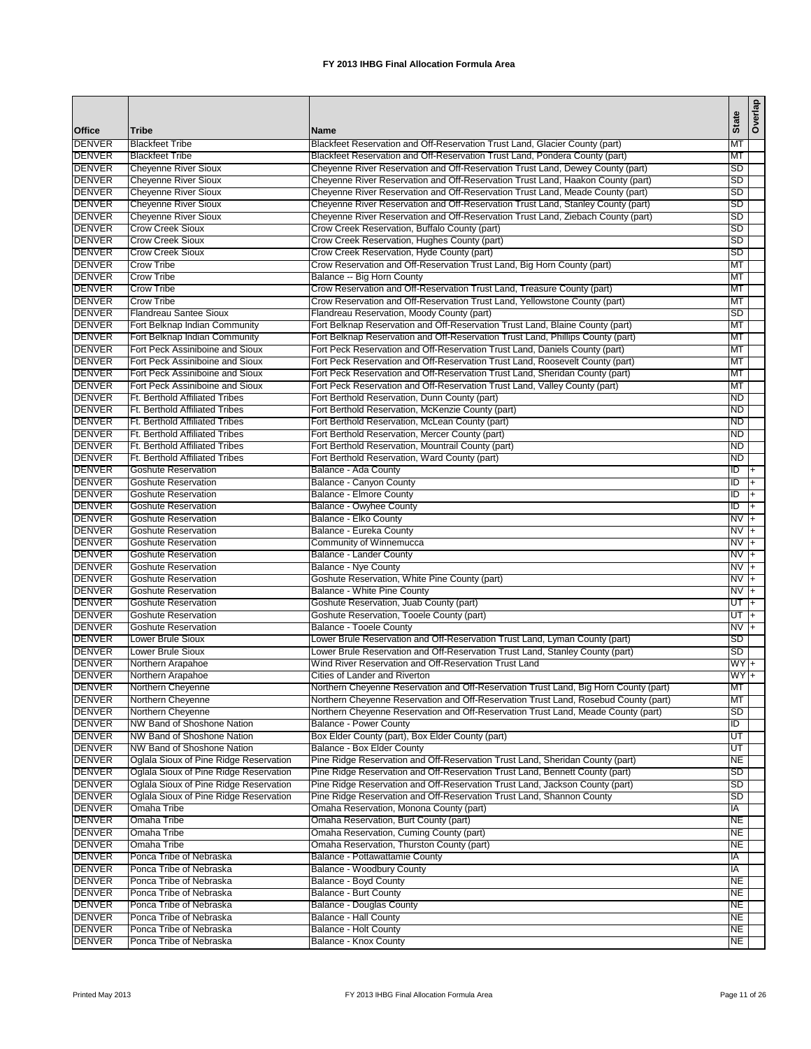# FY 2013 IHBG Final Allocation Formula Area

| Office | Tribe | Name | State | Overlap |
| --- | --- | --- | --- | --- |
| DENVER | Blackfeet Tribe | Blackfeet Reservation and Off-Reservation Trust Land, Glacier County (part) | MT | |
| DENVER | Blackfeet Tribe | Blackfeet Reservation and Off-Reservation Trust Land, Pondera County (part) | MT | |
| DENVER | Cheyenne River Sioux | Cheyenne River Reservation and Off-Reservation Trust Land, Dewey County (part) | SD | |
| DENVER | Cheyenne River Sioux | Cheyenne River Reservation and Off-Reservation Trust Land, Haakon County (part) | SD | |
| DENVER | Cheyenne River Sioux | Cheyenne River Reservation and Off-Reservation Trust Land, Meade County (part) | SD | |
| DENVER | Cheyenne River Sioux | Cheyenne River Reservation and Off-Reservation Trust Land, Stanley County (part) | SD | |
| DENVER | Cheyenne River Sioux | Cheyenne River Reservation and Off-Reservation Trust Land, Ziebach County (part) | SD | |
| DENVER | Crow Creek Sioux | Crow Creek Reservation, Buffalo County (part) | SD | |
| DENVER | Crow Creek Sioux | Crow Creek Reservation, Hughes County (part) | SD | |
| DENVER | Crow Creek Sioux | Crow Creek Reservation, Hyde County (part) | SD | |
| DENVER | Crow Tribe | Crow Reservation and Off-Reservation Trust Land, Big Horn County (part) | MT | |
| DENVER | Crow Tribe | Balance -- Big Horn County | MT | |
| DENVER | Crow Tribe | Crow Reservation and Off-Reservation Trust Land, Treasure County (part) | MT | |
| DENVER | Crow Tribe | Crow Reservation and Off-Reservation Trust Land, Yellowstone County (part) | MT | |
| DENVER | Flandreau Santee Sioux | Flandreau Reservation, Moody County (part) | SD | |
| DENVER | Fort Belknap Indian Community | Fort Belknap Reservation and Off-Reservation Trust Land, Blaine County (part) | MT | |
| DENVER | Fort Belknap Indian Community | Fort Belknap Reservation and Off-Reservation Trust Land, Phillips County (part) | MT | |
| DENVER | Fort Peck Assiniboine and Sioux | Fort Peck Reservation and Off-Reservation Trust Land, Daniels County (part) | MT | |
| DENVER | Fort Peck Assiniboine and Sioux | Fort Peck Reservation and Off-Reservation Trust Land, Roosevelt County (part) | MT | |
| DENVER | Fort Peck Assiniboine and Sioux | Fort Peck Reservation and Off-Reservation Trust Land, Sheridan County (part) | MT | |
| DENVER | Fort Peck Assiniboine and Sioux | Fort Peck Reservation and Off-Reservation Trust Land, Valley County (part) | MT | |
| DENVER | Ft. Berthold Affiliated Tribes | Fort Berthold Reservation, Dunn County (part) | ND | |
| DENVER | Ft. Berthold Affiliated Tribes | Fort Berthold Reservation, McKenzie County (part) | ND | |
| DENVER | Ft. Berthold Affiliated Tribes | Fort Berthold Reservation, McLean County (part) | ND | |
| DENVER | Ft. Berthold Affiliated Tribes | Fort Berthold Reservation, Mercer County (part) | ND | |
| DENVER | Ft. Berthold Affiliated Tribes | Fort Berthold Reservation, Mountrail County (part) | ND | |
| DENVER | Ft. Berthold Affiliated Tribes | Fort Berthold Reservation, Ward County (part) | ND | |
| DENVER | Goshute Reservation | Balance - Ada County | ID | + |
| DENVER | Goshute Reservation | Balance - Canyon County | ID | + |
| DENVER | Goshute Reservation | Balance - Elmore County | ID | + |
| DENVER | Goshute Reservation | Balance - Owyhee County | ID | + |
| DENVER | Goshute Reservation | Balance - Elko County | NV | + |
| DENVER | Goshute Reservation | Balance - Eureka County | NV | + |
| DENVER | Goshute Reservation | Community of Winnemucca | NV | + |
| DENVER | Goshute Reservation | Balance - Lander County | NV | + |
| DENVER | Goshute Reservation | Balance - Nye County | NV | + |
| DENVER | Goshute Reservation | Goshute Reservation, White Pine County (part) | NV | + |
| DENVER | Goshute Reservation | Balance - White Pine County | NV | + |
| DENVER | Goshute Reservation | Goshute Reservation, Juab County (part) | UT | + |
| DENVER | Goshute Reservation | Goshute Reservation, Tooele County (part) | UT | + |
| DENVER | Goshute Reservation | Balance - Tooele County | NV | + |
| DENVER | Lower Brule Sioux | Lower Brule Reservation and Off-Reservation Trust Land, Lyman County (part) | SD | |
| DENVER | Lower Brule Sioux | Lower Brule Reservation and Off-Reservation Trust Land, Stanley County (part) | SD | |
| DENVER | Northern Arapahoe | Wind River Reservation and Off-Reservation Trust Land | WY | + |
| DENVER | Northern Arapahoe | Cities of Lander and Riverton | WY | + |
| DENVER | Northern Cheyenne | Northern Cheyenne Reservation and Off-Reservation Trust Land, Big Horn County (part) | MT | |
| DENVER | Northern Cheyenne | Northern Cheyenne Reservation and Off-Reservation Trust Land, Rosebud County (part) | MT | |
| DENVER | Northern Cheyenne | Northern Cheyenne Reservation and Off-Reservation Trust Land, Meade County (part) | SD | |
| DENVER | NW Band of Shoshone Nation | Balance - Power County | ID | |
| DENVER | NW Band of Shoshone Nation | Box Elder County (part), Box Elder County (part) | UT | |
| DENVER | NW Band of Shoshone Nation | Balance - Box Elder County | UT | |
| DENVER | Oglala Sioux of Pine Ridge Reservation | Pine Ridge Reservation and Off-Reservation Trust Land, Sheridan County (part) | NE | |
| DENVER | Oglala Sioux of Pine Ridge Reservation | Pine Ridge Reservation and Off-Reservation Trust Land, Bennett County (part) | SD | |
| DENVER | Oglala Sioux of Pine Ridge Reservation | Pine Ridge Reservation and Off-Reservation Trust Land, Jackson County (part) | SD | |
| DENVER | Oglala Sioux of Pine Ridge Reservation | Pine Ridge Reservation and Off-Reservation Trust Land, Shannon County | SD | |
| DENVER | Omaha Tribe | Omaha Reservation, Monona County (part) | IA | |
| DENVER | Omaha Tribe | Omaha Reservation, Burt County (part) | NE | |
| DENVER | Omaha Tribe | Omaha Reservation, Cuming County (part) | NE | |
| DENVER | Omaha Tribe | Omaha Reservation, Thurston County (part) | NE | |
| DENVER | Ponca Tribe of Nebraska | Balance - Pottawattamie County | IA | |
| DENVER | Ponca Tribe of Nebraska | Balance - Woodbury County | IA | |
| DENVER | Ponca Tribe of Nebraska | Balance - Boyd County | NE | |
| DENVER | Ponca Tribe of Nebraska | Balance - Burt County | NE | |
| DENVER | Ponca Tribe of Nebraska | Balance - Douglas County | NE | |
| DENVER | Ponca Tribe of Nebraska | Balance - Hall County | NE | |
| DENVER | Ponca Tribe of Nebraska | Balance - Holt County | NE | |
| DENVER | Ponca Tribe of Nebraska | Balance - Knox County | NE | |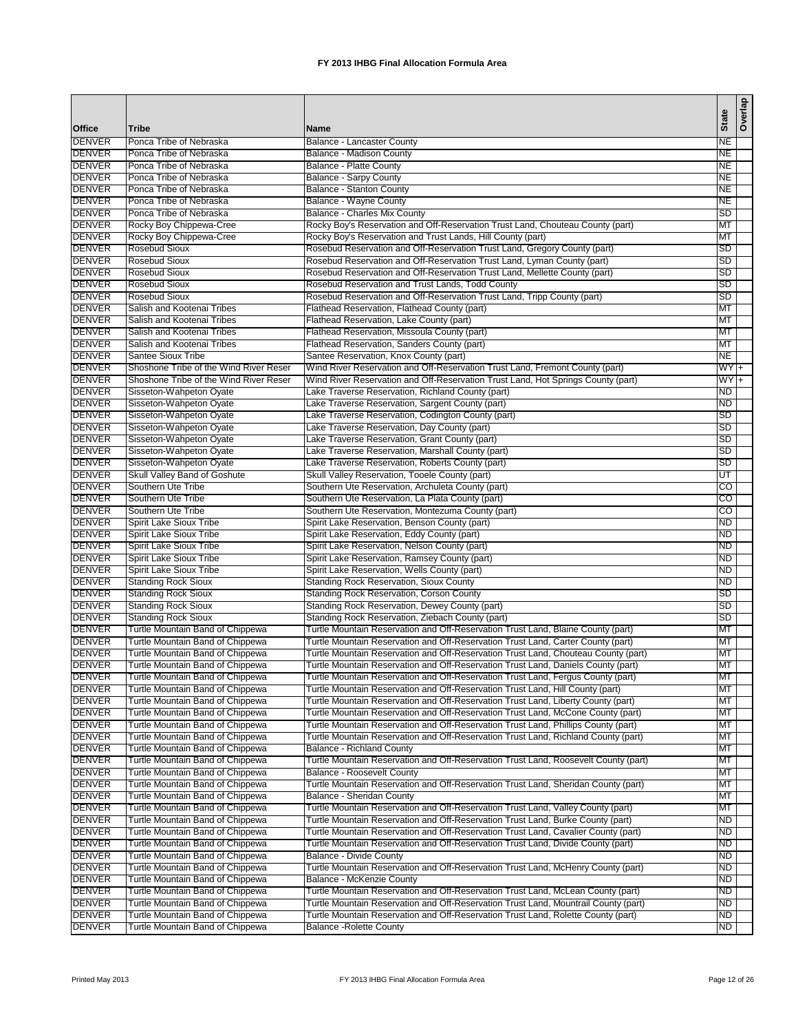# FY 2013 IHBG Final Allocation Formula Area

| Office | Tribe | Name | State | Overlap |
|---|---|---|---|---|
| DENVER | Ponca Tribe of Nebraska | Balance - Lancaster County | NE | |
| DENVER | Ponca Tribe of Nebraska | Balance - Madison County | NE | |
| DENVER | Ponca Tribe of Nebraska | Balance - Platte County | NE | |
| DENVER | Ponca Tribe of Nebraska | Balance - Sarpy County | NE | |
| DENVER | Ponca Tribe of Nebraska | Balance - Stanton County | NE | |
| DENVER | Ponca Tribe of Nebraska | Balance - Wayne County | NE | |
| DENVER | Ponca Tribe of Nebraska | Balance - Charles Mix County | SD | |
| DENVER | Rocky Boy Chippewa-Cree | Rocky Boy's Reservation and Off-Reservation Trust Land, Chouteau County (part) | MT | |
| DENVER | Rocky Boy Chippewa-Cree | Rocky Boy's Reservation and Trust Lands, Hill County (part) | MT | |
| DENVER | Rosebud Sioux | Rosebud Reservation and Off-Reservation Trust Land, Gregory County (part) | SD | |
| DENVER | Rosebud Sioux | Rosebud Reservation and Off-Reservation Trust Land, Lyman County (part) | SD | |
| DENVER | Rosebud Sioux | Rosebud Reservation and Off-Reservation Trust Land, Mellette County (part) | SD | |
| DENVER | Rosebud Sioux | Rosebud Reservation and Trust Lands, Todd County | SD | |
| DENVER | Rosebud Sioux | Rosebud Reservation and Off-Reservation Trust Land, Tripp County (part) | SD | |
| DENVER | Salish and Kootenai Tribes | Flathead Reservation, Flathead County (part) | MT | |
| DENVER | Salish and Kootenai Tribes | Flathead Reservation, Lake County (part) | MT | |
| DENVER | Salish and Kootenai Tribes | Flathead Reservation, Missoula County (part) | MT | |
| DENVER | Salish and Kootenai Tribes | Flathead Reservation, Sanders County (part) | MT | |
| DENVER | Santee Sioux Tribe | Santee Reservation, Knox County (part) | NE | |
| DENVER | Shoshone Tribe of the Wind River Reser | Wind River Reservation and Off-Reservation Trust Land, Fremont County (part) | WY | + |
| DENVER | Shoshone Tribe of the Wind River Reser | Wind River Reservation and Off-Reservation Trust Land, Hot Springs County (part) | WY | + |
| DENVER | Sisseton-Wahpeton Oyate | Lake Traverse Reservation, Richland County (part) | ND | |
| DENVER | Sisseton-Wahpeton Oyate | Lake Traverse Reservation, Sargent County (part) | ND | |
| DENVER | Sisseton-Wahpeton Oyate | Lake Traverse Reservation, Codington County (part) | SD | |
| DENVER | Sisseton-Wahpeton Oyate | Lake Traverse Reservation, Day County (part) | SD | |
| DENVER | Sisseton-Wahpeton Oyate | Lake Traverse Reservation, Grant County (part) | SD | |
| DENVER | Sisseton-Wahpeton Oyate | Lake Traverse Reservation, Marshall County (part) | SD | |
| DENVER | Sisseton-Wahpeton Oyate | Lake Traverse Reservation, Roberts County (part) | SD | |
| DENVER | Skull Valley Band of Goshute | Skull Valley Reservation, Tooele County (part) | UT | |
| DENVER | Southern Ute Tribe | Southern Ute Reservation, Archuleta County (part) | CO | |
| DENVER | Southern Ute Tribe | Southern Ute Reservation, La Plata County (part) | CO | |
| DENVER | Southern Ute Tribe | Southern Ute Reservation, Montezuma County (part) | CO | |
| DENVER | Spirit Lake Sioux Tribe | Spirit Lake Reservation, Benson County (part) | ND | |
| DENVER | Spirit Lake Sioux Tribe | Spirit Lake Reservation, Eddy County (part) | ND | |
| DENVER | Spirit Lake Sioux Tribe | Spirit Lake Reservation, Nelson County (part) | ND | |
| DENVER | Spirit Lake Sioux Tribe | Spirit Lake Reservation, Ramsey County (part) | ND | |
| DENVER | Spirit Lake Sioux Tribe | Spirit Lake Reservation, Wells County (part) | ND | |
| DENVER | Standing Rock Sioux | Standing Rock Reservation, Sioux County | ND | |
| DENVER | Standing Rock Sioux | Standing Rock Reservation, Corson County | SD | |
| DENVER | Standing Rock Sioux | Standing Rock Reservation, Dewey County (part) | SD | |
| DENVER | Standing Rock Sioux | Standing Rock Reservation, Ziebach County (part) | SD | |
| DENVER | Turtle Mountain Band of Chippewa | Turtle Mountain Reservation and Off-Reservation Trust Land, Blaine County (part) | MT | |
| DENVER | Turtle Mountain Band of Chippewa | Turtle Mountain Reservation and Off-Reservation Trust Land, Carter County (part) | MT | |
| DENVER | Turtle Mountain Band of Chippewa | Turtle Mountain Reservation and Off-Reservation Trust Land, Chouteau County (part) | MT | |
| DENVER | Turtle Mountain Band of Chippewa | Turtle Mountain Reservation and Off-Reservation Trust Land, Daniels County (part) | MT | |
| DENVER | Turtle Mountain Band of Chippewa | Turtle Mountain Reservation and Off-Reservation Trust Land, Fergus County (part) | MT | |
| DENVER | Turtle Mountain Band of Chippewa | Turtle Mountain Reservation and Off-Reservation Trust Land, Hill County (part) | MT | |
| DENVER | Turtle Mountain Band of Chippewa | Turtle Mountain Reservation and Off-Reservation Trust Land, Liberty County (part) | MT | |
| DENVER | Turtle Mountain Band of Chippewa | Turtle Mountain Reservation and Off-Reservation Trust Land, McCone County (part) | MT | |
| DENVER | Turtle Mountain Band of Chippewa | Turtle Mountain Reservation and Off-Reservation Trust Land, Phillips County (part) | MT | |
| DENVER | Turtle Mountain Band of Chippewa | Turtle Mountain Reservation and Off-Reservation Trust Land, Richland County (part) | MT | |
| DENVER | Turtle Mountain Band of Chippewa | Balance - Richland County | MT | |
| DENVER | Turtle Mountain Band of Chippewa | Turtle Mountain Reservation and Off-Reservation Trust Land, Roosevelt County (part) | MT | |
| DENVER | Turtle Mountain Band of Chippewa | Balance - Roosevelt County | MT | |
| DENVER | Turtle Mountain Band of Chippewa | Turtle Mountain Reservation and Off-Reservation Trust Land, Sheridan County (part) | MT | |
| DENVER | Turtle Mountain Band of Chippewa | Balance - Sheridan County | MT | |
| DENVER | Turtle Mountain Band of Chippewa | Turtle Mountain Reservation and Off-Reservation Trust Land, Valley County (part) | MT | |
| DENVER | Turtle Mountain Band of Chippewa | Turtle Mountain Reservation and Off-Reservation Trust Land, Burke County (part) | ND | |
| DENVER | Turtle Mountain Band of Chippewa | Turtle Mountain Reservation and Off-Reservation Trust Land, Cavalier County (part) | ND | |
| DENVER | Turtle Mountain Band of Chippewa | Turtle Mountain Reservation and Off-Reservation Trust Land, Divide County (part) | ND | |
| DENVER | Turtle Mountain Band of Chippewa | Balance - Divide County | ND | |
| DENVER | Turtle Mountain Band of Chippewa | Turtle Mountain Reservation and Off-Reservation Trust Land, McHenry County (part) | ND | |
| DENVER | Turtle Mountain Band of Chippewa | Balance - McKenzie County | ND | |
| DENVER | Turtle Mountain Band of Chippewa | Turtle Mountain Reservation and Off-Reservation Trust Land, McLean County (part) | ND | |
| DENVER | Turtle Mountain Band of Chippewa | Turtle Mountain Reservation and Off-Reservation Trust Land, Mountrail County (part) | ND | |
| DENVER | Turtle Mountain Band of Chippewa | Turtle Mountain Reservation and Off-Reservation Trust Land, Rolette County (part) | ND | |
| DENVER | Turtle Mountain Band of Chippewa | Balance -Rolette County | ND | |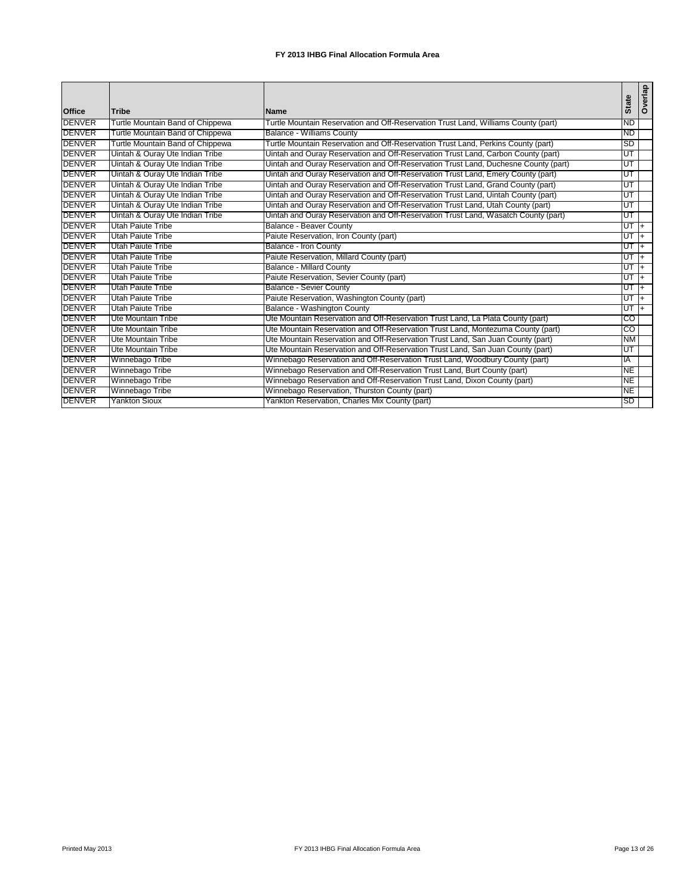# FY 2013 IHBG Final Allocation Formula Area

| Office | Tribe | Name | State | Overlap |
|---|---|---|---|---|
| DENVER | Turtle Mountain Band of Chippewa | Turtle Mountain Reservation and Off-Reservation Trust Land, Williams County (part) | ND | |
| DENVER | Turtle Mountain Band of Chippewa | Balance - Williams County | ND | |
| DENVER | Turtle Mountain Band of Chippewa | Turtle Mountain Reservation and Off-Reservation Trust Land, Perkins County (part) | SD | |
| DENVER | Uintah & Ouray Ute Indian Tribe | Uintah and Ouray Reservation and Off-Reservation Trust Land, Carbon County (part) | UT | |
| DENVER | Uintah & Ouray Ute Indian Tribe | Uintah and Ouray Reservation and Off-Reservation Trust Land, Duchesne County (part) | UT | |
| DENVER | Uintah & Ouray Ute Indian Tribe | Uintah and Ouray Reservation and Off-Reservation Trust Land, Emery County (part) | UT | |
| DENVER | Uintah & Ouray Ute Indian Tribe | Uintah and Ouray Reservation and Off-Reservation Trust Land, Grand County (part) | UT | |
| DENVER | Uintah & Ouray Ute Indian Tribe | Uintah and Ouray Reservation and Off-Reservation Trust Land, Uintah County (part) | UT | |
| DENVER | Uintah & Ouray Ute Indian Tribe | Uintah and Ouray Reservation and Off-Reservation Trust Land, Utah County (part) | UT | |
| DENVER | Uintah & Ouray Ute Indian Tribe | Uintah and Ouray Reservation and Off-Reservation Trust Land, Wasatch County (part) | UT | |
| DENVER | Utah Paiute Tribe | Balance - Beaver County | UT | + |
| DENVER | Utah Paiute Tribe | Paiute Reservation, Iron County (part) | UT | + |
| DENVER | Utah Paiute Tribe | Balance - Iron County | UT | + |
| DENVER | Utah Paiute Tribe | Paiute Reservation, Millard County (part) | UT | + |
| DENVER | Utah Paiute Tribe | Balance - Millard County | UT | + |
| DENVER | Utah Paiute Tribe | Paiute Reservation, Sevier County (part) | UT | + |
| DENVER | Utah Paiute Tribe | Balance - Sevier County | UT | + |
| DENVER | Utah Paiute Tribe | Paiute Reservation, Washington County (part) | UT | + |
| DENVER | Utah Paiute Tribe | Balance - Washington County | UT | + |
| DENVER | Ute Mountain Tribe | Ute Mountain Reservation and Off-Reservation Trust Land, La Plata County (part) | CO | |
| DENVER | Ute Mountain Tribe | Ute Mountain Reservation and Off-Reservation Trust Land, Montezuma County (part) | CO | |
| DENVER | Ute Mountain Tribe | Ute Mountain Reservation and Off-Reservation Trust Land, San Juan County (part) | NM | |
| DENVER | Ute Mountain Tribe | Ute Mountain Reservation and Off-Reservation Trust Land, San Juan County (part) | UT | |
| DENVER | Winnebago Tribe | Winnebago Reservation and Off-Reservation Trust Land, Woodbury County (part) | IA | |
| DENVER | Winnebago Tribe | Winnebago Reservation and Off-Reservation Trust Land, Burt County (part) | NE | |
| DENVER | Winnebago Tribe | Winnebago Reservation and Off-Reservation Trust Land, Dixon County (part) | NE | |
| DENVER | Winnebago Tribe | Winnebago Reservation, Thurston County (part) | NE | |
| DENVER | Yankton Sioux | Yankton Reservation, Charles Mix County (part) | SD | |

Printed May 2013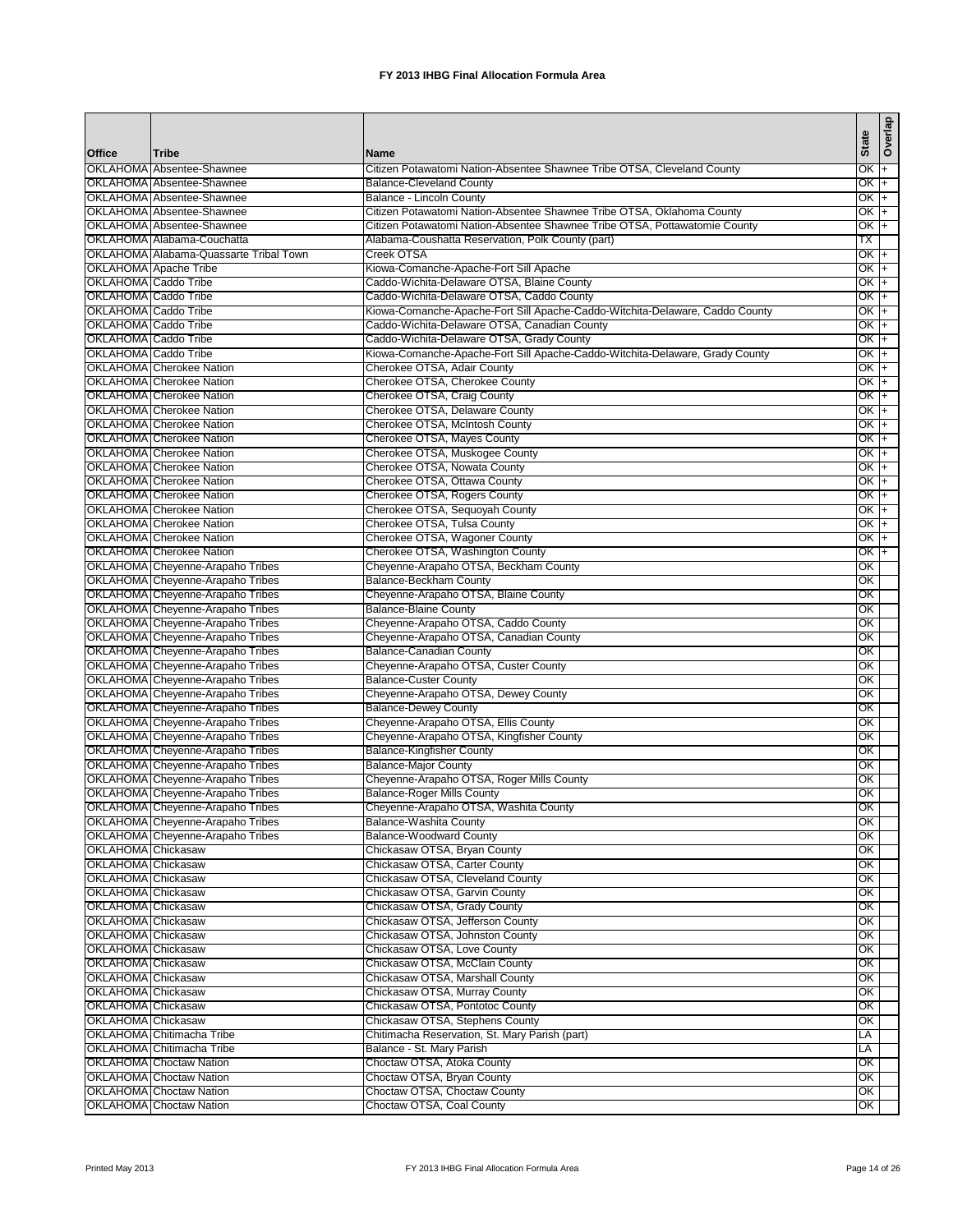# FY 2013 IHBG Final Allocation Formula Area

| Office | Tribe | Name | State | Overlap |
|---|---|---|---|---|
| OKLAHOMA | Absentee-Shawnee | Citizen Potawatomi Nation-Absentee Shawnee Tribe OTSA, Cleveland County | OK | + |
| OKLAHOMA | Absentee-Shawnee | Balance-Cleveland County | OK | + |
| OKLAHOMA | Absentee-Shawnee | Balance - Lincoln County | OK | + |
| OKLAHOMA | Absentee-Shawnee | Citizen Potawatomi Nation-Absentee Shawnee Tribe OTSA, Oklahoma County | OK | + |
| OKLAHOMA | Absentee-Shawnee | Citizen Potawatomi Nation-Absentee Shawnee Tribe OTSA, Pottawatomie County | OK | + |
| OKLAHOMA | Alabama-Couchatta | Alabama-Coushatta Reservation, Polk County (part) | TX | |
| OKLAHOMA | Alabama-Quassarte Tribal Town | Creek OTSA | OK | + |
| OKLAHOMA | Apache Tribe | Kiowa-Comanche-Apache-Fort Sill Apache | OK | + |
| OKLAHOMA | Caddo Tribe | Caddo-Wichita-Delaware OTSA, Blaine County | OK | + |
| OKLAHOMA | Caddo Tribe | Caddo-Wichita-Delaware OTSA, Caddo County | OK | + |
| OKLAHOMA | Caddo Tribe | Kiowa-Comanche-Apache-Fort Sill Apache-Caddo-Witchita-Delaware, Caddo County | OK | + |
| OKLAHOMA | Caddo Tribe | Caddo-Wichita-Delaware OTSA, Canadian County | OK | + |
| OKLAHOMA | Caddo Tribe | Caddo-Wichita-Delaware OTSA, Grady County | OK | + |
| OKLAHOMA | Caddo Tribe | Kiowa-Comanche-Apache-Fort Sill Apache-Caddo-Witchita-Delaware, Grady County | OK | + |
| OKLAHOMA | Cherokee Nation | Cherokee OTSA, Adair County | OK | + |
| OKLAHOMA | Cherokee Nation | Cherokee OTSA, Cherokee County | OK | + |
| OKLAHOMA | Cherokee Nation | Cherokee OTSA, Craig County | OK | + |
| OKLAHOMA | Cherokee Nation | Cherokee OTSA, Delaware County | OK | + |
| OKLAHOMA | Cherokee Nation | Cherokee OTSA, McIntosh County | OK | + |
| OKLAHOMA | Cherokee Nation | Cherokee OTSA, Mayes County | OK | + |
| OKLAHOMA | Cherokee Nation | Cherokee OTSA, Muskogee County | OK | + |
| OKLAHOMA | Cherokee Nation | Cherokee OTSA, Nowata County | OK | + |
| OKLAHOMA | Cherokee Nation | Cherokee OTSA, Ottawa County | OK | + |
| OKLAHOMA | Cherokee Nation | Cherokee OTSA, Rogers County | OK | + |
| OKLAHOMA | Cherokee Nation | Cherokee OTSA, Sequoyah County | OK | + |
| OKLAHOMA | Cherokee Nation | Cherokee OTSA, Tulsa County | OK | + |
| OKLAHOMA | Cherokee Nation | Cherokee OTSA, Wagoner County | OK | + |
| OKLAHOMA | Cherokee Nation | Cherokee OTSA, Washington County | OK | + |
| OKLAHOMA | Cheyenne-Arapaho Tribes | Cheyenne-Arapaho OTSA, Beckham County | OK | |
| OKLAHOMA | Cheyenne-Arapaho Tribes | Balance-Beckham County | OK | |
| OKLAHOMA | Cheyenne-Arapaho Tribes | Cheyenne-Arapaho OTSA, Blaine County | OK | |
| OKLAHOMA | Cheyenne-Arapaho Tribes | Balance-Blaine County | OK | |
| OKLAHOMA | Cheyenne-Arapaho Tribes | Cheyenne-Arapaho OTSA, Caddo County | OK | |
| OKLAHOMA | Cheyenne-Arapaho Tribes | Cheyenne-Arapaho OTSA, Canadian County | OK | |
| OKLAHOMA | Cheyenne-Arapaho Tribes | Balance-Canadian County | OK | |
| OKLAHOMA | Cheyenne-Arapaho Tribes | Cheyenne-Arapaho OTSA, Custer County | OK | |
| OKLAHOMA | Cheyenne-Arapaho Tribes | Balance-Custer County | OK | |
| OKLAHOMA | Cheyenne-Arapaho Tribes | Cheyenne-Arapaho OTSA, Dewey County | OK | |
| OKLAHOMA | Cheyenne-Arapaho Tribes | Balance-Dewey County | OK | |
| OKLAHOMA | Cheyenne-Arapaho Tribes | Cheyenne-Arapaho OTSA, Ellis County | OK | |
| OKLAHOMA | Cheyenne-Arapaho Tribes | Cheyenne-Arapaho OTSA, Kingfisher County | OK | |
| OKLAHOMA | Cheyenne-Arapaho Tribes | Balance-Kingfisher County | OK | |
| OKLAHOMA | Cheyenne-Arapaho Tribes | Balance-Major County | OK | |
| OKLAHOMA | Cheyenne-Arapaho Tribes | Cheyenne-Arapaho OTSA, Roger Mills County | OK | |
| OKLAHOMA | Cheyenne-Arapaho Tribes | Balance-Roger Mills County | OK | |
| OKLAHOMA | Cheyenne-Arapaho Tribes | Cheyenne-Arapaho OTSA, Washita County | OK | |
| OKLAHOMA | Cheyenne-Arapaho Tribes | Balance-Washita County | OK | |
| OKLAHOMA | Cheyenne-Arapaho Tribes | Balance-Woodward County | OK | |
| OKLAHOMA | Chickasaw | Chickasaw OTSA, Bryan County | OK | |
| OKLAHOMA | Chickasaw | Chickasaw OTSA, Carter County | OK | |
| OKLAHOMA | Chickasaw | Chickasaw OTSA, Cleveland County | OK | |
| OKLAHOMA | Chickasaw | Chickasaw OTSA, Garvin County | OK | |
| OKLAHOMA | Chickasaw | Chickasaw OTSA, Grady County | OK | |
| OKLAHOMA | Chickasaw | Chickasaw OTSA, Jefferson County | OK | |
| OKLAHOMA | Chickasaw | Chickasaw OTSA, Johnston County | OK | |
| OKLAHOMA | Chickasaw | Chickasaw OTSA, Love County | OK | |
| OKLAHOMA | Chickasaw | Chickasaw OTSA, McClain County | OK | |
| OKLAHOMA | Chickasaw | Chickasaw OTSA, Marshall County | OK | |
| OKLAHOMA | Chickasaw | Chickasaw OTSA, Murray County | OK | |
| OKLAHOMA | Chickasaw | Chickasaw OTSA, Pontotoc County | OK | |
| OKLAHOMA | Chickasaw | Chickasaw OTSA, Stephens County | OK | |
| OKLAHOMA | Chitimacha Tribe | Chitimacha Reservation, St. Mary Parish (part) | LA | |
| OKLAHOMA | Chitimacha Tribe | Balance - St. Mary Parish | LA | |
| OKLAHOMA | Choctaw Nation | Choctaw OTSA, Atoka County | OK | |
| OKLAHOMA | Choctaw Nation | Choctaw OTSA, Bryan County | OK | |
| OKLAHOMA | Choctaw Nation | Choctaw OTSA, Choctaw County | OK | |
| OKLAHOMA | Choctaw Nation | Choctaw OTSA, Coal County | OK | |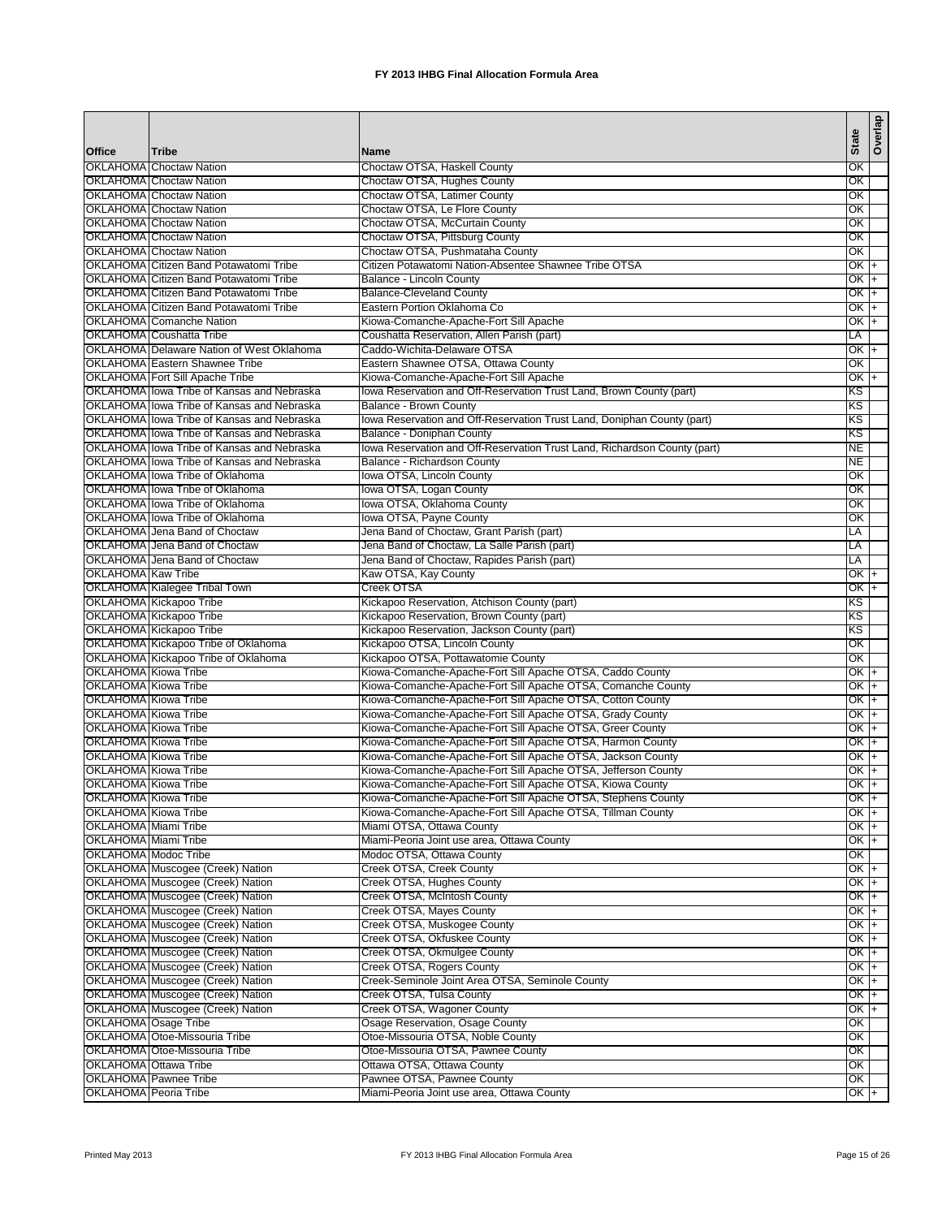# FY 2013 IHBG Final Allocation Formula Area

| Office | Tribe | Name | State | Overlap |
|---|---|---|---|---|
| OKLAHOMA | Choctaw Nation | Choctaw OTSA, Haskell County | OK | |
| OKLAHOMA | Choctaw Nation | Choctaw OTSA, Hughes County | OK | |
| OKLAHOMA | Choctaw Nation | Choctaw OTSA, Latimer County | OK | |
| OKLAHOMA | Choctaw Nation | Choctaw OTSA, Le Flore County | OK | |
| OKLAHOMA | Choctaw Nation | Choctaw OTSA, McCurtain County | OK | |
| OKLAHOMA | Choctaw Nation | Choctaw OTSA, Pittsburg County | OK | |
| OKLAHOMA | Choctaw Nation | Choctaw OTSA, Pushmataha County | OK | |
| OKLAHOMA | Citizen Band Potawatomi Tribe | Citizen Potawatomi Nation-Absentee Shawnee Tribe OTSA | OK | + |
| OKLAHOMA | Citizen Band Potawatomi Tribe | Balance - Lincoln County | OK | + |
| OKLAHOMA | Citizen Band Potawatomi Tribe | Balance-Cleveland County | OK | + |
| OKLAHOMA | Citizen Band Potawatomi Tribe | Eastern Portion Oklahoma Co | OK | + |
| OKLAHOMA | Comanche Nation | Kiowa-Comanche-Apache-Fort Sill Apache | OK | + |
| OKLAHOMA | Coushatta Tribe | Coushatta Reservation, Allen Parish (part) | LA | |
| OKLAHOMA | Delaware Nation of West Oklahoma | Caddo-Wichita-Delaware OTSA | OK | + |
| OKLAHOMA | Eastern Shawnee Tribe | Eastern Shawnee OTSA, Ottawa County | OK | |
| OKLAHOMA | Fort Sill Apache Tribe | Kiowa-Comanche-Apache-Fort Sill Apache | OK | + |
| OKLAHOMA | Iowa Tribe of Kansas and Nebraska | Iowa Reservation and Off-Reservation Trust Land, Brown County (part) | KS | |
| OKLAHOMA | Iowa Tribe of Kansas and Nebraska | Balance - Brown County | KS | |
| OKLAHOMA | Iowa Tribe of Kansas and Nebraska | Iowa Reservation and Off-Reservation Trust Land, Doniphan County (part) | KS | |
| OKLAHOMA | Iowa Tribe of Kansas and Nebraska | Balance - Doniphan County | KS | |
| OKLAHOMA | Iowa Tribe of Kansas and Nebraska | Iowa Reservation and Off-Reservation Trust Land, Richardson County (part) | NE | |
| OKLAHOMA | Iowa Tribe of Kansas and Nebraska | Balance - Richardson County | NE | |
| OKLAHOMA | Iowa Tribe of Oklahoma | Iowa OTSA, Lincoln County | OK | |
| OKLAHOMA | Iowa Tribe of Oklahoma | Iowa OTSA, Logan County | OK | |
| OKLAHOMA | Iowa Tribe of Oklahoma | Iowa OTSA, Oklahoma County | OK | |
| OKLAHOMA | Iowa Tribe of Oklahoma | Iowa OTSA, Payne County | OK | |
| OKLAHOMA | Jena Band of Choctaw | Jena Band of Choctaw, Grant Parish (part) | LA | |
| OKLAHOMA | Jena Band of Choctaw | Jena Band of Choctaw, La Salle Parish (part) | LA | |
| OKLAHOMA | Jena Band of Choctaw | Jena Band of Choctaw, Rapides Parish (part) | LA | |
| OKLAHOMA | Kaw Tribe | Kaw OTSA, Kay County | OK | + |
| OKLAHOMA | Kialegee Tribal Town | Creek OTSA | OK | + |
| OKLAHOMA | Kickapoo Tribe | Kickapoo Reservation, Atchison County (part) | KS | |
| OKLAHOMA | Kickapoo Tribe | Kickapoo Reservation, Brown County (part) | KS | |
| OKLAHOMA | Kickapoo Tribe | Kickapoo Reservation, Jackson County (part) | KS | |
| OKLAHOMA | Kickapoo Tribe of Oklahoma | Kickapoo OTSA, Lincoln County | OK | |
| OKLAHOMA | Kickapoo Tribe of Oklahoma | Kickapoo OTSA, Pottawatomie County | OK | |
| OKLAHOMA | Kiowa Tribe | Kiowa-Comanche-Apache-Fort Sill Apache OTSA, Caddo County | OK | + |
| OKLAHOMA | Kiowa Tribe | Kiowa-Comanche-Apache-Fort Sill Apache OTSA, Comanche County | OK | + |
| OKLAHOMA | Kiowa Tribe | Kiowa-Comanche-Apache-Fort Sill Apache OTSA, Cotton County | OK | + |
| OKLAHOMA | Kiowa Tribe | Kiowa-Comanche-Apache-Fort Sill Apache OTSA, Grady County | OK | + |
| OKLAHOMA | Kiowa Tribe | Kiowa-Comanche-Apache-Fort Sill Apache OTSA, Greer County | OK | + |
| OKLAHOMA | Kiowa Tribe | Kiowa-Comanche-Apache-Fort Sill Apache OTSA, Harmon County | OK | + |
| OKLAHOMA | Kiowa Tribe | Kiowa-Comanche-Apache-Fort Sill Apache OTSA, Jackson County | OK | + |
| OKLAHOMA | Kiowa Tribe | Kiowa-Comanche-Apache-Fort Sill Apache OTSA, Jefferson County | OK | + |
| OKLAHOMA | Kiowa Tribe | Kiowa-Comanche-Apache-Fort Sill Apache OTSA, Kiowa County | OK | + |
| OKLAHOMA | Kiowa Tribe | Kiowa-Comanche-Apache-Fort Sill Apache OTSA, Stephens County | OK | + |
| OKLAHOMA | Kiowa Tribe | Kiowa-Comanche-Apache-Fort Sill Apache OTSA, Tillman County | OK | + |
| OKLAHOMA | Miami Tribe | Miami OTSA, Ottawa County | OK | + |
| OKLAHOMA | Miami Tribe | Miami-Peoria Joint use area, Ottawa County | OK | + |
| OKLAHOMA | Modoc Tribe | Modoc OTSA, Ottawa County | OK | |
| OKLAHOMA | Muscogee (Creek) Nation | Creek OTSA, Creek County | OK | + |
| OKLAHOMA | Muscogee (Creek) Nation | Creek OTSA, Hughes County | OK | + |
| OKLAHOMA | Muscogee (Creek) Nation | Creek OTSA, McIntosh County | OK | + |
| OKLAHOMA | Muscogee (Creek) Nation | Creek OTSA, Mayes County | OK | + |
| OKLAHOMA | Muscogee (Creek) Nation | Creek OTSA, Muskogee County | OK | + |
| OKLAHOMA | Muscogee (Creek) Nation | Creek OTSA, Okfuskee County | OK | + |
| OKLAHOMA | Muscogee (Creek) Nation | Creek OTSA, Okmulgee County | OK | + |
| OKLAHOMA | Muscogee (Creek) Nation | Creek OTSA, Rogers County | OK | + |
| OKLAHOMA | Muscogee (Creek) Nation | Creek-Seminole Joint Area OTSA, Seminole County | OK | + |
| OKLAHOMA | Muscogee (Creek) Nation | Creek OTSA, Tulsa County | OK | + |
| OKLAHOMA | Muscogee (Creek) Nation | Creek OTSA, Wagoner County | OK | + |
| OKLAHOMA | Osage Tribe | Osage Reservation, Osage County | OK | |
| OKLAHOMA | Otoe-Missouria Tribe | Otoe-Missouria OTSA, Noble County | OK | |
| OKLAHOMA | Otoe-Missouria Tribe | Otoe-Missouria OTSA, Pawnee County | OK | |
| OKLAHOMA | Ottawa Tribe | Ottawa OTSA, Ottawa County | OK | |
| OKLAHOMA | Pawnee Tribe | Pawnee OTSA, Pawnee County | OK | |
| OKLAHOMA | Peoria Tribe | Miami-Peoria Joint use area, Ottawa County | OK | + |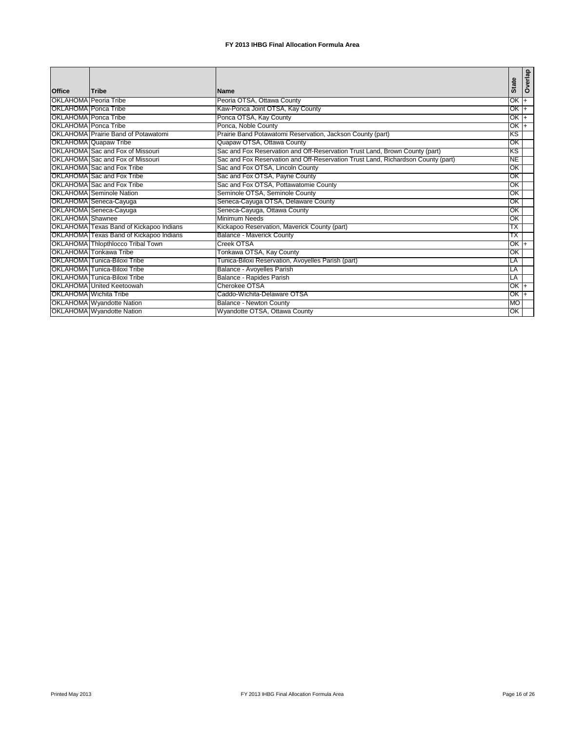# FY 2013 IHBG Final Allocation Formula Area

| Office | Tribe | Name | State | Overlap |
|---|---|---|---|---|
| OKLAHOMA | Peoria Tribe | Peoria OTSA, Ottawa County | OK | + |
| OKLAHOMA | Ponca Tribe | Kaw-Ponca Joint OTSA, Kay County | OK | + |
| OKLAHOMA | Ponca Tribe | Ponca OTSA, Kay County | OK | + |
| OKLAHOMA | Ponca Tribe | Ponca, Noble County | OK | + |
| OKLAHOMA | Prairie Band of Potawatomi | Prairie Band Potawatomi Reservation, Jackson County (part) | KS | |
| OKLAHOMA | Quapaw Tribe | Quapaw OTSA, Ottawa County | OK | |
| OKLAHOMA | Sac and Fox of Missouri | Sac and Fox Reservation and Off-Reservation Trust Land, Brown County (part) | KS | |
| OKLAHOMA | Sac and Fox of Missouri | Sac and Fox Reservation and Off-Reservation Trust Land, Richardson County (part) | NE | |
| OKLAHOMA | Sac and Fox Tribe | Sac and Fox OTSA, Lincoln County | OK | |
| OKLAHOMA | Sac and Fox Tribe | Sac and Fox OTSA, Payne County | OK | |
| OKLAHOMA | Sac and Fox Tribe | Sac and Fox OTSA, Pottawatomie County | OK | |
| OKLAHOMA | Seminole Nation | Seminole OTSA, Seminole County | OK | |
| OKLAHOMA | Seneca-Cayuga | Seneca-Cayuga OTSA, Delaware County | OK | |
| OKLAHOMA | Seneca-Cayuga | Seneca-Cayuga, Ottawa County | OK | |
| OKLAHOMA | Shawnee | Minimum Needs | OK | |
| OKLAHOMA | Texas Band of Kickapoo Indians | Kickapoo Reservation, Maverick County (part) | TX | |
| OKLAHOMA | Texas Band of Kickapoo Indians | Balance - Maverick County | TX | |
| OKLAHOMA | Thlopthlocco Tribal Town | Creek OTSA | OK | + |
| OKLAHOMA | Tonkawa Tribe | Tonkawa OTSA, Kay County | OK | |
| OKLAHOMA | Tunica-Biloxi Tribe | Tunica-Biloxi Reservation, Avoyelles Parish (part) | LA | |
| OKLAHOMA | Tunica-Biloxi Tribe | Balance - Avoyelles Parish | LA | |
| OKLAHOMA | Tunica-Biloxi Tribe | Balance - Rapides Parish | LA | |
| OKLAHOMA | United Keetoowah | Cherokee OTSA | OK | + |
| OKLAHOMA | Wichita Tribe | Caddo-Wichita-Delaware OTSA | OK | + |
| OKLAHOMA | Wyandotte Nation | Balance - Newton County | MO | |
| OKLAHOMA | Wyandotte Nation | Wyandotte OTSA, Ottawa County | OK | |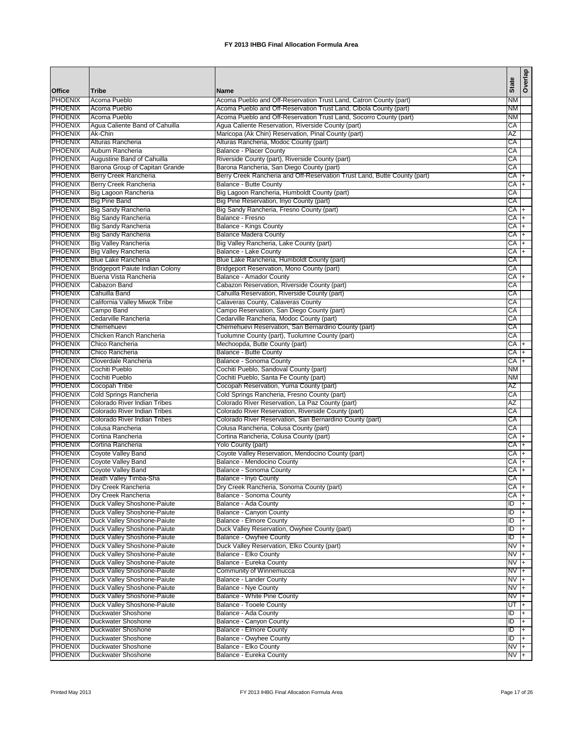# FY 2013 IHBG Final Allocation Formula Area

| Office | Tribe | Name | State | Overlap |
|---|---|---|---|---|
| PHOENIX | Acoma Pueblo | Acoma Pueblo and Off-Reservation Trust Land, Catron County (part) | NM | |
| PHOENIX | Acoma Pueblo | Acoma Pueblo and Off-Reservation Trust Land, Cibola County (part) | NM | |
| PHOENIX | Acoma Pueblo | Acoma Pueblo and Off-Reservation Trust Land, Socorro County (part) | NM | |
| PHOENIX | Agua Caliente Band of Cahuilla | Agua Caliente Reservation, Riverside County (part) | CA | |
| PHOENIX | Ak-Chin | Maricopa (Ak Chin) Reservation, Pinal County (part) | AZ | |
| PHOENIX | Alturas Rancheria | Alturas Rancheria, Modoc County (part) | CA | |
| PHOENIX | Auburn Rancheria | Balance - Placer County | CA | |
| PHOENIX | Augustine Band of Cahuilla | Riverside County (part), Riverside County (part) | CA | |
| PHOENIX | Barona Group of Capitan Grande | Barona Rancheria, San Diego County (part) | CA | |
| PHOENIX | Berry Creek Rancheria | Berry Creek Rancheria and Off-Reservation Trust Land, Butte County (part) | CA | + |
| PHOENIX | Berry Creek Rancheria | Balance - Butte County | CA | + |
| PHOENIX | Big Lagoon Rancheria | Big Lagoon Rancheria, Humboldt County (part) | CA | |
| PHOENIX | Big Pine Band | Big Pine Reservation, Inyo County (part) | CA | |
| PHOENIX | Big Sandy Rancheria | Big Sandy Rancheria, Fresno County (part) | CA | + |
| PHOENIX | Big Sandy Rancheria | Balance - Fresno | CA | + |
| PHOENIX | Big Sandy Rancheria | Balance - Kings County | CA | + |
| PHOENIX | Big Sandy Rancheria | Balance Madera County | CA | + |
| PHOENIX | Big Valley Rancheria | Big Valley Rancheria, Lake County (part) | CA | + |
| PHOENIX | Big Valley Rancheria | Balance - Lake County | CA | + |
| PHOENIX | Blue Lake Rancheria | Blue Lake Rancheria, Humboldt County (part) | CA | |
| PHOENIX | Bridgeport Paiute Indian Colony | Bridgeport Reservation, Mono County (part) | CA | |
| PHOENIX | Buena Vista Rancheria | Balance - Amador County | CA | + |
| PHOENIX | Cabazon Band | Cabazon Reservation, Riverside County (part) | CA | |
| PHOENIX | Cahuilla Band | Cahuilla Reservation, Riverside County (part) | CA | |
| PHOENIX | California Valley Miwok Tribe | Calaveras County, Calaveras County | CA | |
| PHOENIX | Campo Band | Campo Reservation, San Diego County (part) | CA | |
| PHOENIX | Cedarville Rancheria | Cedarville Rancheria, Modoc County (part) | CA | |
| PHOENIX | Chemehuevi | Chemehuevi Reservation, San Bernardino County (part) | CA | |
| PHOENIX | Chicken Ranch Rancheria | Tuolumne County (part), Tuolumne County (part) | CA | |
| PHOENIX | Chico Rancheria | Mechoopda, Butte County (part) | CA | + |
| PHOENIX | Chico Rancheria | Balance - Butte County | CA | + |
| PHOENIX | Cloverdale Rancheria | Balance - Sonoma County | CA | + |
| PHOENIX | Cochiti Pueblo | Cochiti Pueblo, Sandoval County (part) | NM | |
| PHOENIX | Cochiti Pueblo | Cochiti Pueblo, Santa Fe County (part) | NM | |
| PHOENIX | Cocopah Tribe | Cocopah Reservation, Yuma County (part) | AZ | |
| PHOENIX | Cold Springs Rancheria | Cold Springs Rancheria, Fresno County (part) | CA | |
| PHOENIX | Colorado River Indian Tribes | Colorado River Reservation, La Paz County (part) | AZ | |
| PHOENIX | Colorado River Indian Tribes | Colorado River Reservation, Riverside County (part) | CA | |
| PHOENIX | Colorado River Indian Tribes | Colorado River Reservation, San Bernardino County (part) | CA | |
| PHOENIX | Colusa Rancheria | Colusa Rancheria, Colusa County (part) | CA | |
| PHOENIX | Cortina Rancheria | Cortina Rancheria, Colusa County (part) | CA | + |
| PHOENIX | Cortina Rancheria | Yolo County (part) | CA | + |
| PHOENIX | Coyote Valley Band | Coyote Valley Reservation, Mendocino County (part) | CA | + |
| PHOENIX | Coyote Valley Band | Balance - Mendocino County | CA | + |
| PHOENIX | Coyote Valley Band | Balance - Sonoma County | CA | + |
| PHOENIX | Death Valley Timba-Sha | Balance - Inyo County | CA | |
| PHOENIX | Dry Creek Rancheria | Dry Creek Rancheria, Sonoma County (part) | CA | + |
| PHOENIX | Dry Creek Rancheria | Balance - Sonoma County | CA | + |
| PHOENIX | Duck Valley Shoshone-Paiute | Balance - Ada County | ID | + |
| PHOENIX | Duck Valley Shoshone-Paiute | Balance - Canyon County | ID | + |
| PHOENIX | Duck Valley Shoshone-Paiute | Balance - Elmore County | ID | + |
| PHOENIX | Duck Valley Shoshone-Paiute | Duck Valley Reservation, Owyhee County (part) | ID | + |
| PHOENIX | Duck Valley Shoshone-Paiute | Balance - Owyhee County | ID | + |
| PHOENIX | Duck Valley Shoshone-Paiute | Duck Valley Reservation, Elko County (part) | NV | + |
| PHOENIX | Duck Valley Shoshone-Paiute | Balance - Elko County | NV | + |
| PHOENIX | Duck Valley Shoshone-Paiute | Balance - Eureka County | NV | + |
| PHOENIX | Duck Valley Shoshone-Paiute | Community of Winnemucca | NV | + |
| PHOENIX | Duck Valley Shoshone-Paiute | Balance - Lander County | NV | + |
| PHOENIX | Duck Valley Shoshone-Paiute | Balance - Nye County | NV | + |
| PHOENIX | Duck Valley Shoshone-Paiute | Balance - White Pine County | NV | + |
| PHOENIX | Duck Valley Shoshone-Paiute | Balance - Tooele County | UT | + |
| PHOENIX | Duckwater Shoshone | Balance - Ada County | ID | + |
| PHOENIX | Duckwater Shoshone | Balance - Canyon County | ID | + |
| PHOENIX | Duckwater Shoshone | Balance - Elmore County | ID | + |
| PHOENIX | Duckwater Shoshone | Balance - Owyhee County | ID | + |
| PHOENIX | Duckwater Shoshone | Balance - Elko County | NV | + |
| PHOENIX | Duckwater Shoshone | Balance - Eureka County | NV | + |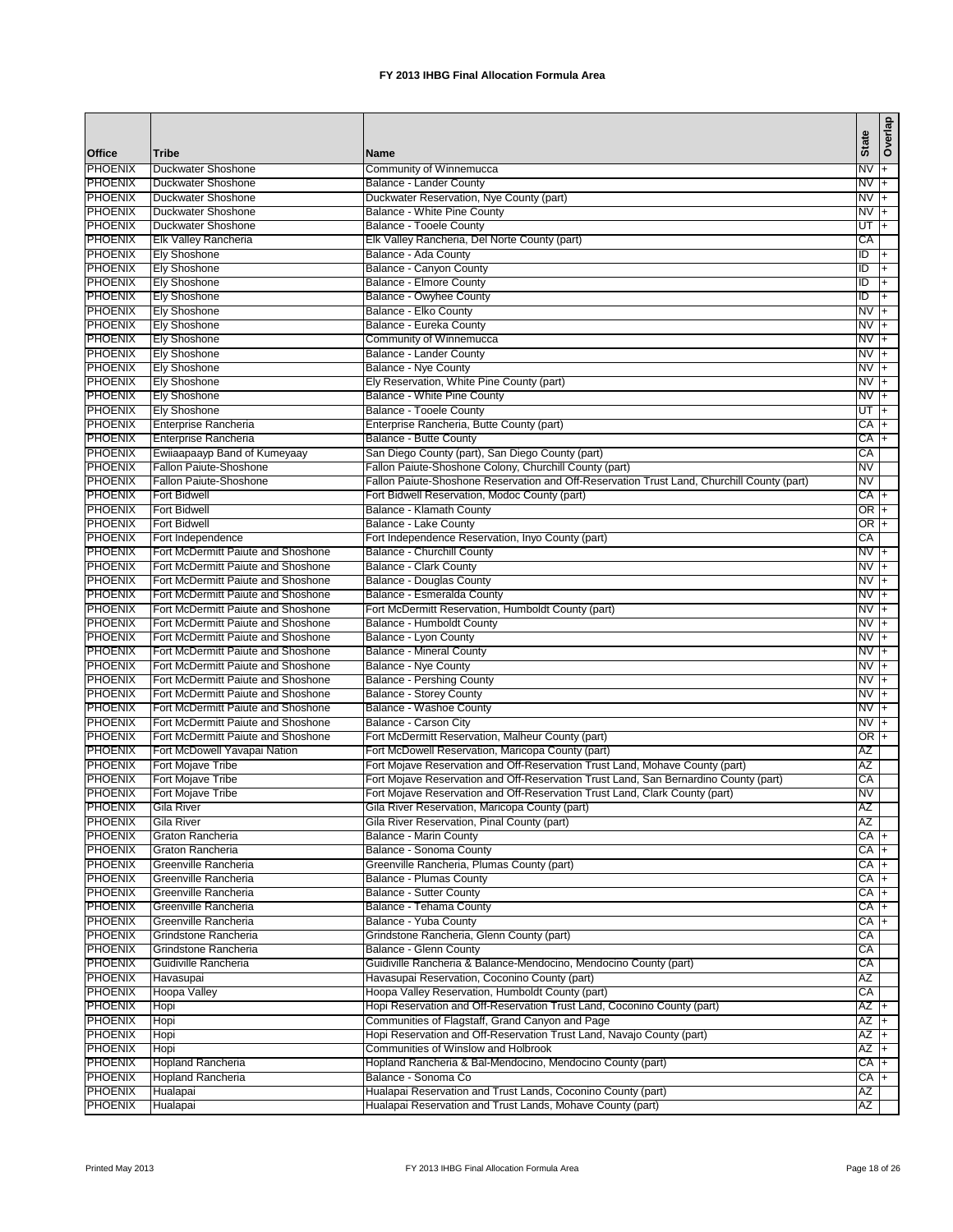# FY 2013 IHBG Final Allocation Formula Area

| Office | Tribe | Name | State | Overlap |
|---|---|---|---|---|
| PHOENIX | Duckwater Shoshone | Community of Winnemucca | NV | + |
| PHOENIX | Duckwater Shoshone | Balance - Lander County | NV | + |
| PHOENIX | Duckwater Shoshone | Duckwater Reservation, Nye County (part) | NV | + |
| PHOENIX | Duckwater Shoshone | Balance - White Pine County | NV | + |
| PHOENIX | Duckwater Shoshone | Balance - Tooele County | UT | + |
| PHOENIX | Elk Valley Rancheria | Elk Valley Rancheria, Del Norte County (part) | CA | |
| PHOENIX | Ely Shoshone | Balance - Ada County | ID | + |
| PHOENIX | Ely Shoshone | Balance - Canyon County | ID | + |
| PHOENIX | Ely Shoshone | Balance - Elmore County | ID | + |
| PHOENIX | Ely Shoshone | Balance - Owyhee County | ID | + |
| PHOENIX | Ely Shoshone | Balance - Elko County | NV | + |
| PHOENIX | Ely Shoshone | Balance - Eureka County | NV | + |
| PHOENIX | Ely Shoshone | Community of Winnemucca | NV | + |
| PHOENIX | Ely Shoshone | Balance - Lander County | NV | + |
| PHOENIX | Ely Shoshone | Balance - Nye County | NV | + |
| PHOENIX | Ely Shoshone | Ely Reservation, White Pine County (part) | NV | + |
| PHOENIX | Ely Shoshone | Balance - White Pine County | NV | + |
| PHOENIX | Ely Shoshone | Balance - Tooele County | UT | + |
| PHOENIX | Enterprise Rancheria | Enterprise Rancheria, Butte County (part) | CA | + |
| PHOENIX | Enterprise Rancheria | Balance - Butte County | CA | + |
| PHOENIX | Ewiiaapaayp Band of Kumeyaay | San Diego County (part), San Diego County (part) | CA | |
| PHOENIX | Fallon Paiute-Shoshone | Fallon Paiute-Shoshone Colony, Churchill County (part) | NV | |
| PHOENIX | Fallon Paiute-Shoshone | Fallon Paiute-Shoshone Reservation and Off-Reservation Trust Land, Churchill County (part) | NV | |
| PHOENIX | Fort Bidwell | Fort Bidwell Reservation, Modoc County (part) | CA | + |
| PHOENIX | Fort Bidwell | Balance - Klamath County | OR | + |
| PHOENIX | Fort Bidwell | Balance - Lake County | OR | + |
| PHOENIX | Fort Independence | Fort Independence Reservation, Inyo County (part) | CA | |
| PHOENIX | Fort McDermitt Paiute and Shoshone | Balance - Churchill County | NV | + |
| PHOENIX | Fort McDermitt Paiute and Shoshone | Balance - Clark County | NV | + |
| PHOENIX | Fort McDermitt Paiute and Shoshone | Balance - Douglas County | NV | + |
| PHOENIX | Fort McDermitt Paiute and Shoshone | Balance - Esmeralda County | NV | + |
| PHOENIX | Fort McDermitt Paiute and Shoshone | Fort McDermitt Reservation, Humboldt County (part) | NV | + |
| PHOENIX | Fort McDermitt Paiute and Shoshone | Balance - Humboldt County | NV | + |
| PHOENIX | Fort McDermitt Paiute and Shoshone | Balance - Lyon County | NV | + |
| PHOENIX | Fort McDermitt Paiute and Shoshone | Balance - Mineral County | NV | + |
| PHOENIX | Fort McDermitt Paiute and Shoshone | Balance - Nye County | NV | + |
| PHOENIX | Fort McDermitt Paiute and Shoshone | Balance - Pershing County | NV | + |
| PHOENIX | Fort McDermitt Paiute and Shoshone | Balance - Storey County | NV | + |
| PHOENIX | Fort McDermitt Paiute and Shoshone | Balance - Washoe County | NV | + |
| PHOENIX | Fort McDermitt Paiute and Shoshone | Balance - Carson City | NV | + |
| PHOENIX | Fort McDermitt Paiute and Shoshone | Fort McDermitt Reservation, Malheur County (part) | OR | + |
| PHOENIX | Fort McDowell Yavapai Nation | Fort McDowell Reservation, Maricopa County (part) | AZ | |
| PHOENIX | Fort Mojave Tribe | Fort Mojave Reservation and Off-Reservation Trust Land, Mohave County (part) | AZ | |
| PHOENIX | Fort Mojave Tribe | Fort Mojave Reservation and Off-Reservation Trust Land, San Bernardino County (part) | CA | |
| PHOENIX | Fort Mojave Tribe | Fort Mojave Reservation and Off-Reservation Trust Land, Clark County (part) | NV | |
| PHOENIX | Gila River | Gila River Reservation, Maricopa County (part) | AZ | |
| PHOENIX | Gila River | Gila River Reservation, Pinal County (part) | AZ | |
| PHOENIX | Graton Rancheria | Balance - Marin County | CA | + |
| PHOENIX | Graton Rancheria | Balance - Sonoma County | CA | + |
| PHOENIX | Greenville Rancheria | Greenville Rancheria, Plumas County (part) | CA | + |
| PHOENIX | Greenville Rancheria | Balance - Plumas County | CA | + |
| PHOENIX | Greenville Rancheria | Balance - Sutter County | CA | + |
| PHOENIX | Greenville Rancheria | Balance - Tehama County | CA | + |
| PHOENIX | Greenville Rancheria | Balance - Yuba County | CA | + |
| PHOENIX | Grindstone Rancheria | Grindstone Rancheria, Glenn County (part) | CA | |
| PHOENIX | Grindstone Rancheria | Balance - Glenn County | CA | |
| PHOENIX | Guidiville Rancheria | Guidiville Rancheria & Balance-Mendocino, Mendocino County (part) | CA | |
| PHOENIX | Havasupai | Havasupai Reservation, Coconino County (part) | AZ | |
| PHOENIX | Hoopa Valley | Hoopa Valley Reservation, Humboldt County (part) | CA | |
| PHOENIX | Hopi | Hopi Reservation and Off-Reservation Trust Land, Coconino County (part) | AZ | + |
| PHOENIX | Hopi | Communities of Flagstaff, Grand Canyon and Page | AZ | + |
| PHOENIX | Hopi | Hopi Reservation and Off-Reservation Trust Land, Navajo County (part) | AZ | + |
| PHOENIX | Hopi | Communities of Winslow and Holbrook | AZ | + |
| PHOENIX | Hopland Rancheria | Hopland Rancheria & Bal-Mendocino, Mendocino County (part) | CA | + |
| PHOENIX | Hopland Rancheria | Balance - Sonoma Co | CA | + |
| PHOENIX | Hualapai | Hualapai Reservation and Trust Lands, Coconino County (part) | AZ | |
| PHOENIX | Hualapai | Hualapai Reservation and Trust Lands, Mohave County (part) | AZ | |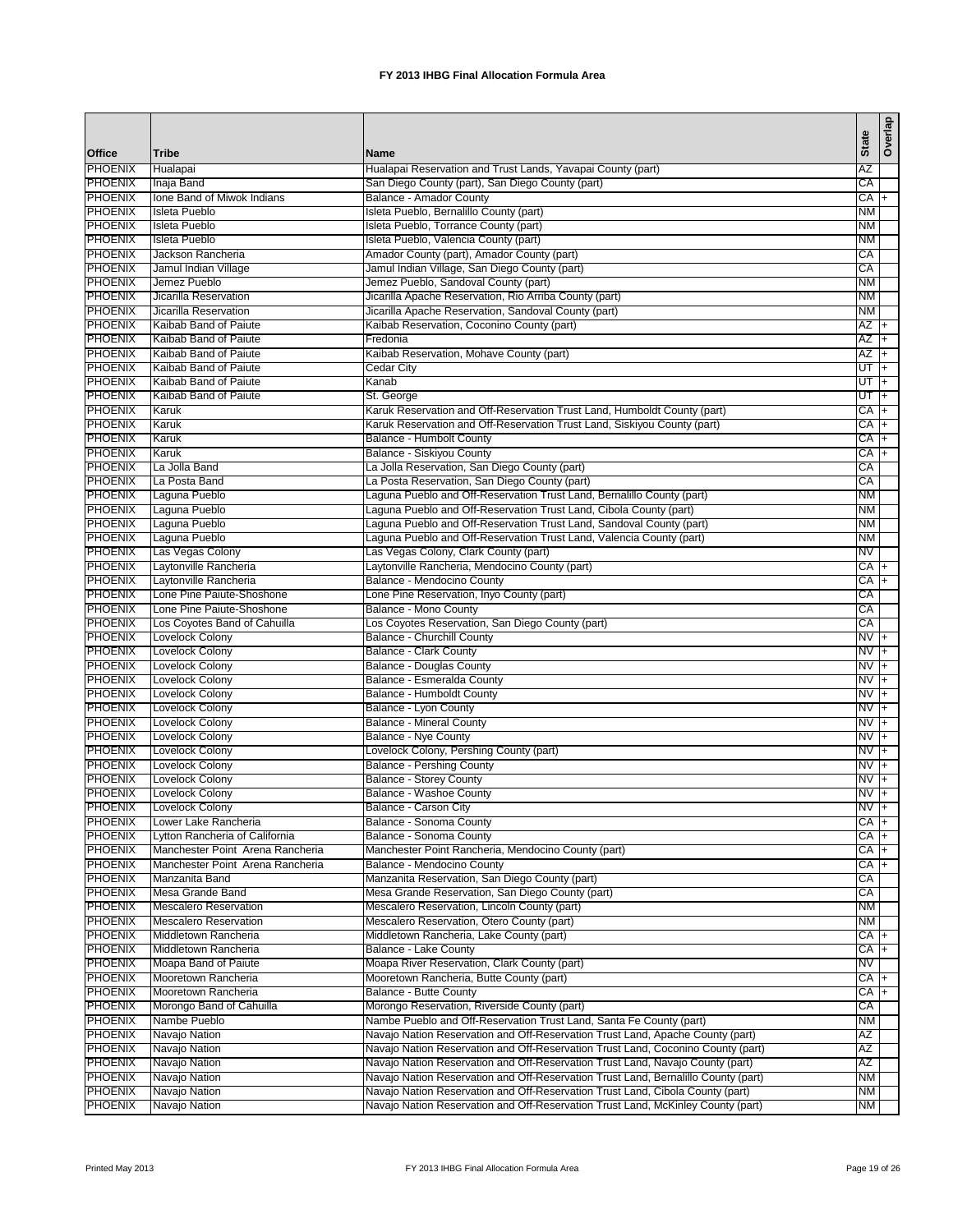# FY 2013 IHBG Final Allocation Formula Area

| Office | Tribe | Name | State | Overlap |
|---|---|---|---|---|
| PHOENIX | Hualapai | Hualapai Reservation and Trust Lands, Yavapai County (part) | AZ | |
| PHOENIX | Inaja Band | San Diego County (part), San Diego County (part) | CA | |
| PHOENIX | Ione Band of Miwok Indians | Balance - Amador County | CA | + |
| PHOENIX | Isleta Pueblo | Isleta Pueblo, Bernalillo County (part) | NM | |
| PHOENIX | Isleta Pueblo | Isleta Pueblo, Torrance County (part) | NM | |
| PHOENIX | Isleta Pueblo | Isleta Pueblo, Valencia County (part) | NM | |
| PHOENIX | Jackson Rancheria | Amador County (part), Amador County (part) | CA | |
| PHOENIX | Jamul Indian Village | Jamul Indian Village, San Diego County (part) | CA | |
| PHOENIX | Jemez Pueblo | Jemez Pueblo, Sandoval County (part) | NM | |
| PHOENIX | Jicarilla Reservation | Jicarilla Apache Reservation, Rio Arriba County (part) | NM | |
| PHOENIX | Jicarilla Reservation | Jicarilla Apache Reservation, Sandoval County (part) | NM | |
| PHOENIX | Kaibab Band of Paiute | Kaibab Reservation, Coconino County (part) | AZ | + |
| PHOENIX | Kaibab Band of Paiute | Fredonia | AZ | + |
| PHOENIX | Kaibab Band of Paiute | Kaibab Reservation, Mohave County (part) | AZ | + |
| PHOENIX | Kaibab Band of Paiute | Cedar City | UT | + |
| PHOENIX | Kaibab Band of Paiute | Kanab | UT | + |
| PHOENIX | Kaibab Band of Paiute | St. George | UT | + |
| PHOENIX | Karuk | Karuk Reservation and Off-Reservation Trust Land, Humboldt County (part) | CA | + |
| PHOENIX | Karuk | Karuk Reservation and Off-Reservation Trust Land, Siskiyou County (part) | CA | + |
| PHOENIX | Karuk | Balance - Humbolt County | CA | + |
| PHOENIX | Karuk | Balance - Siskiyou County | CA | + |
| PHOENIX | La Jolla Band | La Jolla Reservation, San Diego County (part) | CA | |
| PHOENIX | La Posta Band | La Posta Reservation, San Diego County (part) | CA | |
| PHOENIX | Laguna Pueblo | Laguna Pueblo and Off-Reservation Trust Land, Bernalillo County (part) | NM | |
| PHOENIX | Laguna Pueblo | Laguna Pueblo and Off-Reservation Trust Land, Cibola County (part) | NM | |
| PHOENIX | Laguna Pueblo | Laguna Pueblo and Off-Reservation Trust Land, Sandoval County (part) | NM | |
| PHOENIX | Laguna Pueblo | Laguna Pueblo and Off-Reservation Trust Land, Valencia County (part) | NM | |
| PHOENIX | Las Vegas Colony | Las Vegas Colony, Clark County (part) | NV | |
| PHOENIX | Laytonville Rancheria | Laytonville Rancheria, Mendocino County (part) | CA | + |
| PHOENIX | Laytonville Rancheria | Balance - Mendocino County | CA | + |
| PHOENIX | Lone Pine Paiute-Shoshone | Lone Pine Reservation, Inyo County (part) | CA | |
| PHOENIX | Lone Pine Paiute-Shoshone | Balance - Mono County | CA | |
| PHOENIX | Los Coyotes Band of Cahuilla | Los Coyotes Reservation, San Diego County (part) | CA | |
| PHOENIX | Lovelock Colony | Balance - Churchill County | NV | + |
| PHOENIX | Lovelock Colony | Balance - Clark County | NV | + |
| PHOENIX | Lovelock Colony | Balance - Douglas County | NV | + |
| PHOENIX | Lovelock Colony | Balance - Esmeralda County | NV | + |
| PHOENIX | Lovelock Colony | Balance - Humboldt County | NV | + |
| PHOENIX | Lovelock Colony | Balance - Lyon County | NV | + |
| PHOENIX | Lovelock Colony | Balance - Mineral County | NV | + |
| PHOENIX | Lovelock Colony | Balance - Nye County | NV | + |
| PHOENIX | Lovelock Colony | Lovelock Colony, Pershing County (part) | NV | + |
| PHOENIX | Lovelock Colony | Balance - Pershing County | NV | + |
| PHOENIX | Lovelock Colony | Balance - Storey County | NV | + |
| PHOENIX | Lovelock Colony | Balance - Washoe County | NV | + |
| PHOENIX | Lovelock Colony | Balance - Carson City | NV | + |
| PHOENIX | Lower Lake Rancheria | Balance - Sonoma County | CA | + |
| PHOENIX | Lytton Rancheria of California | Balance - Sonoma County | CA | + |
| PHOENIX | Manchester Point Arena Rancheria | Manchester Point Rancheria, Mendocino County (part) | CA | + |
| PHOENIX | Manchester Point Arena Rancheria | Balance - Mendocino County | CA | + |
| PHOENIX | Manzanita Band | Manzanita Reservation, San Diego County (part) | CA | |
| PHOENIX | Mesa Grande Band | Mesa Grande Reservation, San Diego County (part) | CA | |
| PHOENIX | Mescalero Reservation | Mescalero Reservation, Lincoln County (part) | NM | |
| PHOENIX | Mescalero Reservation | Mescalero Reservation, Otero County (part) | NM | |
| PHOENIX | Middletown Rancheria | Middletown Rancheria, Lake County (part) | CA | + |
| PHOENIX | Middletown Rancheria | Balance - Lake County | CA | + |
| PHOENIX | Moapa Band of Paiute | Moapa River Reservation, Clark County (part) | NV | |
| PHOENIX | Mooretown Rancheria | Mooretown Rancheria, Butte County (part) | CA | + |
| PHOENIX | Mooretown Rancheria | Balance - Butte County | CA | + |
| PHOENIX | Morongo Band of Cahuilla | Morongo Reservation, Riverside County (part) | CA | |
| PHOENIX | Nambe Pueblo | Nambe Pueblo and Off-Reservation Trust Land, Santa Fe County (part) | NM | |
| PHOENIX | Navajo Nation | Navajo Nation Reservation and Off-Reservation Trust Land, Apache County (part) | AZ | |
| PHOENIX | Navajo Nation | Navajo Nation Reservation and Off-Reservation Trust Land, Coconino County (part) | AZ | |
| PHOENIX | Navajo Nation | Navajo Nation Reservation and Off-Reservation Trust Land, Navajo County (part) | AZ | |
| PHOENIX | Navajo Nation | Navajo Nation Reservation and Off-Reservation Trust Land, Bernalillo County (part) | NM | |
| PHOENIX | Navajo Nation | Navajo Nation Reservation and Off-Reservation Trust Land, Cibola County (part) | NM | |
| PHOENIX | Navajo Nation | Navajo Nation Reservation and Off-Reservation Trust Land, McKinley County (part) | NM | |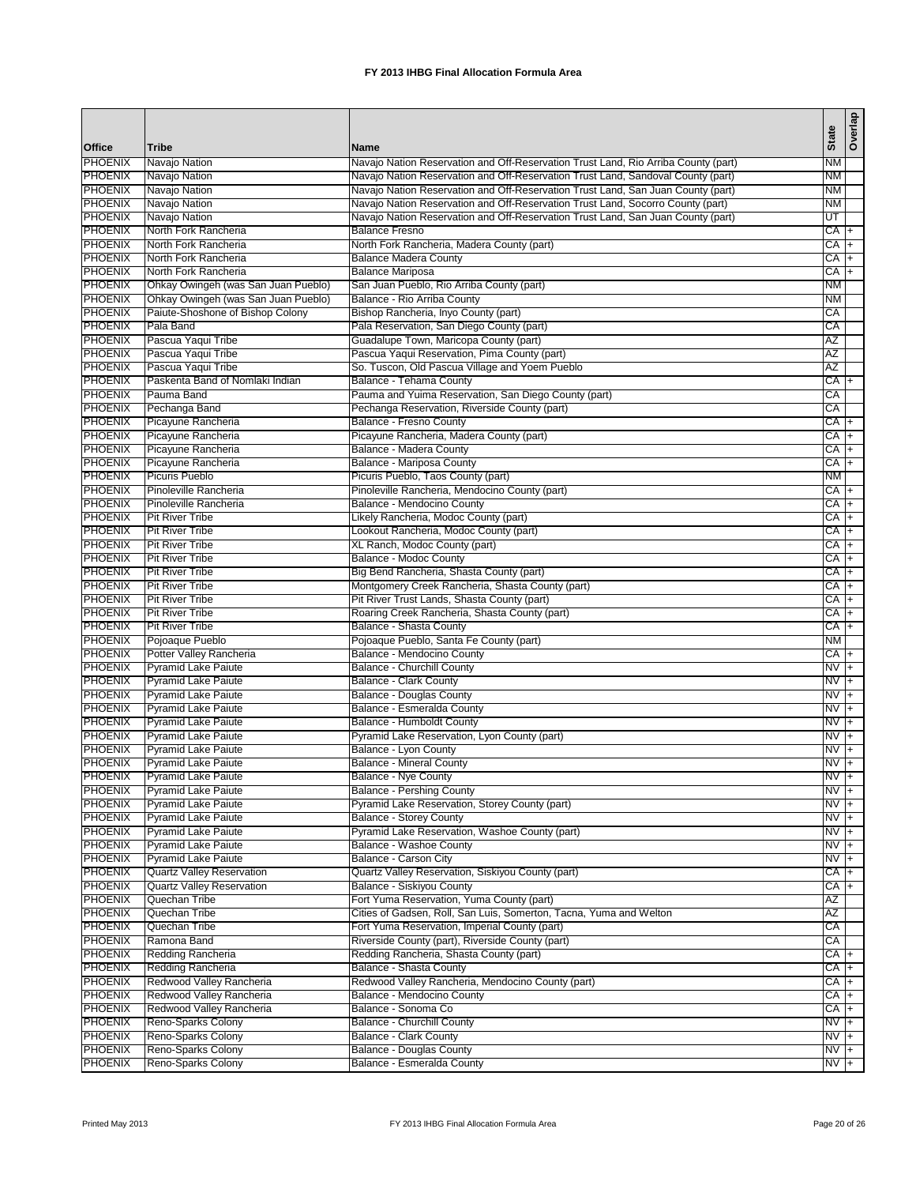# FY 2013 IHBG Final Allocation Formula Area

| Office | Tribe | Name | State | Overlap |
|---|---|---|---|---|
| PHOENIX | Navajo Nation | Navajo Nation Reservation and Off-Reservation Trust Land, Rio Arriba County (part) | NM | |
| PHOENIX | Navajo Nation | Navajo Nation Reservation and Off-Reservation Trust Land, Sandoval County (part) | NM | |
| PHOENIX | Navajo Nation | Navajo Nation Reservation and Off-Reservation Trust Land, San Juan County (part) | NM | |
| PHOENIX | Navajo Nation | Navajo Nation Reservation and Off-Reservation Trust Land, Socorro County (part) | NM | |
| PHOENIX | Navajo Nation | Navajo Nation Reservation and Off-Reservation Trust Land, San Juan County (part) | UT | |
| PHOENIX | North Fork Rancheria | Balance Fresno | CA | + |
| PHOENIX | North Fork Rancheria | North Fork Rancheria, Madera County (part) | CA | + |
| PHOENIX | North Fork Rancheria | Balance Madera County | CA | + |
| PHOENIX | North Fork Rancheria | Balance Mariposa | CA | + |
| PHOENIX | Ohkay Owingeh (was San Juan Pueblo) | San Juan Pueblo, Rio Arriba County (part) | NM | |
| PHOENIX | Ohkay Owingeh (was San Juan Pueblo) | Balance - Rio Arriba County | NM | |
| PHOENIX | Paiute-Shoshone of Bishop Colony | Bishop Rancheria, Inyo County (part) | CA | |
| PHOENIX | Pala Band | Pala Reservation, San Diego County (part) | CA | |
| PHOENIX | Pascua Yaqui Tribe | Guadalupe Town, Maricopa County (part) | AZ | |
| PHOENIX | Pascua Yaqui Tribe | Pascua Yaqui Reservation, Pima County (part) | AZ | |
| PHOENIX | Pascua Yaqui Tribe | So. Tuscon, Old Pascua Village and Yoem Pueblo | AZ | |
| PHOENIX | Paskenta Band of Nomlaki Indian | Balance - Tehama County | CA | + |
| PHOENIX | Pauma Band | Pauma and Yuima Reservation, San Diego County (part) | CA | |
| PHOENIX | Pechanga Band | Pechanga Reservation, Riverside County (part) | CA | |
| PHOENIX | Picayune Rancheria | Balance - Fresno County | CA | + |
| PHOENIX | Picayune Rancheria | Picayune Rancheria, Madera County (part) | CA | + |
| PHOENIX | Picayune Rancheria | Balance - Madera County | CA | + |
| PHOENIX | Picayune Rancheria | Balance - Mariposa County | CA | + |
| PHOENIX | Picuris Pueblo | Picuris Pueblo, Taos County (part) | NM | |
| PHOENIX | Pinoleville Rancheria | Pinoleville Rancheria, Mendocino County (part) | CA | + |
| PHOENIX | Pinoleville Rancheria | Balance - Mendocino County | CA | + |
| PHOENIX | Pit River Tribe | Likely Rancheria, Modoc County (part) | CA | + |
| PHOENIX | Pit River Tribe | Lookout Rancheria, Modoc County (part) | CA | + |
| PHOENIX | Pit River Tribe | XL Ranch, Modoc County (part) | CA | + |
| PHOENIX | Pit River Tribe | Balance - Modoc County | CA | + |
| PHOENIX | Pit River Tribe | Big Bend Rancheria, Shasta County (part) | CA | + |
| PHOENIX | Pit River Tribe | Montgomery Creek Rancheria, Shasta County (part) | CA | + |
| PHOENIX | Pit River Tribe | Pit River Trust Lands, Shasta County (part) | CA | + |
| PHOENIX | Pit River Tribe | Roaring Creek Rancheria, Shasta County (part) | CA | + |
| PHOENIX | Pit River Tribe | Balance - Shasta County | CA | + |
| PHOENIX | Pojoaque Pueblo | Pojoaque Pueblo, Santa Fe County (part) | NM | |
| PHOENIX | Potter Valley Rancheria | Balance - Mendocino County | CA | + |
| PHOENIX | Pyramid Lake Paiute | Balance - Churchill County | NV | + |
| PHOENIX | Pyramid Lake Paiute | Balance - Clark County | NV | + |
| PHOENIX | Pyramid Lake Paiute | Balance - Douglas County | NV | + |
| PHOENIX | Pyramid Lake Paiute | Balance - Esmeralda County | NV | + |
| PHOENIX | Pyramid Lake Paiute | Balance - Humboldt County | NV | + |
| PHOENIX | Pyramid Lake Paiute | Pyramid Lake Reservation, Lyon County (part) | NV | + |
| PHOENIX | Pyramid Lake Paiute | Balance - Lyon County | NV | + |
| PHOENIX | Pyramid Lake Paiute | Balance - Mineral County | NV | + |
| PHOENIX | Pyramid Lake Paiute | Balance - Nye County | NV | + |
| PHOENIX | Pyramid Lake Paiute | Balance - Pershing County | NV | + |
| PHOENIX | Pyramid Lake Paiute | Pyramid Lake Reservation, Storey County (part) | NV | + |
| PHOENIX | Pyramid Lake Paiute | Balance - Storey County | NV | + |
| PHOENIX | Pyramid Lake Paiute | Pyramid Lake Reservation, Washoe County (part) | NV | + |
| PHOENIX | Pyramid Lake Paiute | Balance - Washoe County | NV | + |
| PHOENIX | Pyramid Lake Paiute | Balance - Carson City | NV | + |
| PHOENIX | Quartz Valley Reservation | Quartz Valley Reservation, Siskiyou County (part) | CA | + |
| PHOENIX | Quartz Valley Reservation | Balance - Siskiyou County | CA | + |
| PHOENIX | Quechan Tribe | Fort Yuma Reservation, Yuma County (part) | AZ | |
| PHOENIX | Quechan Tribe | Cities of Gadsen, Roll, San Luis, Somerton, Tacna, Yuma and Welton | AZ | |
| PHOENIX | Quechan Tribe | Fort Yuma Reservation, Imperial County (part) | CA | |
| PHOENIX | Ramona Band | Riverside County (part), Riverside County (part) | CA | |
| PHOENIX | Redding Rancheria | Redding Rancheria, Shasta County (part) | CA | + |
| PHOENIX | Redding Rancheria | Balance - Shasta County | CA | + |
| PHOENIX | Redwood Valley Rancheria | Redwood Valley Rancheria, Mendocino County (part) | CA | + |
| PHOENIX | Redwood Valley Rancheria | Balance - Mendocino County | CA | + |
| PHOENIX | Redwood Valley Rancheria | Balance - Sonoma Co | CA | + |
| PHOENIX | Reno-Sparks Colony | Balance - Churchill County | NV | + |
| PHOENIX | Reno-Sparks Colony | Balance - Clark County | NV | + |
| PHOENIX | Reno-Sparks Colony | Balance - Douglas County | NV | + |
| PHOENIX | Reno-Sparks Colony | Balance - Esmeralda County | NV | + |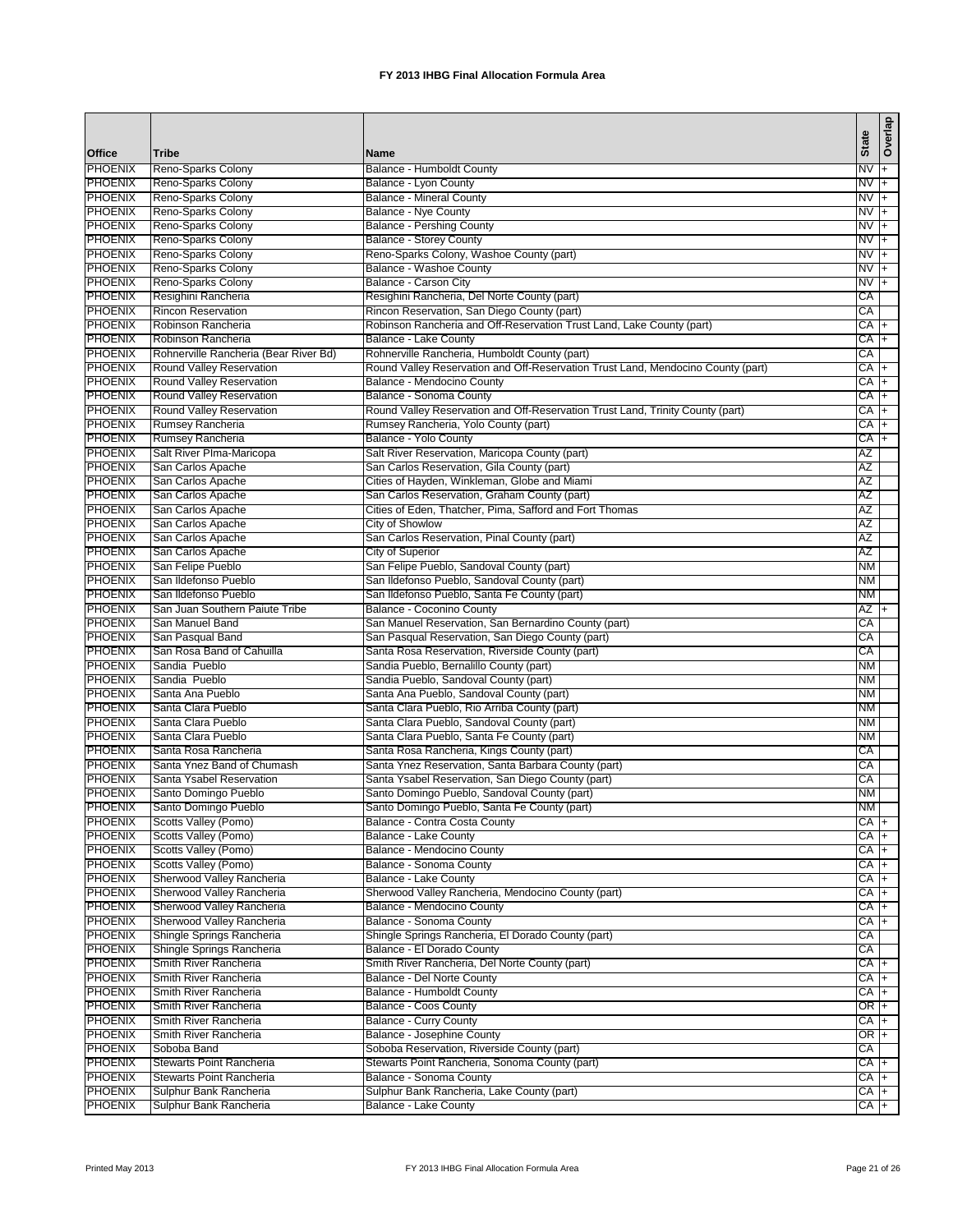# FY 2013 IHBG Final Allocation Formula Area

| Office | Tribe | Name | State | Overlap |
|---|---|---|---|---|
| PHOENIX | Reno-Sparks Colony | Balance - Humboldt County | NV | + |
| PHOENIX | Reno-Sparks Colony | Balance - Lyon County | NV | + |
| PHOENIX | Reno-Sparks Colony | Balance - Mineral County | NV | + |
| PHOENIX | Reno-Sparks Colony | Balance - Nye County | NV | + |
| PHOENIX | Reno-Sparks Colony | Balance - Pershing County | NV | + |
| PHOENIX | Reno-Sparks Colony | Balance - Storey County | NV | + |
| PHOENIX | Reno-Sparks Colony | Reno-Sparks Colony, Washoe County (part) | NV | + |
| PHOENIX | Reno-Sparks Colony | Balance - Washoe County | NV | + |
| PHOENIX | Reno-Sparks Colony | Balance - Carson City | NV | + |
| PHOENIX | Resighini Rancheria | Resighini Rancheria, Del Norte County (part) | CA | |
| PHOENIX | Rincon Reservation | Rincon Reservation, San Diego County (part) | CA | |
| PHOENIX | Robinson Rancheria | Robinson Rancheria and Off-Reservation Trust Land, Lake County (part) | CA | + |
| PHOENIX | Robinson Rancheria | Balance - Lake County | CA | + |
| PHOENIX | Rohnerville Rancheria (Bear River Bd) | Rohnerville Rancheria, Humboldt County (part) | CA | |
| PHOENIX | Round Valley Reservation | Round Valley Reservation and Off-Reservation Trust Land, Mendocino County (part) | CA | + |
| PHOENIX | Round Valley Reservation | Balance - Mendocino County | CA | + |
| PHOENIX | Round Valley Reservation | Balance - Sonoma County | CA | + |
| PHOENIX | Round Valley Reservation | Round Valley Reservation and Off-Reservation Trust Land, Trinity County (part) | CA | + |
| PHOENIX | Rumsey Rancheria | Rumsey Rancheria, Yolo County (part) | CA | + |
| PHOENIX | Rumsey Rancheria | Balance - Yolo County | CA | + |
| PHOENIX | Salt River PIma-Maricopa | Salt River Reservation, Maricopa County (part) | AZ | |
| PHOENIX | San Carlos Apache | San Carlos Reservation, Gila County (part) | AZ | |
| PHOENIX | San Carlos Apache | Cities of Hayden, Winkleman, Globe and Miami | AZ | |
| PHOENIX | San Carlos Apache | San Carlos Reservation, Graham County (part) | AZ | |
| PHOENIX | San Carlos Apache | Cities of Eden, Thatcher, Pima, Safford and Fort Thomas | AZ | |
| PHOENIX | San Carlos Apache | City of Showlow | AZ | |
| PHOENIX | San Carlos Apache | San Carlos Reservation, Pinal County (part) | AZ | |
| PHOENIX | San Carlos Apache | City of Superior | AZ | |
| PHOENIX | San Felipe Pueblo | San Felipe Pueblo, Sandoval County (part) | NM | |
| PHOENIX | San Ildefonso Pueblo | San Ildefonso Pueblo, Sandoval County (part) | NM | |
| PHOENIX | San Ildefonso Pueblo | San Ildefonso Pueblo, Santa Fe County (part) | NM | |
| PHOENIX | San Juan Southern Paiute Tribe | Balance - Coconino County | AZ | + |
| PHOENIX | San Manuel Band | San Manuel Reservation, San Bernardino County (part) | CA | |
| PHOENIX | San Pasqual Band | San Pasqual Reservation, San Diego County (part) | CA | |
| PHOENIX | San Rosa Band of Cahuilla | Santa Rosa Reservation, Riverside County (part) | CA | |
| PHOENIX | Sandia Pueblo | Sandia Pueblo, Bernalillo County (part) | NM | |
| PHOENIX | Sandia Pueblo | Sandia Pueblo, Sandoval County (part) | NM | |
| PHOENIX | Santa Ana Pueblo | Santa Ana Pueblo, Sandoval County (part) | NM | |
| PHOENIX | Santa Clara Pueblo | Santa Clara Pueblo, Rio Arriba County (part) | NM | |
| PHOENIX | Santa Clara Pueblo | Santa Clara Pueblo, Sandoval County (part) | NM | |
| PHOENIX | Santa Clara Pueblo | Santa Clara Pueblo, Santa Fe County (part) | NM | |
| PHOENIX | Santa Rosa Rancheria | Santa Rosa Rancheria, Kings County (part) | CA | |
| PHOENIX | Santa Ynez Band of Chumash | Santa Ynez Reservation, Santa Barbara County (part) | CA | |
| PHOENIX | Santa Ysabel Reservation | Santa Ysabel Reservation, San Diego County (part) | CA | |
| PHOENIX | Santo Domingo Pueblo | Santo Domingo Pueblo, Sandoval County (part) | NM | |
| PHOENIX | Santo Domingo Pueblo | Santo Domingo Pueblo, Santa Fe County (part) | NM | |
| PHOENIX | Scotts Valley (Pomo) | Balance - Contra Costa County | CA | + |
| PHOENIX | Scotts Valley (Pomo) | Balance - Lake County | CA | + |
| PHOENIX | Scotts Valley (Pomo) | Balance - Mendocino County | CA | + |
| PHOENIX | Scotts Valley (Pomo) | Balance - Sonoma County | CA | + |
| PHOENIX | Sherwood Valley Rancheria | Balance - Lake County | CA | + |
| PHOENIX | Sherwood Valley Rancheria | Sherwood Valley Rancheria, Mendocino County (part) | CA | + |
| PHOENIX | Sherwood Valley Rancheria | Balance - Mendocino County | CA | + |
| PHOENIX | Sherwood Valley Rancheria | Balance - Sonoma County | CA | + |
| PHOENIX | Shingle Springs Rancheria | Shingle Springs Rancheria, El Dorado County (part) | CA | |
| PHOENIX | Shingle Springs Rancheria | Balance - El Dorado County | CA | |
| PHOENIX | Smith River Rancheria | Smith River Rancheria, Del Norte County (part) | CA | + |
| PHOENIX | Smith River Rancheria | Balance - Del Norte County | CA | + |
| PHOENIX | Smith River Rancheria | Balance - Humboldt County | CA | + |
| PHOENIX | Smith River Rancheria | Balance - Coos County | OR | + |
| PHOENIX | Smith River Rancheria | Balance - Curry County | CA | + |
| PHOENIX | Smith River Rancheria | Balance - Josephine County | OR | + |
| PHOENIX | Soboba Band | Soboba Reservation, Riverside County (part) | CA | |
| PHOENIX | Stewarts Point Rancheria | Stewarts Point Rancheria, Sonoma County (part) | CA | + |
| PHOENIX | Stewarts Point Rancheria | Balance - Sonoma County | CA | + |
| PHOENIX | Sulphur Bank Rancheria | Sulphur Bank Rancheria, Lake County (part) | CA | + |
| PHOENIX | Sulphur Bank Rancheria | Balance - Lake County | CA | + |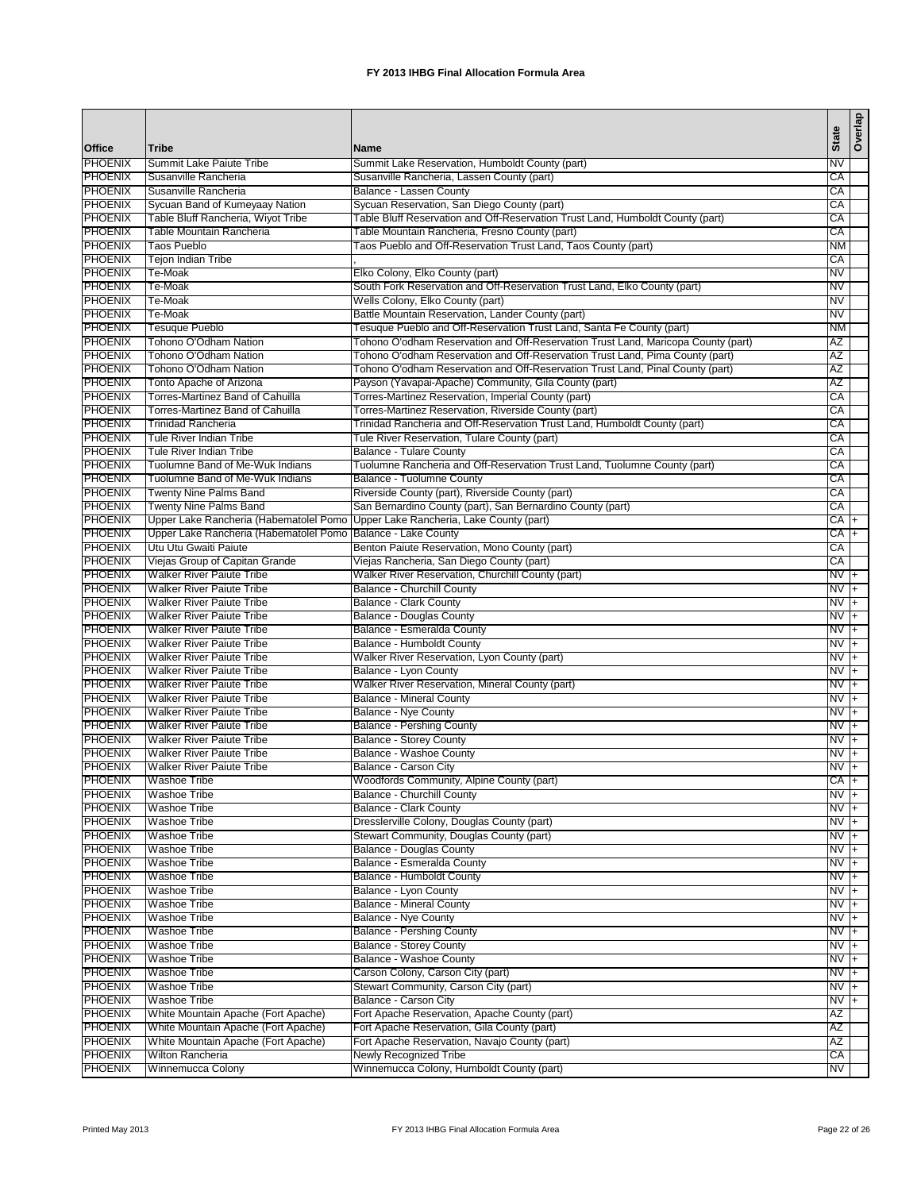# FY 2013 IHBG Final Allocation Formula Area

| Office | Tribe | Name | State | Overlap |
|---|---|---|---|---|
| PHOENIX | Summit Lake Paiute Tribe | Summit Lake Reservation, Humboldt County (part) | NV | |
| PHOENIX | Susanville Rancheria | Susanville Rancheria, Lassen County (part) | CA | |
| PHOENIX | Susanville Rancheria | Balance - Lassen County | CA | |
| PHOENIX | Sycuan Band of Kumeyaay Nation | Sycuan Reservation, San Diego County (part) | CA | |
| PHOENIX | Table Bluff Rancheria, Wiyot Tribe | Table Bluff Reservation and Off-Reservation Trust Land, Humboldt County (part) | CA | |
| PHOENIX | Table Mountain Rancheria | Table Mountain Rancheria, Fresno County (part) | CA | |
| PHOENIX | Taos Pueblo | Taos Pueblo and Off-Reservation Trust Land, Taos County (part) | NM | |
| PHOENIX | Tejon Indian Tribe | , | CA | |
| PHOENIX | Te-Moak | Elko Colony, Elko County (part) | NV | |
| PHOENIX | Te-Moak | South Fork Reservation and Off-Reservation Trust Land, Elko County (part) | NV | |
| PHOENIX | Te-Moak | Wells Colony, Elko County (part) | NV | |
| PHOENIX | Te-Moak | Battle Mountain Reservation, Lander County (part) | NV | |
| PHOENIX | Tesuque Pueblo | Tesuque Pueblo and Off-Reservation Trust Land, Santa Fe County (part) | NM | |
| PHOENIX | Tohono O'Odham Nation | Tohono O'odham Reservation and Off-Reservation Trust Land, Maricopa County (part) | AZ | |
| PHOENIX | Tohono O'Odham Nation | Tohono O'odham Reservation and Off-Reservation Trust Land, Pima County (part) | AZ | |
| PHOENIX | Tohono O'Odham Nation | Tohono O'odham Reservation and Off-Reservation Trust Land, Pinal County (part) | AZ | |
| PHOENIX | Tonto Apache of Arizona | Payson (Yavapai-Apache) Community, Gila County (part) | AZ | |
| PHOENIX | Torres-Martinez Band of Cahuilla | Torres-Martinez Reservation, Imperial County (part) | CA | |
| PHOENIX | Torres-Martinez Band of Cahuilla | Torres-Martinez Reservation, Riverside County (part) | CA | |
| PHOENIX | Trinidad Rancheria | Trinidad Rancheria and Off-Reservation Trust Land, Humboldt County (part) | CA | |
| PHOENIX | Tule River Indian Tribe | Tule River Reservation, Tulare County (part) | CA | |
| PHOENIX | Tule River Indian Tribe | Balance - Tulare County | CA | |
| PHOENIX | Tuolumne Band of Me-Wuk Indians | Tuolumne Rancheria and Off-Reservation Trust Land, Tuolumne County (part) | CA | |
| PHOENIX | Tuolumne Band of Me-Wuk Indians | Balance - Tuolumne County | CA | |
| PHOENIX | Twenty Nine Palms Band | Riverside County (part), Riverside County (part) | CA | |
| PHOENIX | Twenty Nine Palms Band | San Bernardino County (part), San Bernardino County (part) | CA | |
| PHOENIX | Upper Lake Rancheria (Habematolel Pomo | Upper Lake Rancheria, Lake County (part) | CA | + |
| PHOENIX | Upper Lake Rancheria (Habematolel Pomo | Balance - Lake County | CA | + |
| PHOENIX | Utu Utu Gwaiti Paiute | Benton Paiute Reservation, Mono County (part) | CA | |
| PHOENIX | Viejas Group of Capitan Grande | Viejas Rancheria, San Diego County (part) | CA | |
| PHOENIX | Walker River Paiute Tribe | Walker River Reservation, Churchill County (part) | NV | + |
| PHOENIX | Walker River Paiute Tribe | Balance - Churchill County | NV | + |
| PHOENIX | Walker River Paiute Tribe | Balance - Clark County | NV | + |
| PHOENIX | Walker River Paiute Tribe | Balance - Douglas County | NV | + |
| PHOENIX | Walker River Paiute Tribe | Balance - Esmeralda County | NV | + |
| PHOENIX | Walker River Paiute Tribe | Balance - Humboldt County | NV | + |
| PHOENIX | Walker River Paiute Tribe | Walker River Reservation, Lyon County (part) | NV | + |
| PHOENIX | Walker River Paiute Tribe | Balance - Lyon County | NV | + |
| PHOENIX | Walker River Paiute Tribe | Walker River Reservation, Mineral County (part) | NV | + |
| PHOENIX | Walker River Paiute Tribe | Balance - Mineral County | NV | + |
| PHOENIX | Walker River Paiute Tribe | Balance - Nye County | NV | + |
| PHOENIX | Walker River Paiute Tribe | Balance - Pershing County | NV | + |
| PHOENIX | Walker River Paiute Tribe | Balance - Storey County | NV | + |
| PHOENIX | Walker River Paiute Tribe | Balance - Washoe County | NV | + |
| PHOENIX | Walker River Paiute Tribe | Balance - Carson City | NV | + |
| PHOENIX | Washoe Tribe | Woodfords Community, Alpine County (part) | CA | + |
| PHOENIX | Washoe Tribe | Balance - Churchill County | NV | + |
| PHOENIX | Washoe Tribe | Balance - Clark County | NV | + |
| PHOENIX | Washoe Tribe | Dresslerville Colony, Douglas County (part) | NV | + |
| PHOENIX | Washoe Tribe | Stewart Community, Douglas County (part) | NV | + |
| PHOENIX | Washoe Tribe | Balance - Douglas County | NV | + |
| PHOENIX | Washoe Tribe | Balance - Esmeralda County | NV | + |
| PHOENIX | Washoe Tribe | Balance - Humboldt County | NV | + |
| PHOENIX | Washoe Tribe | Balance - Lyon County | NV | + |
| PHOENIX | Washoe Tribe | Balance - Mineral County | NV | + |
| PHOENIX | Washoe Tribe | Balance - Nye County | NV | + |
| PHOENIX | Washoe Tribe | Balance - Pershing County | NV | + |
| PHOENIX | Washoe Tribe | Balance - Storey County | NV | + |
| PHOENIX | Washoe Tribe | Balance - Washoe County | NV | + |
| PHOENIX | Washoe Tribe | Carson Colony, Carson City (part) | NV | + |
| PHOENIX | Washoe Tribe | Stewart Community, Carson City (part) | NV | + |
| PHOENIX | Washoe Tribe | Balance - Carson City | NV | + |
| PHOENIX | White Mountain Apache (Fort Apache) | Fort Apache Reservation, Apache County (part) | AZ | |
| PHOENIX | White Mountain Apache (Fort Apache) | Fort Apache Reservation, Gila County (part) | AZ | |
| PHOENIX | White Mountain Apache (Fort Apache) | Fort Apache Reservation, Navajo County (part) | AZ | |
| PHOENIX | Wilton Rancheria | Newly Recognized Tribe | CA | |
| PHOENIX | Winnemucca Colony | Winnemucca Colony, Humboldt County (part) | NV | |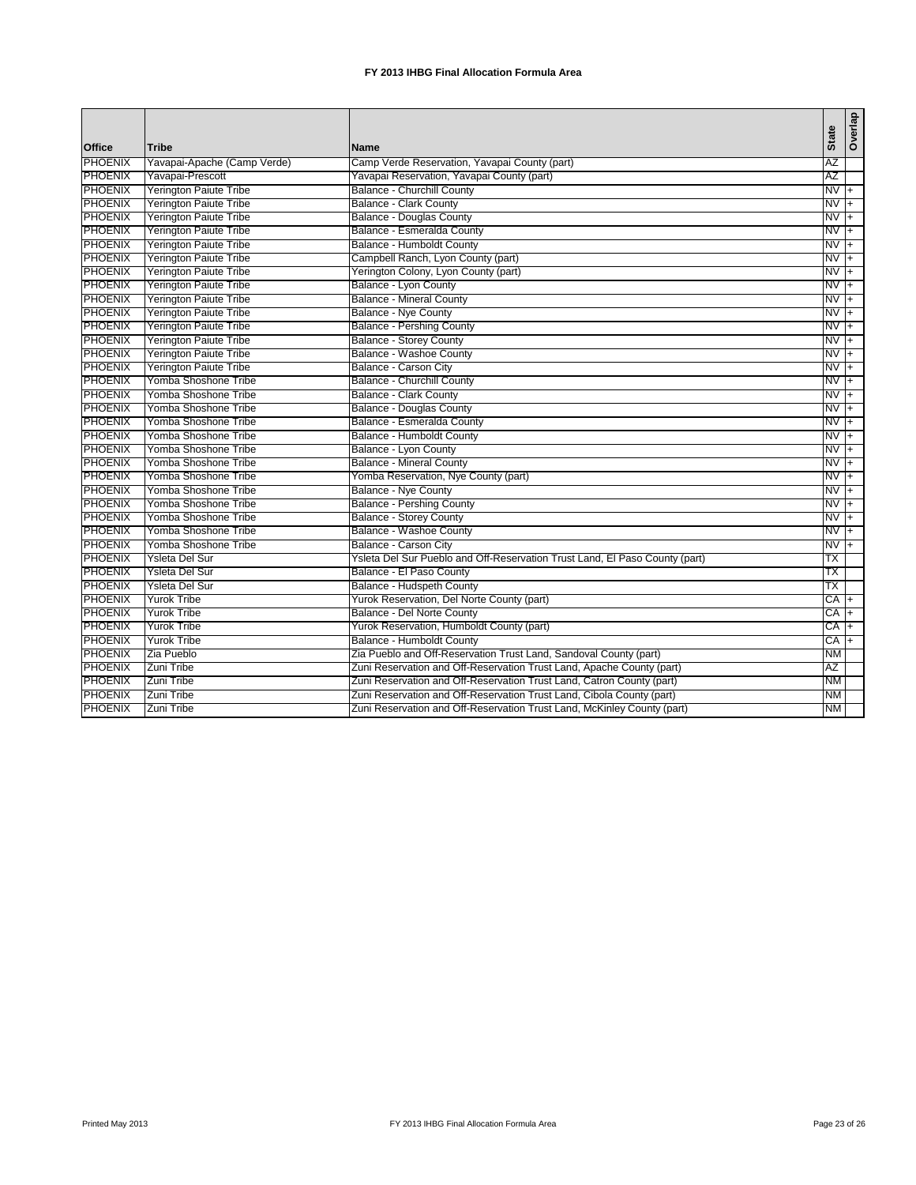# FY 2013 IHBG Final Allocation Formula Area

| Office | Tribe | Name | State | Overlap |
|---|---|---|---|---|
| PHOENIX | Yavapai-Apache (Camp Verde) | Camp Verde Reservation, Yavapai County (part) | AZ | |
| PHOENIX | Yavapai-Prescott | Yavapai Reservation, Yavapai County (part) | AZ | |
| PHOENIX | Yerington Paiute Tribe | Balance - Churchill County | NV | + |
| PHOENIX | Yerington Paiute Tribe | Balance - Clark County | NV | + |
| PHOENIX | Yerington Paiute Tribe | Balance - Douglas County | NV | + |
| PHOENIX | Yerington Paiute Tribe | Balance - Esmeralda County | NV | + |
| PHOENIX | Yerington Paiute Tribe | Balance - Humboldt County | NV | + |
| PHOENIX | Yerington Paiute Tribe | Campbell Ranch, Lyon County (part) | NV | + |
| PHOENIX | Yerington Paiute Tribe | Yerington Colony, Lyon County (part) | NV | + |
| PHOENIX | Yerington Paiute Tribe | Balance - Lyon County | NV | + |
| PHOENIX | Yerington Paiute Tribe | Balance - Mineral County | NV | + |
| PHOENIX | Yerington Paiute Tribe | Balance - Nye County | NV | + |
| PHOENIX | Yerington Paiute Tribe | Balance - Pershing County | NV | + |
| PHOENIX | Yerington Paiute Tribe | Balance - Storey County | NV | + |
| PHOENIX | Yerington Paiute Tribe | Balance - Washoe County | NV | + |
| PHOENIX | Yerington Paiute Tribe | Balance - Carson City | NV | + |
| PHOENIX | Yomba Shoshone Tribe | Balance - Churchill County | NV | + |
| PHOENIX | Yomba Shoshone Tribe | Balance - Clark County | NV | + |
| PHOENIX | Yomba Shoshone Tribe | Balance - Douglas County | NV | + |
| PHOENIX | Yomba Shoshone Tribe | Balance - Esmeralda County | NV | + |
| PHOENIX | Yomba Shoshone Tribe | Balance - Humboldt County | NV | + |
| PHOENIX | Yomba Shoshone Tribe | Balance - Lyon County | NV | + |
| PHOENIX | Yomba Shoshone Tribe | Balance - Mineral County | NV | + |
| PHOENIX | Yomba Shoshone Tribe | Yomba Reservation, Nye County (part) | NV | + |
| PHOENIX | Yomba Shoshone Tribe | Balance - Nye County | NV | + |
| PHOENIX | Yomba Shoshone Tribe | Balance - Pershing County | NV | + |
| PHOENIX | Yomba Shoshone Tribe | Balance - Storey County | NV | + |
| PHOENIX | Yomba Shoshone Tribe | Balance - Washoe County | NV | + |
| PHOENIX | Yomba Shoshone Tribe | Balance - Carson City | NV | + |
| PHOENIX | Ysleta Del Sur | Ysleta Del Sur Pueblo and Off-Reservation Trust Land, El Paso County (part) | TX | |
| PHOENIX | Ysleta Del Sur | Balance - El Paso County | TX | |
| PHOENIX | Ysleta Del Sur | Balance - Hudspeth County | TX | |
| PHOENIX | Yurok Tribe | Yurok Reservation, Del Norte County (part) | CA | + |
| PHOENIX | Yurok Tribe | Balance - Del Norte County | CA | + |
| PHOENIX | Yurok Tribe | Yurok Reservation, Humboldt County (part) | CA | + |
| PHOENIX | Yurok Tribe | Balance - Humboldt County | CA | + |
| PHOENIX | Zia Pueblo | Zia Pueblo and Off-Reservation Trust Land, Sandoval County (part) | NM | |
| PHOENIX | Zuni Tribe | Zuni Reservation and Off-Reservation Trust Land, Apache County (part) | AZ | |
| PHOENIX | Zuni Tribe | Zuni Reservation and Off-Reservation Trust Land, Catron County (part) | NM | |
| PHOENIX | Zuni Tribe | Zuni Reservation and Off-Reservation Trust Land, Cibola County (part) | NM | |
| PHOENIX | Zuni Tribe | Zuni Reservation and Off-Reservation Trust Land, McKinley County (part) | NM | |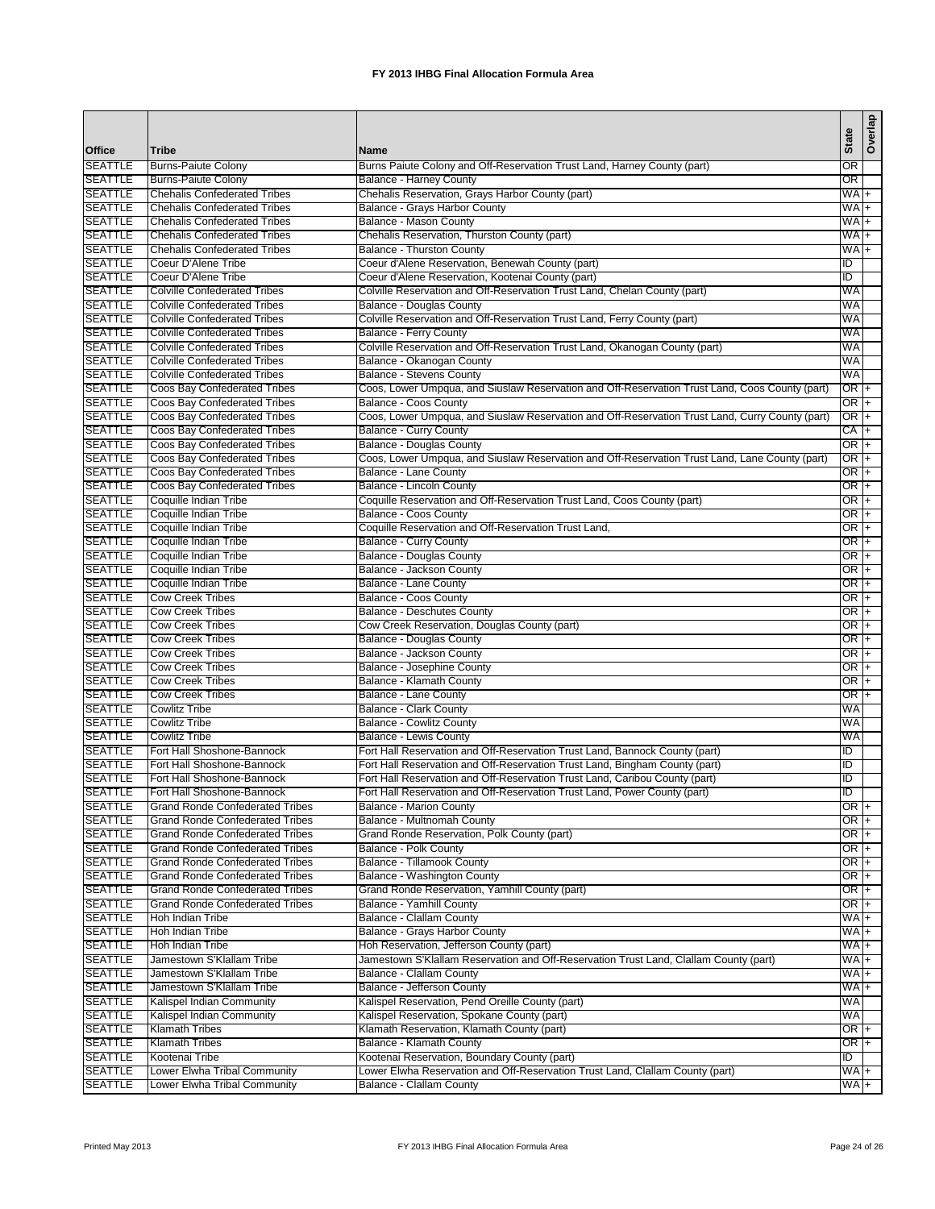# FY 2013 IHBG Final Allocation Formula Area

| Office | Tribe | Name | State | Overlap |
|---|---|---|---|---|
| SEATTLE | Burns-Paiute Colony | Burns Paiute Colony and Off-Reservation Trust Land, Harney County (part) | OR | |
| SEATTLE | Burns-Paiute Colony | Balance - Harney County | OR | |
| SEATTLE | Chehalis Confederated Tribes | Chehalis Reservation, Grays Harbor County (part) | WA | + |
| SEATTLE | Chehalis Confederated Tribes | Balance - Grays Harbor County | WA | + |
| SEATTLE | Chehalis Confederated Tribes | Balance - Mason County | WA | + |
| SEATTLE | Chehalis Confederated Tribes | Chehalis Reservation, Thurston County (part) | WA | + |
| SEATTLE | Chehalis Confederated Tribes | Balance - Thurston County | WA | + |
| SEATTLE | Coeur D'Alene Tribe | Coeur d'Alene Reservation, Benewah County (part) | ID | |
| SEATTLE | Coeur D'Alene Tribe | Coeur d'Alene Reservation, Kootenai County (part) | ID | |
| SEATTLE | Colville Confederated Tribes | Colville Reservation and Off-Reservation Trust Land, Chelan County (part) | WA | |
| SEATTLE | Colville Confederated Tribes | Balance - Douglas County | WA | |
| SEATTLE | Colville Confederated Tribes | Colville Reservation and Off-Reservation Trust Land, Ferry County (part) | WA | |
| SEATTLE | Colville Confederated Tribes | Balance - Ferry County | WA | |
| SEATTLE | Colville Confederated Tribes | Colville Reservation and Off-Reservation Trust Land, Okanogan County (part) | WA | |
| SEATTLE | Colville Confederated Tribes | Balance - Okanogan County | WA | |
| SEATTLE | Colville Confederated Tribes | Balance - Stevens County | WA | |
| SEATTLE | Coos Bay Confederated Tribes | Coos, Lower Umpqua, and Siuslaw Reservation and Off-Reservation Trust Land, Coos County (part) | OR | + |
| SEATTLE | Coos Bay Confederated Tribes | Balance - Coos County | OR | + |
| SEATTLE | Coos Bay Confederated Tribes | Coos, Lower Umpqua, and Siuslaw Reservation and Off-Reservation Trust Land, Curry County (part) | OR | + |
| SEATTLE | Coos Bay Confederated Tribes | Balance - Curry County | CA | + |
| SEATTLE | Coos Bay Confederated Tribes | Balance - Douglas County | OR | + |
| SEATTLE | Coos Bay Confederated Tribes | Coos, Lower Umpqua, and Siuslaw Reservation and Off-Reservation Trust Land, Lane County (part) | OR | + |
| SEATTLE | Coos Bay Confederated Tribes | Balance - Lane County | OR | + |
| SEATTLE | Coos Bay Confederated Tribes | Balance - Lincoln County | OR | + |
| SEATTLE | Coquille Indian Tribe | Coquille Reservation and Off-Reservation Trust Land, Coos County (part) | OR | + |
| SEATTLE | Coquille Indian Tribe | Balance - Coos County | OR | + |
| SEATTLE | Coquille Indian Tribe | Coquille Reservation and Off-Reservation Trust Land, | OR | + |
| SEATTLE | Coquille Indian Tribe | Balance - Curry County | OR | + |
| SEATTLE | Coquille Indian Tribe | Balance - Douglas County | OR | + |
| SEATTLE | Coquille Indian Tribe | Balance - Jackson County | OR | + |
| SEATTLE | Coquille Indian Tribe | Balance - Lane County | OR | + |
| SEATTLE | Cow Creek Tribes | Balance - Coos County | OR | + |
| SEATTLE | Cow Creek Tribes | Balance - Deschutes County | OR | + |
| SEATTLE | Cow Creek Tribes | Cow Creek Reservation, Douglas County (part) | OR | + |
| SEATTLE | Cow Creek Tribes | Balance - Douglas County | OR | + |
| SEATTLE | Cow Creek Tribes | Balance - Jackson County | OR | + |
| SEATTLE | Cow Creek Tribes | Balance - Josephine County | OR | + |
| SEATTLE | Cow Creek Tribes | Balance - Klamath County | OR | + |
| SEATTLE | Cow Creek Tribes | Balance - Lane County | OR | + |
| SEATTLE | Cowlitz Tribe | Balance - Clark County | WA | |
| SEATTLE | Cowlitz Tribe | Balance - Cowlitz County | WA | |
| SEATTLE | Cowlitz Tribe | Balance - Lewis County | WA | |
| SEATTLE | Fort Hall Shoshone-Bannock | Fort Hall Reservation and Off-Reservation Trust Land, Bannock County (part) | ID | |
| SEATTLE | Fort Hall Shoshone-Bannock | Fort Hall Reservation and Off-Reservation Trust Land, Bingham County (part) | ID | |
| SEATTLE | Fort Hall Shoshone-Bannock | Fort Hall Reservation and Off-Reservation Trust Land, Caribou County (part) | ID | |
| SEATTLE | Fort Hall Shoshone-Bannock | Fort Hall Reservation and Off-Reservation Trust Land, Power County (part) | ID | |
| SEATTLE | Grand Ronde Confederated Tribes | Balance - Marion County | OR | + |
| SEATTLE | Grand Ronde Confederated Tribes | Balance - Multnomah County | OR | + |
| SEATTLE | Grand Ronde Confederated Tribes | Grand Ronde Reservation, Polk County (part) | OR | + |
| SEATTLE | Grand Ronde Confederated Tribes | Balance - Polk County | OR | + |
| SEATTLE | Grand Ronde Confederated Tribes | Balance - Tillamook County | OR | + |
| SEATTLE | Grand Ronde Confederated Tribes | Balance - Washington County | OR | + |
| SEATTLE | Grand Ronde Confederated Tribes | Grand Ronde Reservation, Yamhill County (part) | OR | + |
| SEATTLE | Grand Ronde Confederated Tribes | Balance - Yamhill County | OR | + |
| SEATTLE | Hoh Indian Tribe | Balance - Clallam County | WA | + |
| SEATTLE | Hoh Indian Tribe | Balance - Grays Harbor County | WA | + |
| SEATTLE | Hoh Indian Tribe | Hoh Reservation, Jefferson County (part) | WA | + |
| SEATTLE | Jamestown S'Klallam Tribe | Jamestown S'Klallam Reservation and Off-Reservation Trust Land, Clallam County (part) | WA | + |
| SEATTLE | Jamestown S'Klallam Tribe | Balance - Clallam County | WA | + |
| SEATTLE | Jamestown S'Klallam Tribe | Balance - Jefferson County | WA | + |
| SEATTLE | Kalispel Indian Community | Kalispel Reservation, Pend Oreille County (part) | WA | |
| SEATTLE | Kalispel Indian Community | Kalispel Reservation, Spokane County (part) | WA | |
| SEATTLE | Klamath Tribes | Klamath Reservation, Klamath County (part) | OR | + |
| SEATTLE | Klamath Tribes | Balance - Klamath County | OR | + |
| SEATTLE | Kootenai Tribe | Kootenai Reservation, Boundary County (part) | ID | |
| SEATTLE | Lower Elwha Tribal Community | Lower Elwha Reservation and Off-Reservation Trust Land, Clallam County (part) | WA | + |
| SEATTLE | Lower Elwha Tribal Community | Balance - Clallam County | WA | + |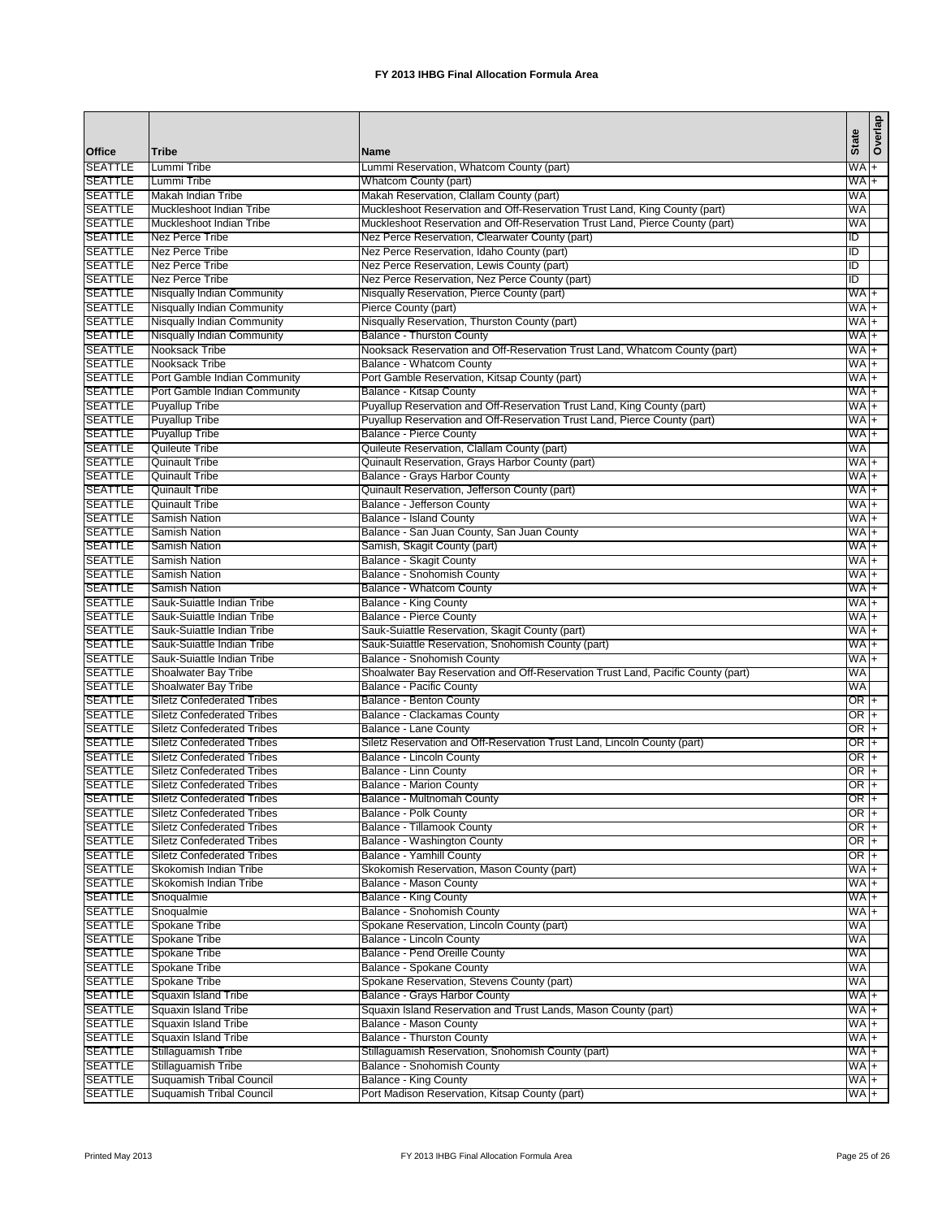# FY 2013 IHBG Final Allocation Formula Area

| Office | Tribe | Name | State | Overlap |
|---|---|---|---|---|
| SEATTLE | Lummi Tribe | Lummi Reservation, Whatcom County (part) | WA | + |
| SEATTLE | Lummi Tribe | Whatcom County (part) | WA | + |
| SEATTLE | Makah Indian Tribe | Makah Reservation, Clallam County (part) | WA | |
| SEATTLE | Muckleshoot Indian Tribe | Muckleshoot Reservation and Off-Reservation Trust Land, King County (part) | WA | |
| SEATTLE | Muckleshoot Indian Tribe | Muckleshoot Reservation and Off-Reservation Trust Land, Pierce County (part) | WA | |
| SEATTLE | Nez Perce Tribe | Nez Perce Reservation, Clearwater County (part) | ID | |
| SEATTLE | Nez Perce Tribe | Nez Perce Reservation, Idaho County (part) | ID | |
| SEATTLE | Nez Perce Tribe | Nez Perce Reservation, Lewis County (part) | ID | |
| SEATTLE | Nez Perce Tribe | Nez Perce Reservation, Nez Perce County (part) | ID | |
| SEATTLE | Nisqually Indian Community | Nisqually Reservation, Pierce County (part) | WA | + |
| SEATTLE | Nisqually Indian Community | Pierce County (part) | WA | + |
| SEATTLE | Nisqually Indian Community | Nisqually Reservation, Thurston County (part) | WA | + |
| SEATTLE | Nisqually Indian Community | Balance - Thurston County | WA | + |
| SEATTLE | Nooksack Tribe | Nooksack Reservation and Off-Reservation Trust Land, Whatcom County (part) | WA | + |
| SEATTLE | Nooksack Tribe | Balance - Whatcom County | WA | + |
| SEATTLE | Port Gamble Indian Community | Port Gamble Reservation, Kitsap County (part) | WA | + |
| SEATTLE | Port Gamble Indian Community | Balance - Kitsap County | WA | + |
| SEATTLE | Puyallup Tribe | Puyallup Reservation and Off-Reservation Trust Land, King County (part) | WA | + |
| SEATTLE | Puyallup Tribe | Puyallup Reservation and Off-Reservation Trust Land, Pierce County (part) | WA | + |
| SEATTLE | Puyallup Tribe | Balance - Pierce County | WA | + |
| SEATTLE | Quileute Tribe | Quileute Reservation, Clallam County (part) | WA | |
| SEATTLE | Quinault Tribe | Quinault Reservation, Grays Harbor County (part) | WA | + |
| SEATTLE | Quinault Tribe | Balance - Grays Harbor County | WA | + |
| SEATTLE | Quinault Tribe | Quinault Reservation, Jefferson County (part) | WA | + |
| SEATTLE | Quinault Tribe | Balance - Jefferson County | WA | + |
| SEATTLE | Samish Nation | Balance - Island County | WA | + |
| SEATTLE | Samish Nation | Balance - San Juan County, San Juan County | WA | + |
| SEATTLE | Samish Nation | Samish, Skagit County (part) | WA | + |
| SEATTLE | Samish Nation | Balance - Skagit County | WA | + |
| SEATTLE | Samish Nation | Balance - Snohomish County | WA | + |
| SEATTLE | Samish Nation | Balance - Whatcom County | WA | + |
| SEATTLE | Sauk-Suiattle Indian Tribe | Balance - King County | WA | + |
| SEATTLE | Sauk-Suiattle Indian Tribe | Balance - Pierce County | WA | + |
| SEATTLE | Sauk-Suiattle Indian Tribe | Sauk-Suiattle Reservation, Skagit County (part) | WA | + |
| SEATTLE | Sauk-Suiattle Indian Tribe | Sauk-Suiattle Reservation, Snohomish County (part) | WA | + |
| SEATTLE | Sauk-Suiattle Indian Tribe | Balance - Snohomish County | WA | + |
| SEATTLE | Shoalwater Bay Tribe | Shoalwater Bay Reservation and Off-Reservation Trust Land, Pacific County (part) | WA | |
| SEATTLE | Shoalwater Bay Tribe | Balance - Pacific County | WA | |
| SEATTLE | Siletz Confederated Tribes | Balance - Benton County | OR | + |
| SEATTLE | Siletz Confederated Tribes | Balance - Clackamas County | OR | + |
| SEATTLE | Siletz Confederated Tribes | Balance - Lane County | OR | + |
| SEATTLE | Siletz Confederated Tribes | Siletz Reservation and Off-Reservation Trust Land, Lincoln County (part) | OR | + |
| SEATTLE | Siletz Confederated Tribes | Balance - Lincoln County | OR | + |
| SEATTLE | Siletz Confederated Tribes | Balance - Linn County | OR | + |
| SEATTLE | Siletz Confederated Tribes | Balance - Marion County | OR | + |
| SEATTLE | Siletz Confederated Tribes | Balance - Multnomah County | OR | + |
| SEATTLE | Siletz Confederated Tribes | Balance - Polk County | OR | + |
| SEATTLE | Siletz Confederated Tribes | Balance - Tillamook County | OR | + |
| SEATTLE | Siletz Confederated Tribes | Balance - Washington County | OR | + |
| SEATTLE | Siletz Confederated Tribes | Balance - Yamhill County | OR | + |
| SEATTLE | Skokomish Indian Tribe | Skokomish Reservation, Mason County (part) | WA | + |
| SEATTLE | Skokomish Indian Tribe | Balance - Mason County | WA | + |
| SEATTLE | Snoqualmie | Balance - King County | WA | + |
| SEATTLE | Snoqualmie | Balance - Snohomish County | WA | + |
| SEATTLE | Spokane Tribe | Spokane Reservation, Lincoln County (part) | WA | |
| SEATTLE | Spokane Tribe | Balance - Lincoln County | WA | |
| SEATTLE | Spokane Tribe | Balance - Pend Oreille County | WA | |
| SEATTLE | Spokane Tribe | Balance - Spokane County | WA | |
| SEATTLE | Spokane Tribe | Spokane Reservation, Stevens County (part) | WA | |
| SEATTLE | Squaxin Island Tribe | Balance - Grays Harbor County | WA | + |
| SEATTLE | Squaxin Island Tribe | Squaxin Island Reservation and Trust Lands, Mason County (part) | WA | + |
| SEATTLE | Squaxin Island Tribe | Balance - Mason County | WA | + |
| SEATTLE | Squaxin Island Tribe | Balance - Thurston County | WA | + |
| SEATTLE | Stillaguamish Tribe | Stillaguamish Reservation, Snohomish County (part) | WA | + |
| SEATTLE | Stillaguamish Tribe | Balance - Snohomish County | WA | + |
| SEATTLE | Suquamish Tribal Council | Balance - King County | WA | + |
| SEATTLE | Suquamish Tribal Council | Port Madison Reservation, Kitsap County (part) | WA | + |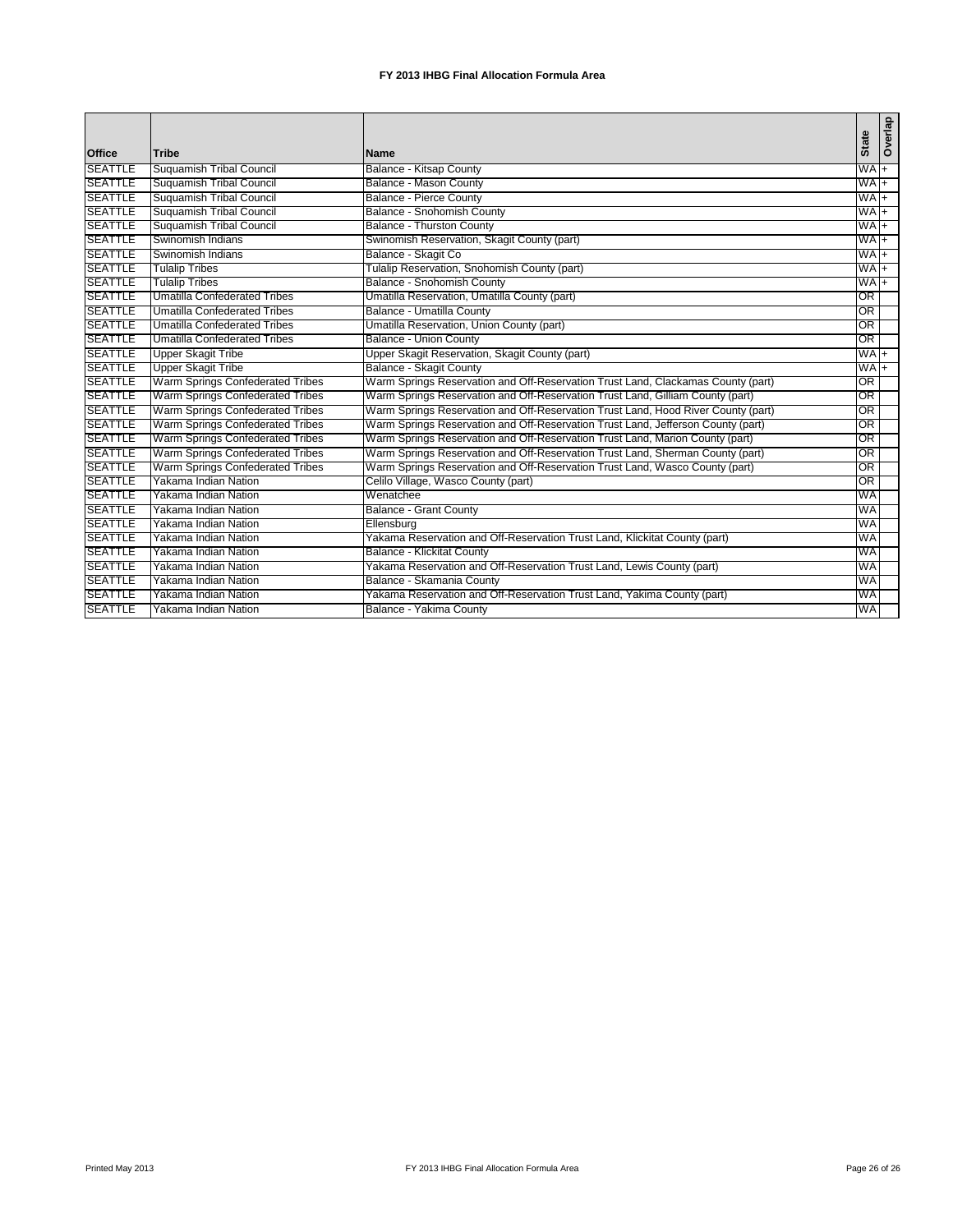# FY 2013 IHBG Final Allocation Formula Area

| Office | Tribe | Name | State | Overlap |
|---|---|---|---|---|
| SEATTLE | Suquamish Tribal Council | Balance - Kitsap County | WA | + |
| SEATTLE | Suquamish Tribal Council | Balance - Mason County | WA | + |
| SEATTLE | Suquamish Tribal Council | Balance - Pierce County | WA | + |
| SEATTLE | Suquamish Tribal Council | Balance - Snohomish County | WA | + |
| SEATTLE | Suquamish Tribal Council | Balance - Thurston County | WA | + |
| SEATTLE | Swinomish Indians | Swinomish Reservation, Skagit County (part) | WA | + |
| SEATTLE | Swinomish Indians | Balance - Skagit Co | WA | + |
| SEATTLE | Tulalip Tribes | Tulalip Reservation, Snohomish County (part) | WA | + |
| SEATTLE | Tulalip Tribes | Balance - Snohomish County | WA | + |
| SEATTLE | Umatilla Confederated Tribes | Umatilla Reservation, Umatilla County (part) | OR | |
| SEATTLE | Umatilla Confederated Tribes | Balance - Umatilla County | OR | |
| SEATTLE | Umatilla Confederated Tribes | Umatilla Reservation, Union County (part) | OR | |
| SEATTLE | Umatilla Confederated Tribes | Balance - Union County | OR | |
| SEATTLE | Upper Skagit Tribe | Upper Skagit Reservation, Skagit County (part) | WA | + |
| SEATTLE | Upper Skagit Tribe | Balance - Skagit County | WA | + |
| SEATTLE | Warm Springs Confederated Tribes | Warm Springs Reservation and Off-Reservation Trust Land, Clackamas County (part) | OR | |
| SEATTLE | Warm Springs Confederated Tribes | Warm Springs Reservation and Off-Reservation Trust Land, Gilliam County (part) | OR | |
| SEATTLE | Warm Springs Confederated Tribes | Warm Springs Reservation and Off-Reservation Trust Land, Hood River County (part) | OR | |
| SEATTLE | Warm Springs Confederated Tribes | Warm Springs Reservation and Off-Reservation Trust Land, Jefferson County (part) | OR | |
| SEATTLE | Warm Springs Confederated Tribes | Warm Springs Reservation and Off-Reservation Trust Land, Marion County (part) | OR | |
| SEATTLE | Warm Springs Confederated Tribes | Warm Springs Reservation and Off-Reservation Trust Land, Sherman County (part) | OR | |
| SEATTLE | Warm Springs Confederated Tribes | Warm Springs Reservation and Off-Reservation Trust Land, Wasco County (part) | OR | |
| SEATTLE | Yakama Indian Nation | Celilo Village, Wasco County (part) | OR | |
| SEATTLE | Yakama Indian Nation | Wenatchee | WA | |
| SEATTLE | Yakama Indian Nation | Balance - Grant County | WA | |
| SEATTLE | Yakama Indian Nation | Ellensburg | WA | |
| SEATTLE | Yakama Indian Nation | Yakama Reservation and Off-Reservation Trust Land, Klickitat County (part) | WA | |
| SEATTLE | Yakama Indian Nation | Balance - Klickitat County | WA | |
| SEATTLE | Yakama Indian Nation | Yakama Reservation and Off-Reservation Trust Land, Lewis County (part) | WA | |
| SEATTLE | Yakama Indian Nation | Balance - Skamania County | WA | |
| SEATTLE | Yakama Indian Nation | Yakama Reservation and Off-Reservation Trust Land, Yakima County (part) | WA | |
| SEATTLE | Yakama Indian Nation | Balance - Yakima County | WA | |

Printed May 2013